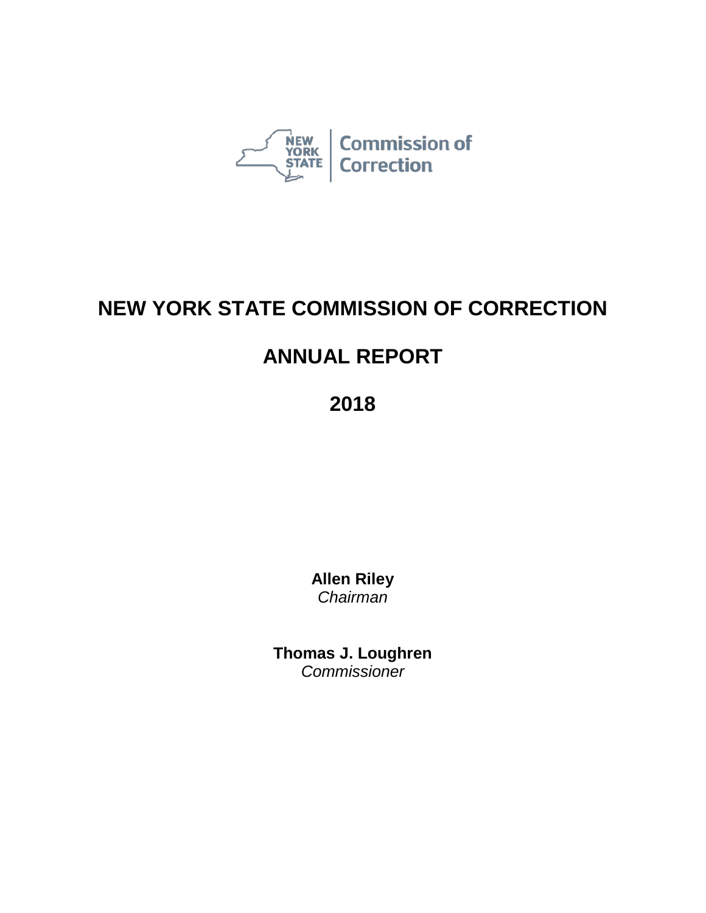NEW YORK STATE | Commission of Correction

# NEW YORK STATE COMMISSION OF CORRECTION

# ANNUAL REPORT

# 2018

**Allen Riley**
*Chairman*

**Thomas J. Loughren**
*Commissioner*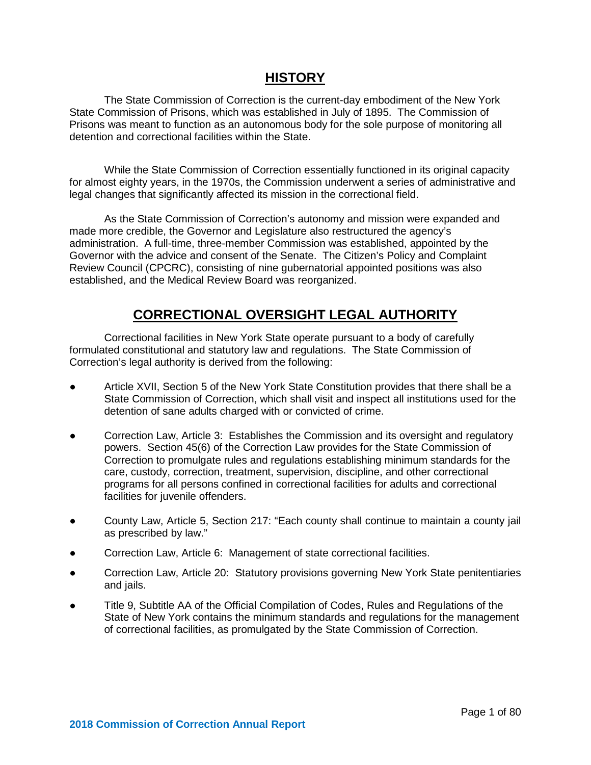## HISTORY

The State Commission of Correction is the current-day embodiment of the New York State Commission of Prisons, which was established in July of 1895. The Commission of Prisons was meant to function as an autonomous body for the sole purpose of monitoring all detention and correctional facilities within the State.

While the State Commission of Correction essentially functioned in its original capacity for almost eighty years, in the 1970s, the Commission underwent a series of administrative and legal changes that significantly affected its mission in the correctional field.

As the State Commission of Correction's autonomy and mission were expanded and made more credible, the Governor and Legislature also restructured the agency's administration. A full-time, three-member Commission was established, appointed by the Governor with the advice and consent of the Senate. The Citizen's Policy and Complaint Review Council (CPCRC), consisting of nine gubernatorial appointed positions was also established, and the Medical Review Board was reorganized.

## CORRECTIONAL OVERSIGHT LEGAL AUTHORITY

Correctional facilities in New York State operate pursuant to a body of carefully formulated constitutional and statutory law and regulations. The State Commission of Correction's legal authority is derived from the following:

- Article XVII, Section 5 of the New York State Constitution provides that there shall be a State Commission of Correction, which shall visit and inspect all institutions used for the detention of sane adults charged with or convicted of crime.
- Correction Law, Article 3: Establishes the Commission and its oversight and regulatory powers. Section 45(6) of the Correction Law provides for the State Commission of Correction to promulgate rules and regulations establishing minimum standards for the care, custody, correction, treatment, supervision, discipline, and other correctional programs for all persons confined in correctional facilities for adults and correctional facilities for juvenile offenders.
- County Law, Article 5, Section 217: "Each county shall continue to maintain a county jail as prescribed by law."
- Correction Law, Article 6: Management of state correctional facilities.
- Correction Law, Article 20: Statutory provisions governing New York State penitentiaries and jails.
- Title 9, Subtitle AA of the Official Compilation of Codes, Rules and Regulations of the State of New York contains the minimum standards and regulations for the management of correctional facilities, as promulgated by the State Commission of Correction.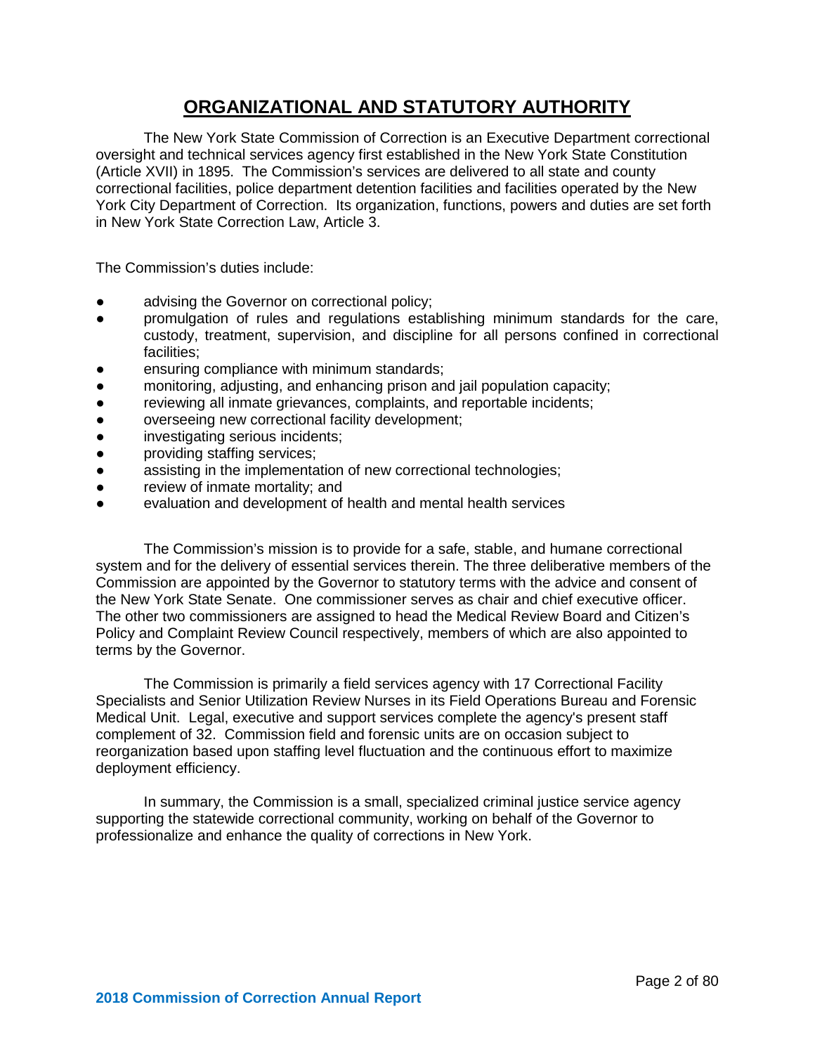# ORGANIZATIONAL AND STATUTORY AUTHORITY

The New York State Commission of Correction is an Executive Department correctional oversight and technical services agency first established in the New York State Constitution (Article XVII) in 1895. The Commission's services are delivered to all state and county correctional facilities, police department detention facilities and facilities operated by the New York City Department of Correction. Its organization, functions, powers and duties are set forth in New York State Correction Law, Article 3.

The Commission's duties include:

- advising the Governor on correctional policy;
- promulgation of rules and regulations establishing minimum standards for the care, custody, treatment, supervision, and discipline for all persons confined in correctional facilities;
- ensuring compliance with minimum standards;
- monitoring, adjusting, and enhancing prison and jail population capacity;
- reviewing all inmate grievances, complaints, and reportable incidents;
- overseeing new correctional facility development;
- investigating serious incidents;
- providing staffing services;
- assisting in the implementation of new correctional technologies;
- review of inmate mortality; and
- evaluation and development of health and mental health services

The Commission's mission is to provide for a safe, stable, and humane correctional system and for the delivery of essential services therein. The three deliberative members of the Commission are appointed by the Governor to statutory terms with the advice and consent of the New York State Senate. One commissioner serves as chair and chief executive officer. The other two commissioners are assigned to head the Medical Review Board and Citizen's Policy and Complaint Review Council respectively, members of which are also appointed to terms by the Governor.

The Commission is primarily a field services agency with 17 Correctional Facility Specialists and Senior Utilization Review Nurses in its Field Operations Bureau and Forensic Medical Unit. Legal, executive and support services complete the agency's present staff complement of 32. Commission field and forensic units are on occasion subject to reorganization based upon staffing level fluctuation and the continuous effort to maximize deployment efficiency.

In summary, the Commission is a small, specialized criminal justice service agency supporting the statewide correctional community, working on behalf of the Governor to professionalize and enhance the quality of corrections in New York.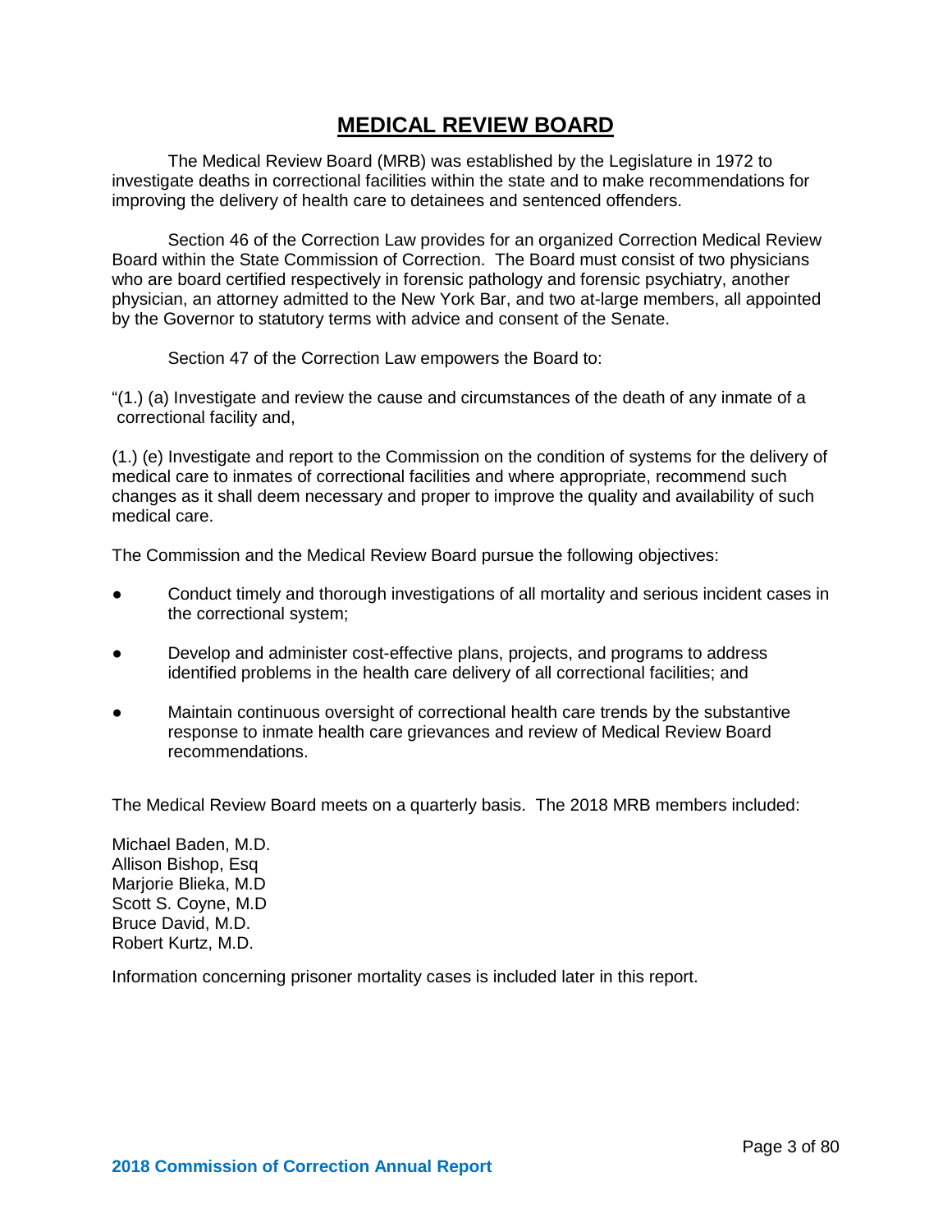# MEDICAL REVIEW BOARD

The Medical Review Board (MRB) was established by the Legislature in 1972 to investigate deaths in correctional facilities within the state and to make recommendations for improving the delivery of health care to detainees and sentenced offenders.

Section 46 of the Correction Law provides for an organized Correction Medical Review Board within the State Commission of Correction. The Board must consist of two physicians who are board certified respectively in forensic pathology and forensic psychiatry, another physician, an attorney admitted to the New York Bar, and two at-large members, all appointed by the Governor to statutory terms with advice and consent of the Senate.

Section 47 of the Correction Law empowers the Board to:

"(1.) (a) Investigate and review the cause and circumstances of the death of any inmate of a correctional facility and,

(1.) (e) Investigate and report to the Commission on the condition of systems for the delivery of medical care to inmates of correctional facilities and where appropriate, recommend such changes as it shall deem necessary and proper to improve the quality and availability of such medical care.

The Commission and the Medical Review Board pursue the following objectives:

- Conduct timely and thorough investigations of all mortality and serious incident cases in the correctional system;
- Develop and administer cost-effective plans, projects, and programs to address identified problems in the health care delivery of all correctional facilities; and
- Maintain continuous oversight of correctional health care trends by the substantive response to inmate health care grievances and review of Medical Review Board recommendations.

The Medical Review Board meets on a quarterly basis. The 2018 MRB members included:

Michael Baden, M.D.
Allison Bishop, Esq
Marjorie Blieka, M.D
Scott S. Coyne, M.D
Bruce David, M.D.
Robert Kurtz, M.D.

Information concerning prisoner mortality cases is included later in this report.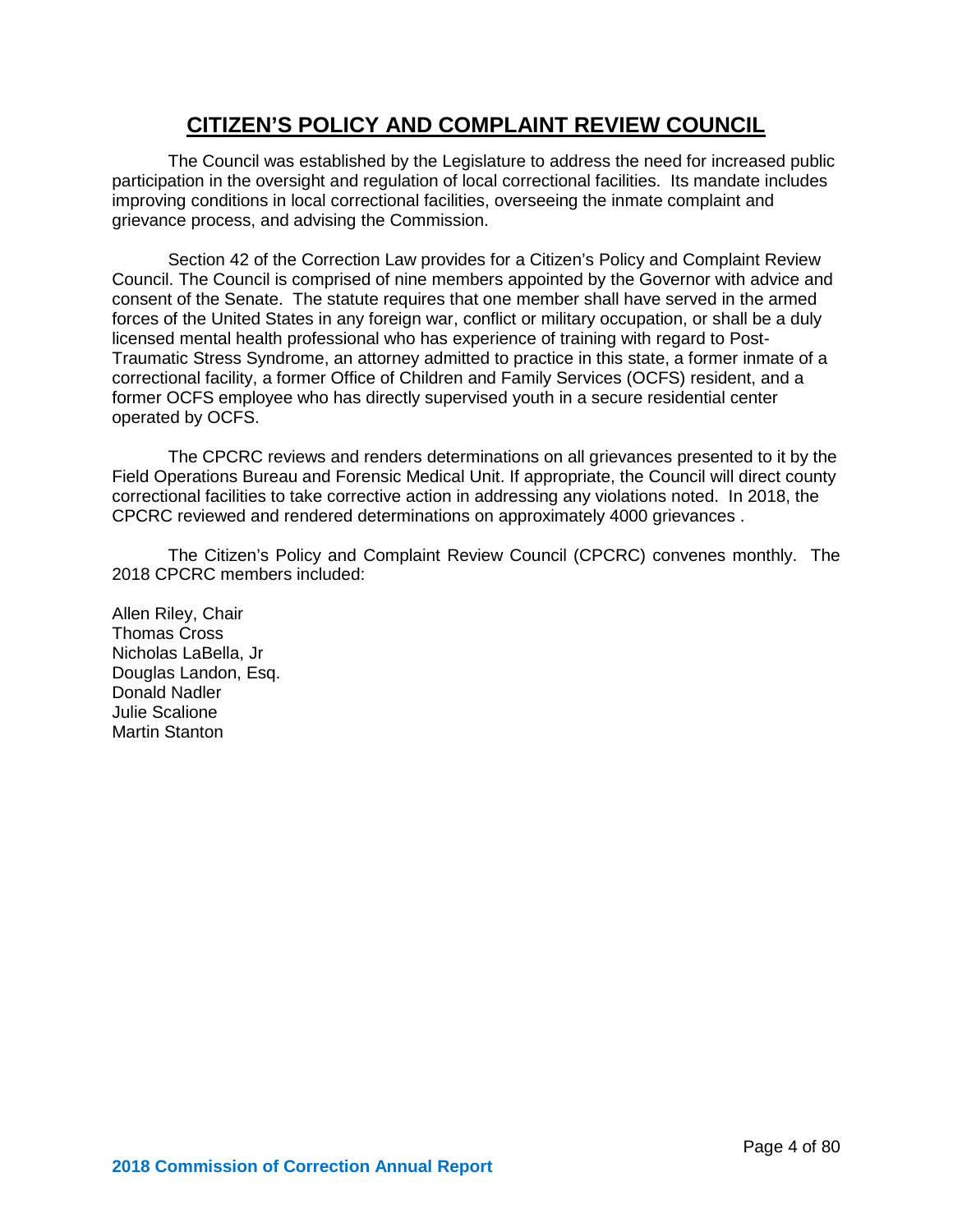# CITIZEN'S POLICY AND COMPLAINT REVIEW COUNCIL

The Council was established by the Legislature to address the need for increased public participation in the oversight and regulation of local correctional facilities. Its mandate includes improving conditions in local correctional facilities, overseeing the inmate complaint and grievance process, and advising the Commission.

Section 42 of the Correction Law provides for a Citizen's Policy and Complaint Review Council. The Council is comprised of nine members appointed by the Governor with advice and consent of the Senate. The statute requires that one member shall have served in the armed forces of the United States in any foreign war, conflict or military occupation, or shall be a duly licensed mental health professional who has experience of training with regard to Post-Traumatic Stress Syndrome, an attorney admitted to practice in this state, a former inmate of a correctional facility, a former Office of Children and Family Services (OCFS) resident, and a former OCFS employee who has directly supervised youth in a secure residential center operated by OCFS.

The CPCRC reviews and renders determinations on all grievances presented to it by the Field Operations Bureau and Forensic Medical Unit. If appropriate, the Council will direct county correctional facilities to take corrective action in addressing any violations noted. In 2018, the CPCRC reviewed and rendered determinations on approximately 4000 grievances .

The Citizen's Policy and Complaint Review Council (CPCRC) convenes monthly. The 2018 CPCRC members included:

Allen Riley, Chair
Thomas Cross
Nicholas LaBella, Jr
Douglas Landon, Esq.
Donald Nadler
Julie Scalione
Martin Stanton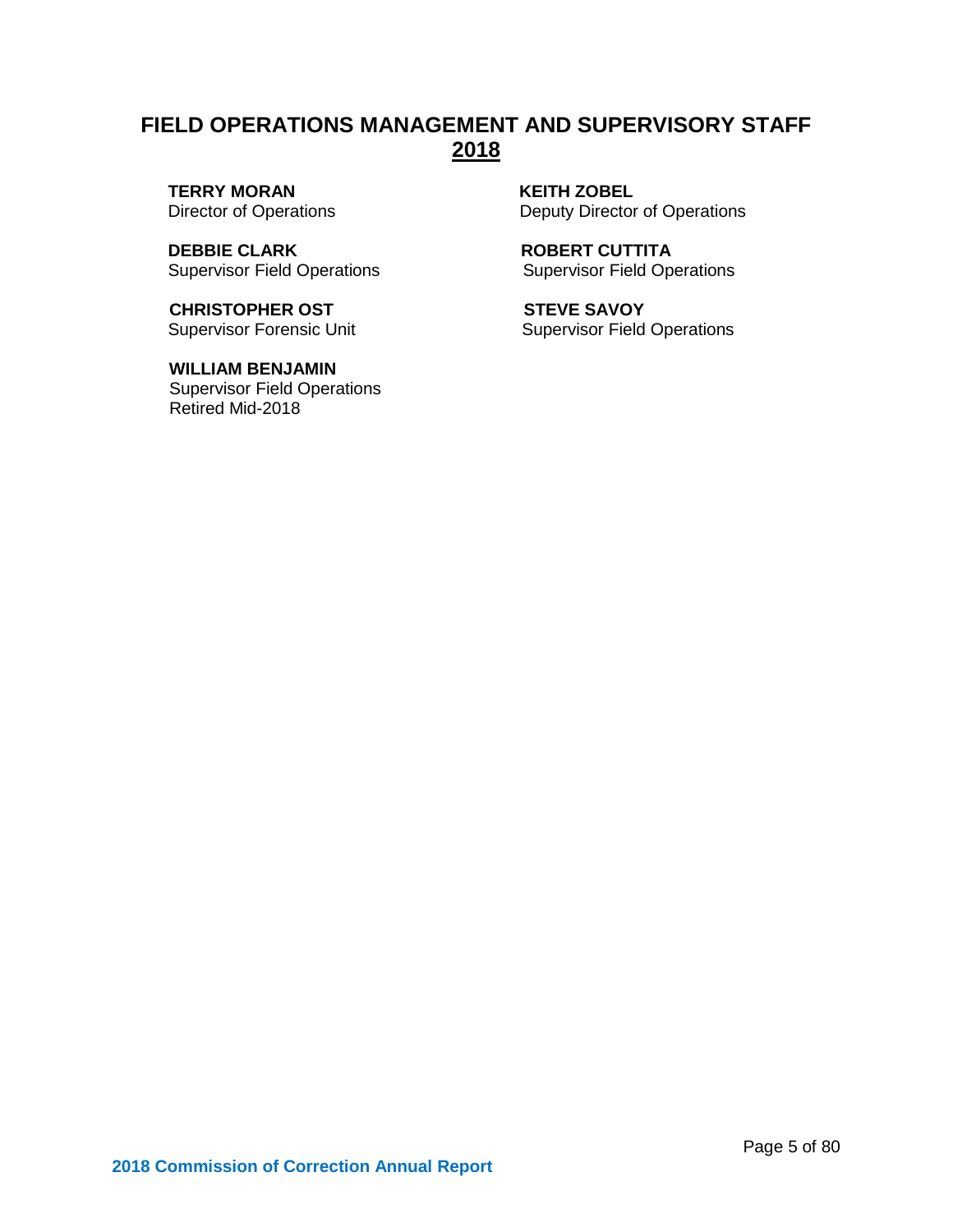# FIELD OPERATIONS MANAGEMENT AND SUPERVISORY STAFF
## 2018

**TERRY MORAN**
Director of Operations

**KEITH ZOBEL**
Deputy Director of Operations

**DEBBIE CLARK**
Supervisor Field Operations

**ROBERT CUTTITA**
Supervisor Field Operations

**CHRISTOPHER OST**
Supervisor Forensic Unit

**STEVE SAVOY**
Supervisor Field Operations

**WILLIAM BENJAMIN**
Supervisor Field Operations
Retired Mid-2018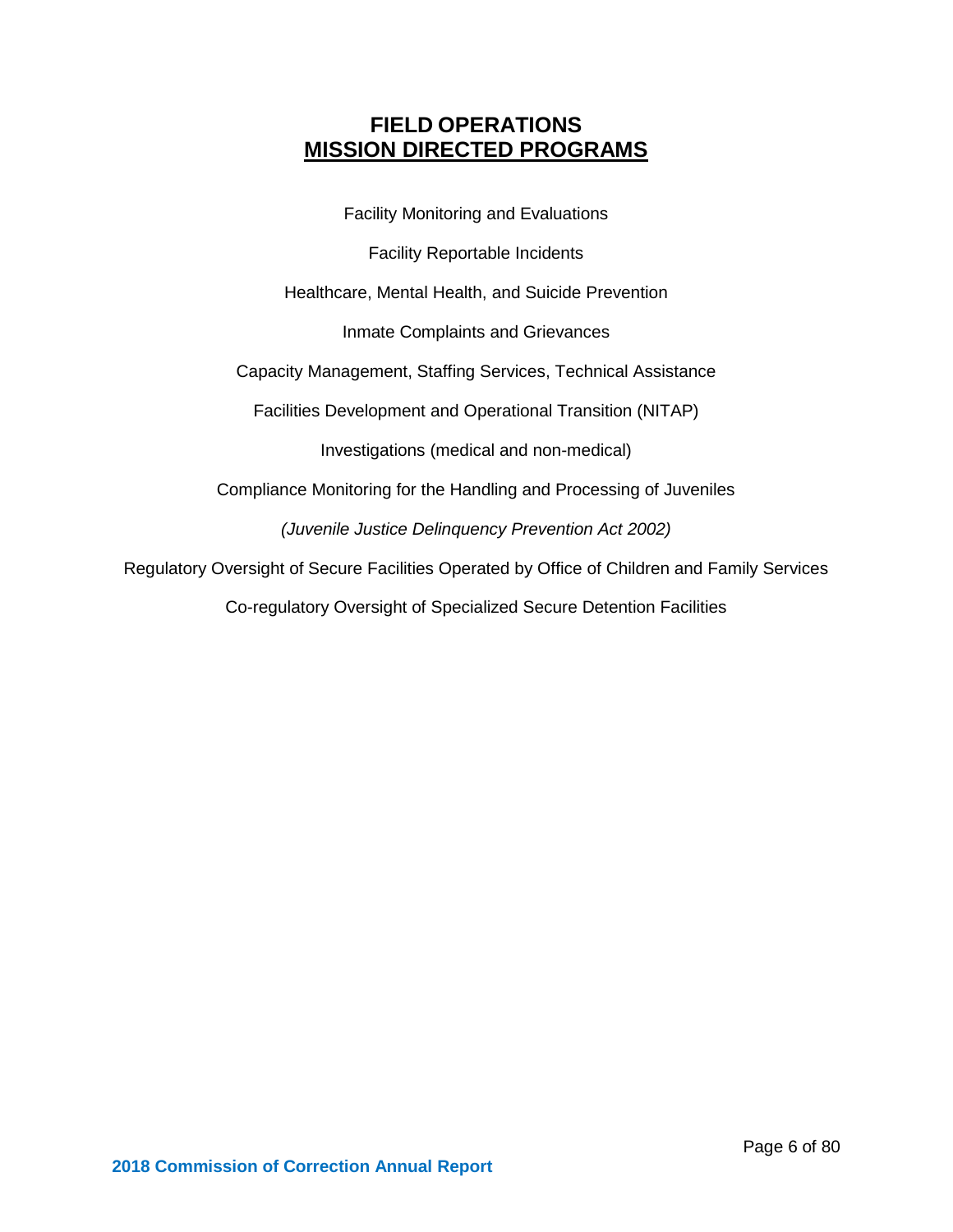# FIELD OPERATIONS
## MISSION DIRECTED PROGRAMS

Facility Monitoring and Evaluations

Facility Reportable Incidents

Healthcare, Mental Health, and Suicide Prevention

Inmate Complaints and Grievances

Capacity Management, Staffing Services, Technical Assistance

Facilities Development and Operational Transition (NITAP)

Investigations (medical and non-medical)

Compliance Monitoring for the Handling and Processing of Juveniles

*(Juvenile Justice Delinquency Prevention Act 2002)*

Regulatory Oversight of Secure Facilities Operated by Office of Children and Family Services

Co-regulatory Oversight of Specialized Secure Detention Facilities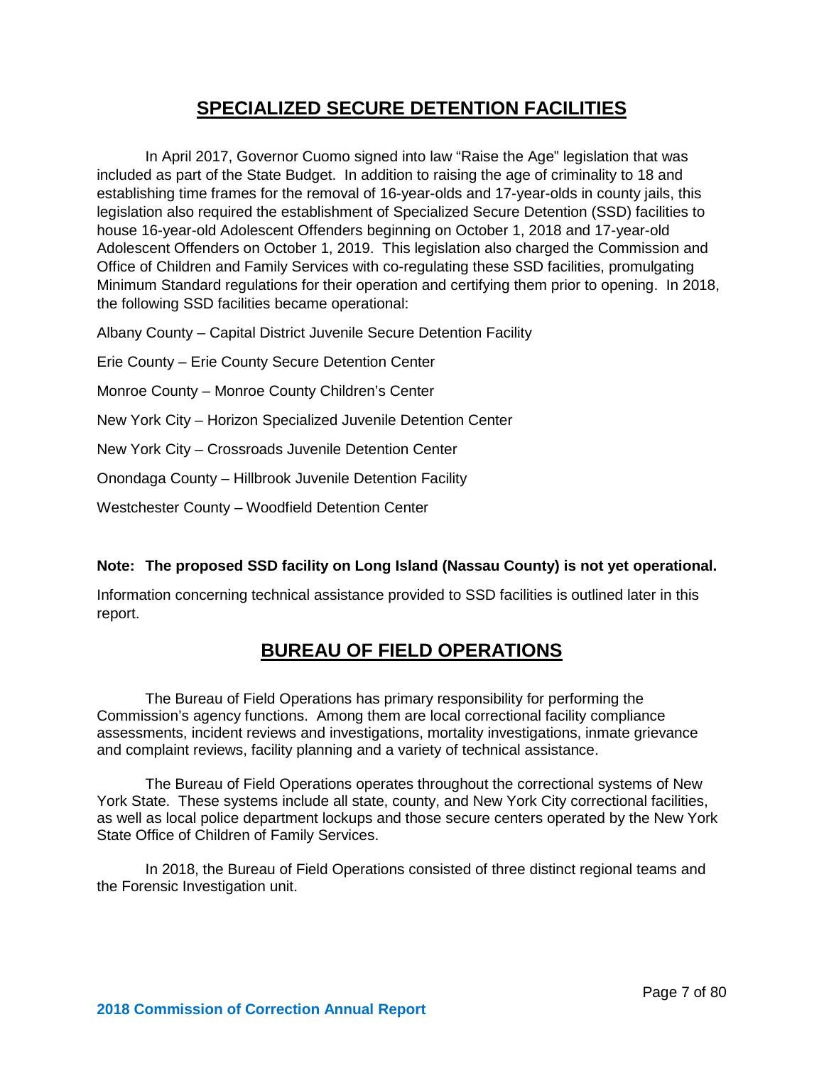# SPECIALIZED SECURE DETENTION FACILITIES

In April 2017, Governor Cuomo signed into law "Raise the Age" legislation that was included as part of the State Budget. In addition to raising the age of criminality to 18 and establishing time frames for the removal of 16-year-olds and 17-year-olds in county jails, this legislation also required the establishment of Specialized Secure Detention (SSD) facilities to house 16-year-old Adolescent Offenders beginning on October 1, 2018 and 17-year-old Adolescent Offenders on October 1, 2019. This legislation also charged the Commission and Office of Children and Family Services with co-regulating these SSD facilities, promulgating Minimum Standard regulations for their operation and certifying them prior to opening. In 2018, the following SSD facilities became operational:

Albany County – Capital District Juvenile Secure Detention Facility

Erie County – Erie County Secure Detention Center

Monroe County – Monroe County Children's Center

New York City – Horizon Specialized Juvenile Detention Center

New York City – Crossroads Juvenile Detention Center

Onondaga County – Hillbrook Juvenile Detention Facility

Westchester County – Woodfield Detention Center

**Note: The proposed SSD facility on Long Island (Nassau County) is not yet operational.**

Information concerning technical assistance provided to SSD facilities is outlined later in this report.

# BUREAU OF FIELD OPERATIONS

The Bureau of Field Operations has primary responsibility for performing the Commission's agency functions. Among them are local correctional facility compliance assessments, incident reviews and investigations, mortality investigations, inmate grievance and complaint reviews, facility planning and a variety of technical assistance.

The Bureau of Field Operations operates throughout the correctional systems of New York State. These systems include all state, county, and New York City correctional facilities, as well as local police department lockups and those secure centers operated by the New York State Office of Children of Family Services.

In 2018, the Bureau of Field Operations consisted of three distinct regional teams and the Forensic Investigation unit.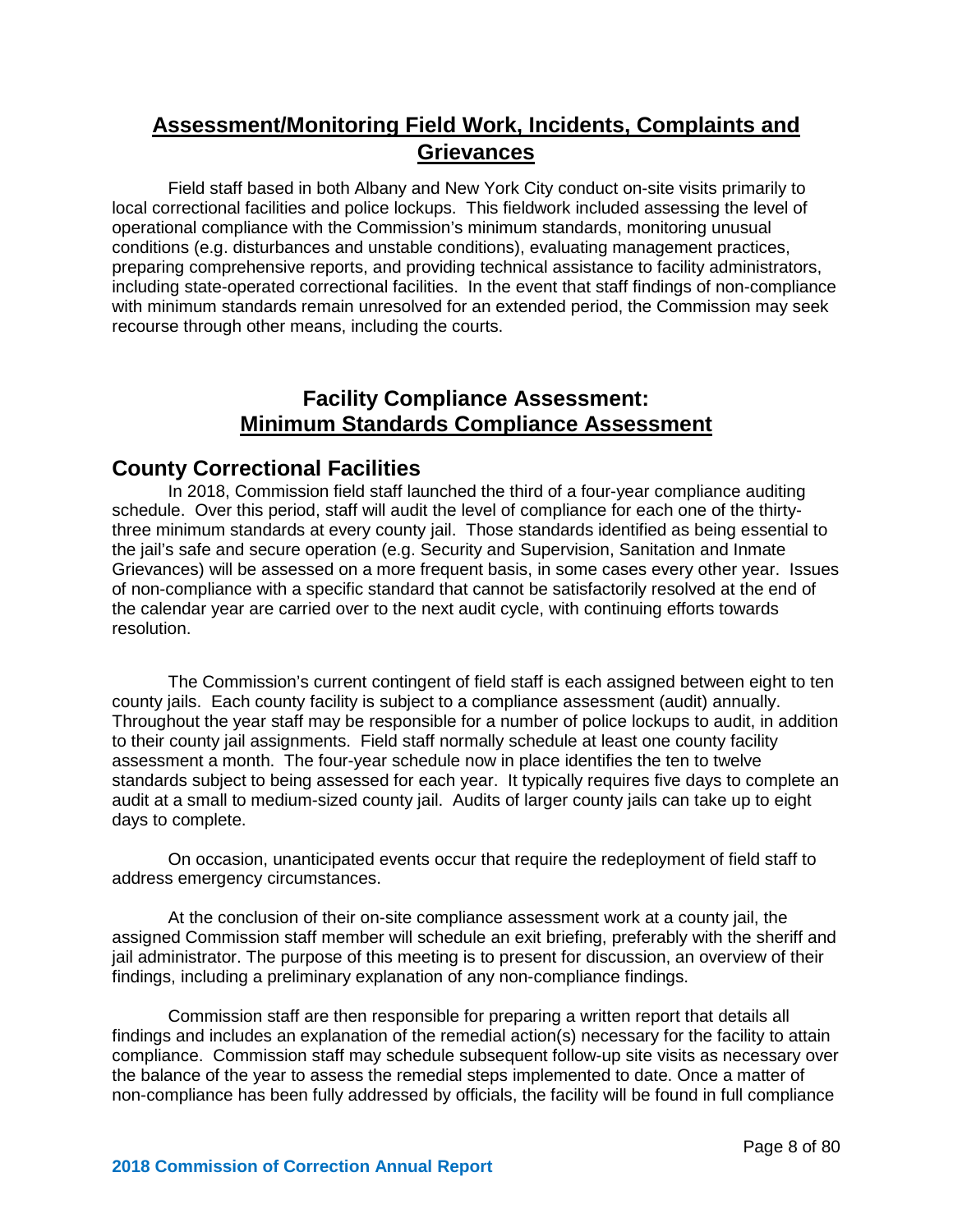## Assessment/Monitoring Field Work, Incidents, Complaints and Grievances

Field staff based in both Albany and New York City conduct on-site visits primarily to local correctional facilities and police lockups. This fieldwork included assessing the level of operational compliance with the Commission's minimum standards, monitoring unusual conditions (e.g. disturbances and unstable conditions), evaluating management practices, preparing comprehensive reports, and providing technical assistance to facility administrators, including state-operated correctional facilities. In the event that staff findings of non-compliance with minimum standards remain unresolved for an extended period, the Commission may seek recourse through other means, including the courts.

## Facility Compliance Assessment: Minimum Standards Compliance Assessment

### County Correctional Facilities

In 2018, Commission field staff launched the third of a four-year compliance auditing schedule. Over this period, staff will audit the level of compliance for each one of the thirty-three minimum standards at every county jail. Those standards identified as being essential to the jail's safe and secure operation (e.g. Security and Supervision, Sanitation and Inmate Grievances) will be assessed on a more frequent basis, in some cases every other year. Issues of non-compliance with a specific standard that cannot be satisfactorily resolved at the end of the calendar year are carried over to the next audit cycle, with continuing efforts towards resolution.

The Commission's current contingent of field staff is each assigned between eight to ten county jails. Each county facility is subject to a compliance assessment (audit) annually. Throughout the year staff may be responsible for a number of police lockups to audit, in addition to their county jail assignments. Field staff normally schedule at least one county facility assessment a month. The four-year schedule now in place identifies the ten to twelve standards subject to being assessed for each year. It typically requires five days to complete an audit at a small to medium-sized county jail. Audits of larger county jails can take up to eight days to complete.

On occasion, unanticipated events occur that require the redeployment of field staff to address emergency circumstances.

At the conclusion of their on-site compliance assessment work at a county jail, the assigned Commission staff member will schedule an exit briefing, preferably with the sheriff and jail administrator. The purpose of this meeting is to present for discussion, an overview of their findings, including a preliminary explanation of any non-compliance findings.

Commission staff are then responsible for preparing a written report that details all findings and includes an explanation of the remedial action(s) necessary for the facility to attain compliance. Commission staff may schedule subsequent follow-up site visits as necessary over the balance of the year to assess the remedial steps implemented to date. Once a matter of non-compliance has been fully addressed by officials, the facility will be found in full compliance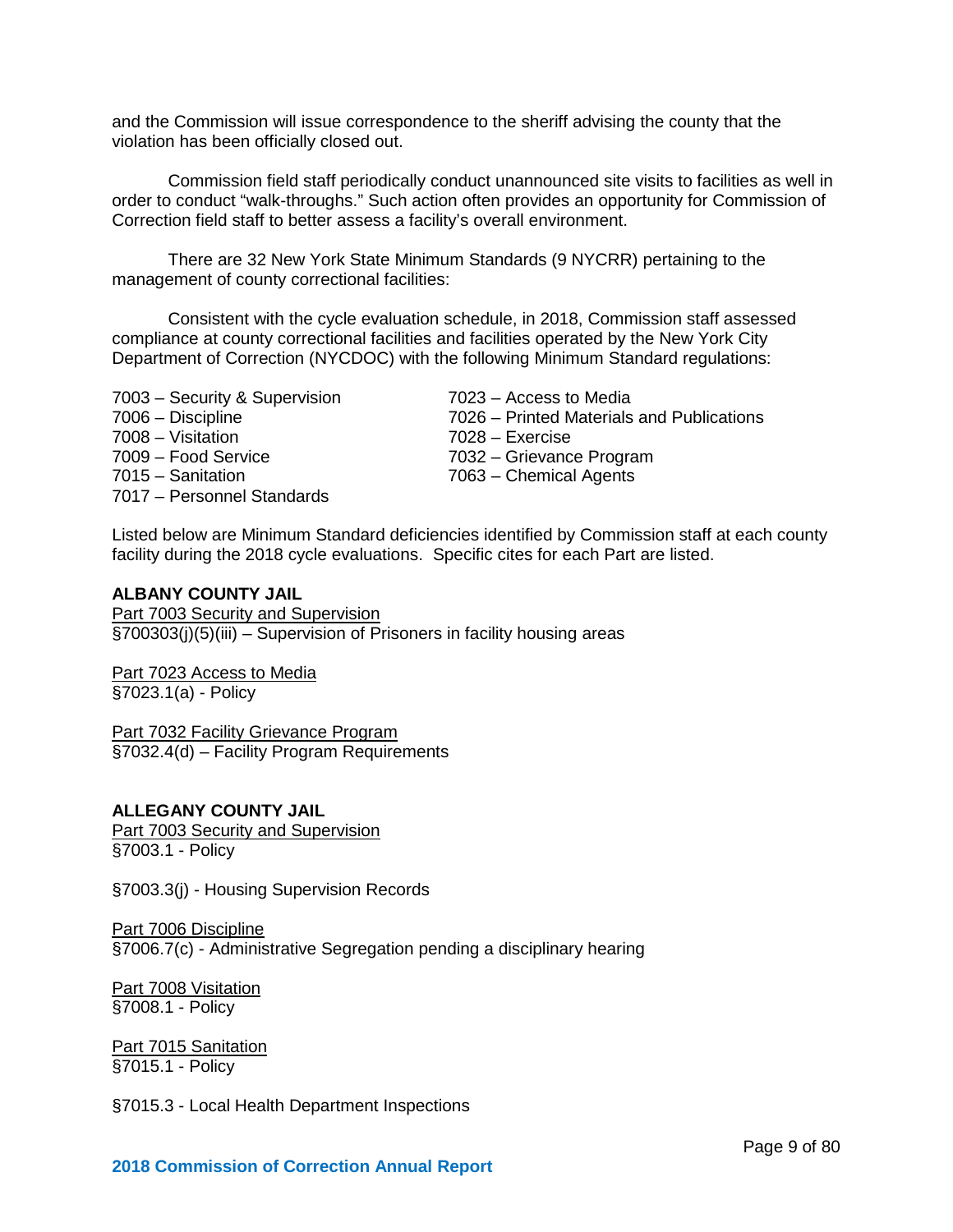and the Commission will issue correspondence to the sheriff advising the county that the violation has been officially closed out.

Commission field staff periodically conduct unannounced site visits to facilities as well in order to conduct "walk-throughs." Such action often provides an opportunity for Commission of Correction field staff to better assess a facility's overall environment.

There are 32 New York State Minimum Standards (9 NYCRR) pertaining to the management of county correctional facilities:

Consistent with the cycle evaluation schedule, in 2018, Commission staff assessed compliance at county correctional facilities and facilities operated by the New York City Department of Correction (NYCDOC) with the following Minimum Standard regulations:

7003 – Security & Supervision
7006 – Discipline
7008 – Visitation
7009 – Food Service
7015 – Sanitation
7017 – Personnel Standards
7023 – Access to Media
7026 – Printed Materials and Publications
7028 – Exercise
7032 – Grievance Program
7063 – Chemical Agents

Listed below are Minimum Standard deficiencies identified by Commission staff at each county facility during the 2018 cycle evaluations. Specific cites for each Part are listed.

**ALBANY COUNTY JAIL**

Part 7003 Security and Supervision
§700303(j)(5)(iii) – Supervision of Prisoners in facility housing areas

Part 7023 Access to Media
§7023.1(a) - Policy

Part 7032 Facility Grievance Program
§7032.4(d) – Facility Program Requirements

**ALLEGANY COUNTY JAIL**

Part 7003 Security and Supervision
§7003.1 - Policy

§7003.3(j) - Housing Supervision Records

Part 7006 Discipline
§7006.7(c) - Administrative Segregation pending a disciplinary hearing

Part 7008 Visitation
§7008.1 - Policy

Part 7015 Sanitation
§7015.1 - Policy

§7015.3 - Local Health Department Inspections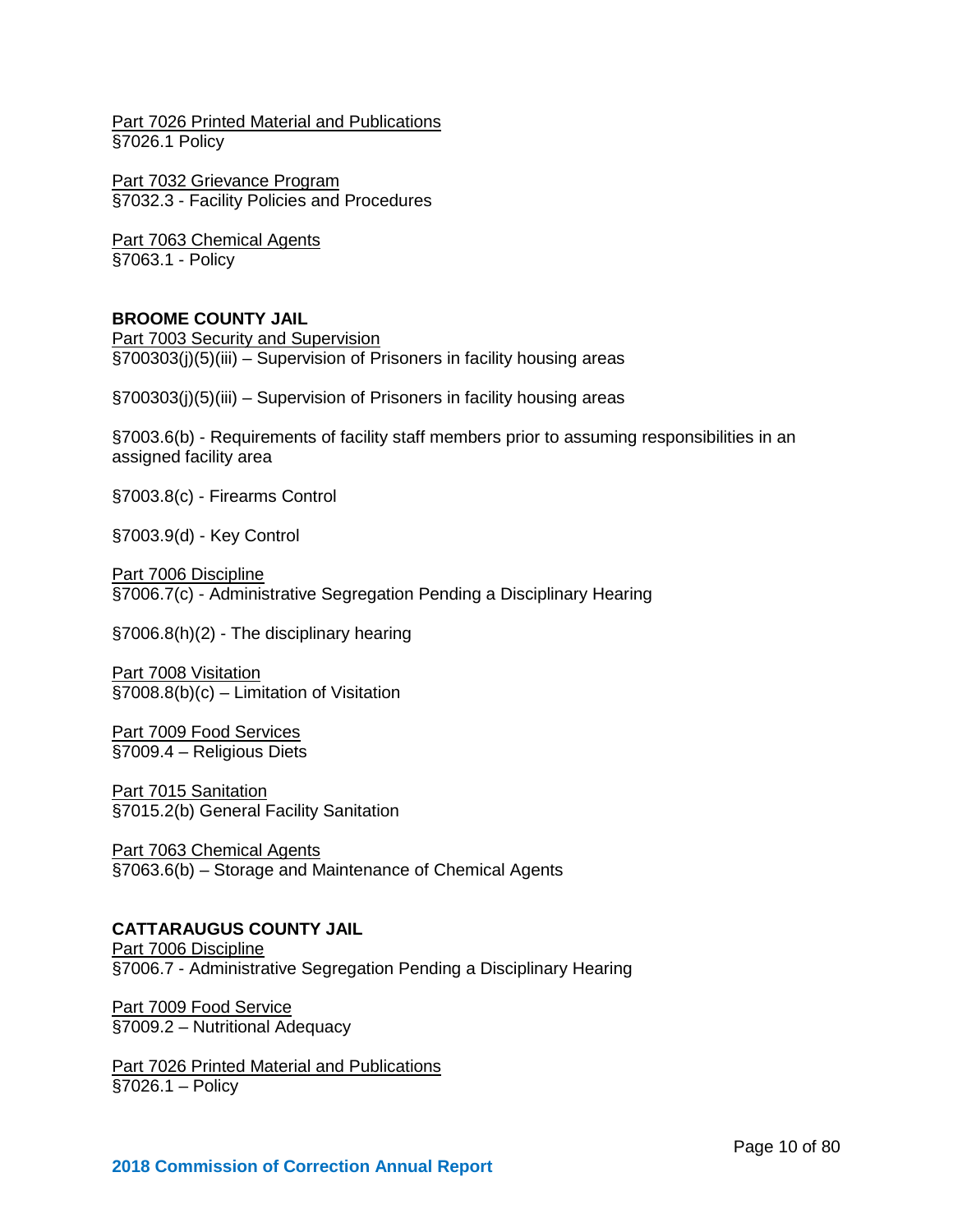Part 7026 Printed Material and Publications
§7026.1 Policy

Part 7032 Grievance Program
§7032.3 - Facility Policies and Procedures

Part 7063 Chemical Agents
§7063.1 - Policy

**BROOME COUNTY JAIL**

Part 7003 Security and Supervision
§700303(j)(5)(iii) – Supervision of Prisoners in facility housing areas

§700303(j)(5)(iii) – Supervision of Prisoners in facility housing areas

§7003.6(b) - Requirements of facility staff members prior to assuming responsibilities in an assigned facility area

§7003.8(c) - Firearms Control

§7003.9(d) - Key Control

Part 7006 Discipline
§7006.7(c) - Administrative Segregation Pending a Disciplinary Hearing

§7006.8(h)(2) - The disciplinary hearing

Part 7008 Visitation
§7008.8(b)(c) – Limitation of Visitation

Part 7009 Food Services
§7009.4 – Religious Diets

Part 7015 Sanitation
§7015.2(b) General Facility Sanitation

Part 7063 Chemical Agents
§7063.6(b) – Storage and Maintenance of Chemical Agents

**CATTARAUGUS COUNTY JAIL**

Part 7006 Discipline
§7006.7 - Administrative Segregation Pending a Disciplinary Hearing

Part 7009 Food Service
§7009.2 – Nutritional Adequacy

Part 7026 Printed Material and Publications
§7026.1 – Policy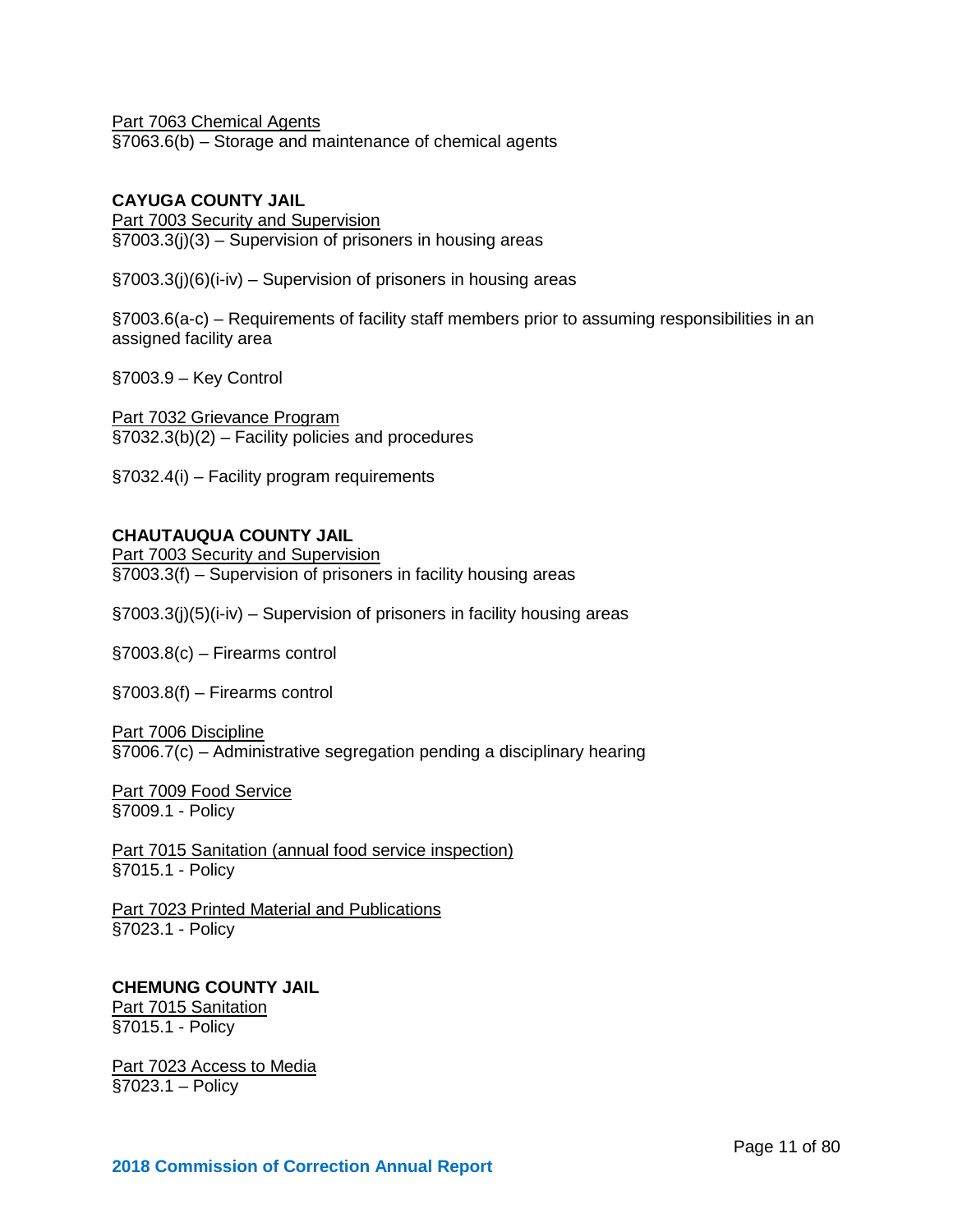Part 7063 Chemical Agents
§7063.6(b) – Storage and maintenance of chemical agents

**CAYUGA COUNTY JAIL**

Part 7003 Security and Supervision
§7003.3(j)(3) – Supervision of prisoners in housing areas

§7003.3(j)(6)(i-iv) – Supervision of prisoners in housing areas

§7003.6(a-c) – Requirements of facility staff members prior to assuming responsibilities in an assigned facility area

§7003.9 – Key Control

Part 7032 Grievance Program
§7032.3(b)(2) – Facility policies and procedures

§7032.4(i) – Facility program requirements

**CHAUTAUQUA COUNTY JAIL**

Part 7003 Security and Supervision
§7003.3(f) – Supervision of prisoners in facility housing areas

§7003.3(j)(5)(i-iv) – Supervision of prisoners in facility housing areas

§7003.8(c) – Firearms control

§7003.8(f) – Firearms control

Part 7006 Discipline
§7006.7(c) – Administrative segregation pending a disciplinary hearing

Part 7009 Food Service
§7009.1 - Policy

Part 7015 Sanitation (annual food service inspection)
§7015.1 - Policy

Part 7023 Printed Material and Publications
§7023.1 - Policy

**CHEMUNG COUNTY JAIL**

Part 7015 Sanitation
§7015.1 - Policy

Part 7023 Access to Media
§7023.1 – Policy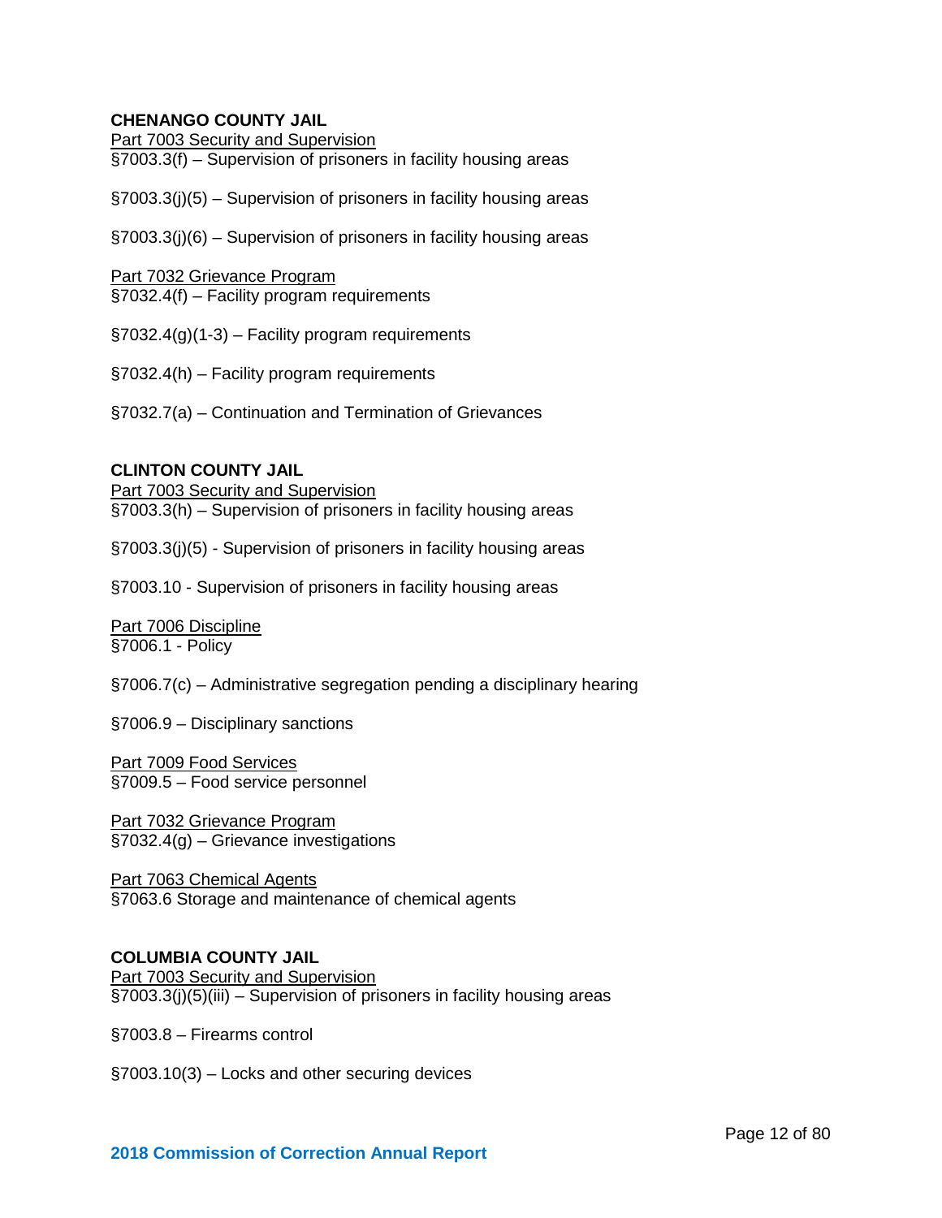**CHENANGO COUNTY JAIL**

Part 7003 Security and Supervision

§7003.3(f) – Supervision of prisoners in facility housing areas

§7003.3(j)(5) – Supervision of prisoners in facility housing areas

§7003.3(j)(6) – Supervision of prisoners in facility housing areas

Part 7032 Grievance Program

§7032.4(f) – Facility program requirements

§7032.4(g)(1-3) – Facility program requirements

§7032.4(h) – Facility program requirements

§7032.7(a) – Continuation and Termination of Grievances

**CLINTON COUNTY JAIL**

Part 7003 Security and Supervision

§7003.3(h) – Supervision of prisoners in facility housing areas

§7003.3(j)(5) - Supervision of prisoners in facility housing areas

§7003.10 - Supervision of prisoners in facility housing areas

Part 7006 Discipline

§7006.1 - Policy

§7006.7(c) – Administrative segregation pending a disciplinary hearing

§7006.9 – Disciplinary sanctions

Part 7009 Food Services

§7009.5 – Food service personnel

Part 7032 Grievance Program

§7032.4(g) – Grievance investigations

Part 7063 Chemical Agents

§7063.6 Storage and maintenance of chemical agents

**COLUMBIA COUNTY JAIL**

Part 7003 Security and Supervision

§7003.3(j)(5)(iii) – Supervision of prisoners in facility housing areas

§7003.8 – Firearms control

§7003.10(3) – Locks and other securing devices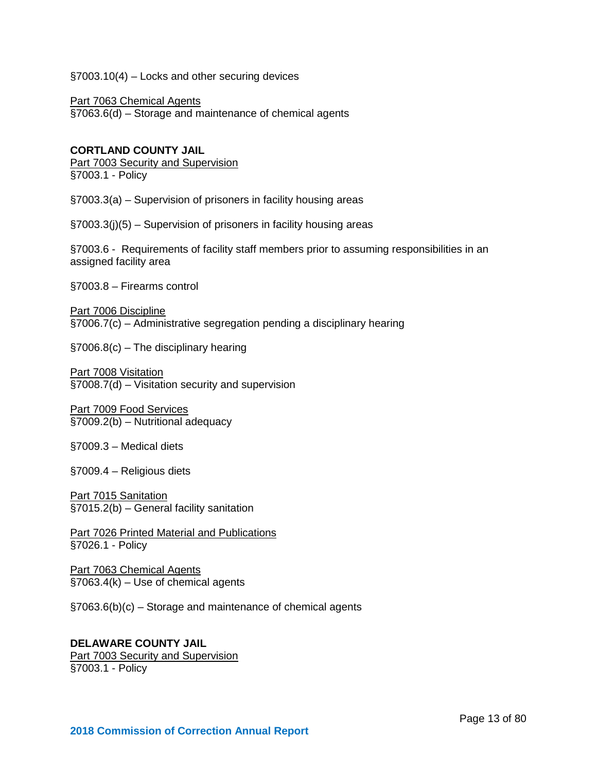§7003.10(4) – Locks and other securing devices

Part 7063 Chemical Agents
§7063.6(d) – Storage and maintenance of chemical agents

**CORTLAND COUNTY JAIL**
Part 7003 Security and Supervision
§7003.1 - Policy

§7003.3(a) – Supervision of prisoners in facility housing areas

§7003.3(j)(5) – Supervision of prisoners in facility housing areas

§7003.6 - Requirements of facility staff members prior to assuming responsibilities in an assigned facility area

§7003.8 – Firearms control

Part 7006 Discipline
§7006.7(c) – Administrative segregation pending a disciplinary hearing

§7006.8(c) – The disciplinary hearing

Part 7008 Visitation
§7008.7(d) – Visitation security and supervision

Part 7009 Food Services
§7009.2(b) – Nutritional adequacy

§7009.3 – Medical diets

§7009.4 – Religious diets

Part 7015 Sanitation
§7015.2(b) – General facility sanitation

Part 7026 Printed Material and Publications
§7026.1 - Policy

Part 7063 Chemical Agents
§7063.4(k) – Use of chemical agents

§7063.6(b)(c) – Storage and maintenance of chemical agents

**DELAWARE COUNTY JAIL**
Part 7003 Security and Supervision
§7003.1 - Policy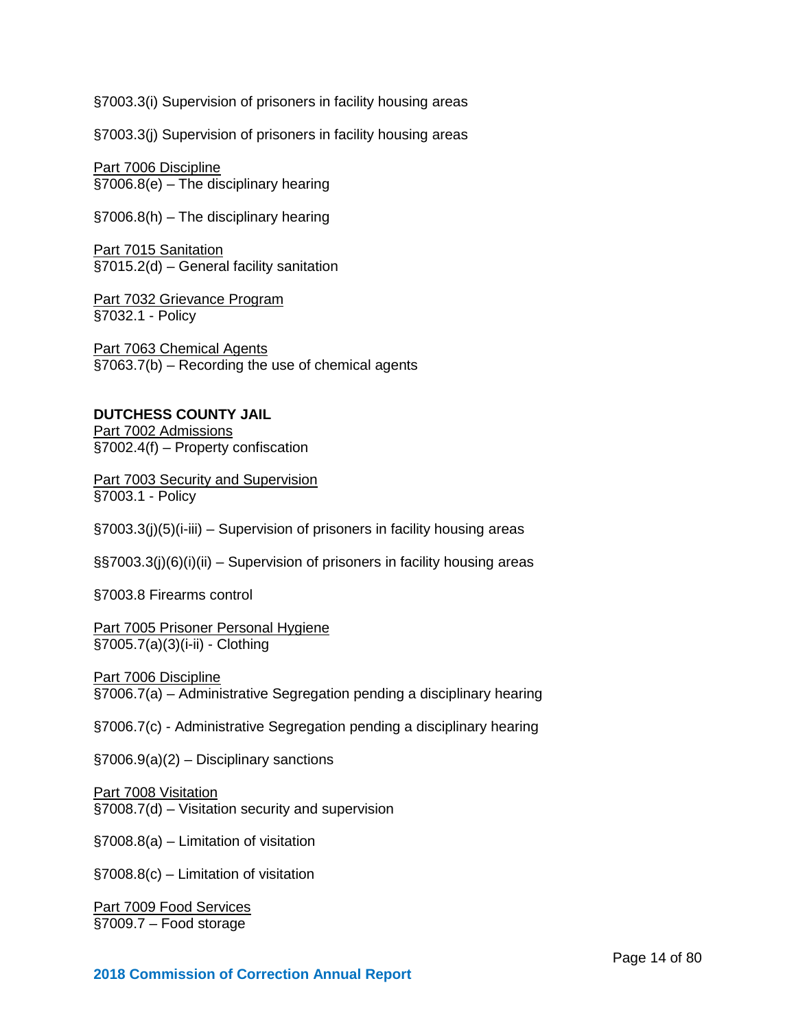§7003.3(i) Supervision of prisoners in facility housing areas

§7003.3(j) Supervision of prisoners in facility housing areas

Part 7006 Discipline
§7006.8(e) – The disciplinary hearing

§7006.8(h) – The disciplinary hearing

Part 7015 Sanitation
§7015.2(d) – General facility sanitation

Part 7032 Grievance Program
§7032.1 - Policy

Part 7063 Chemical Agents
§7063.7(b) – Recording the use of chemical agents

**DUTCHESS COUNTY JAIL**
Part 7002 Admissions
§7002.4(f) – Property confiscation

Part 7003 Security and Supervision
§7003.1 - Policy

§7003.3(j)(5)(i-iii) – Supervision of prisoners in facility housing areas

§§7003.3(j)(6)(i)(ii) – Supervision of prisoners in facility housing areas

§7003.8 Firearms control

Part 7005 Prisoner Personal Hygiene
§7005.7(a)(3)(i-ii) - Clothing

Part 7006 Discipline
§7006.7(a) – Administrative Segregation pending a disciplinary hearing

§7006.7(c) - Administrative Segregation pending a disciplinary hearing

§7006.9(a)(2) – Disciplinary sanctions

Part 7008 Visitation
§7008.7(d) – Visitation security and supervision

§7008.8(a) – Limitation of visitation

§7008.8(c) – Limitation of visitation

Part 7009 Food Services
§7009.7 – Food storage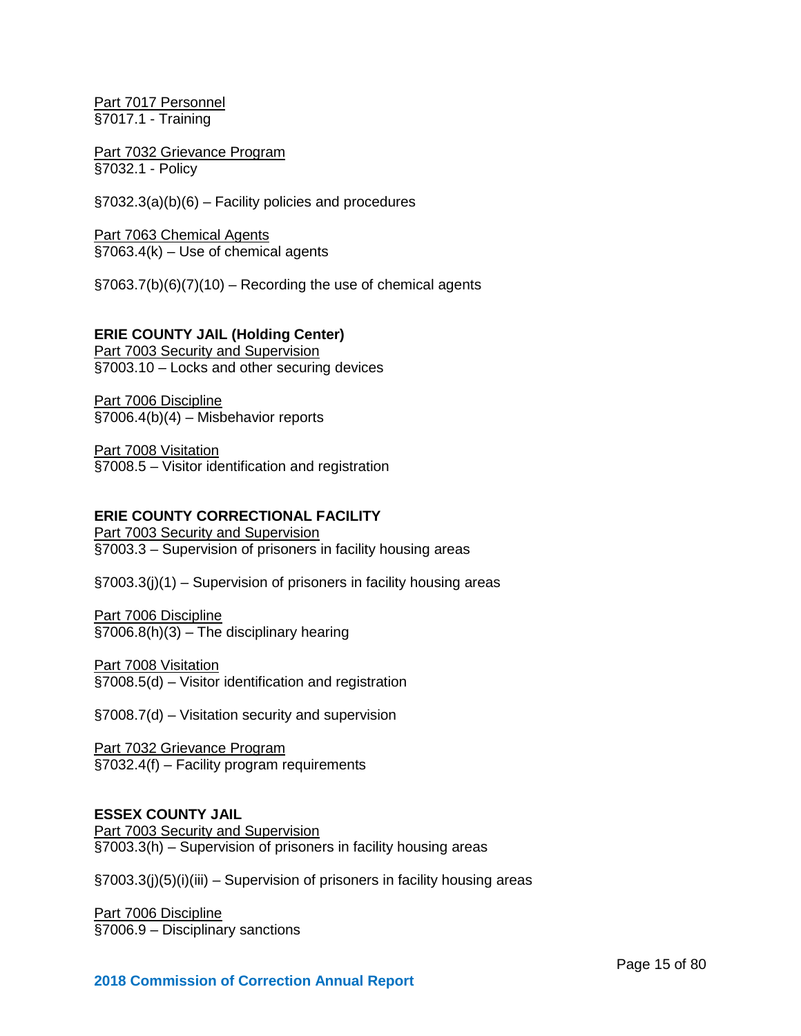Part 7017 Personnel
§7017.1 - Training

Part 7032 Grievance Program
§7032.1 - Policy

§7032.3(a)(b)(6) – Facility policies and procedures

Part 7063 Chemical Agents
§7063.4(k) – Use of chemical agents

§7063.7(b)(6)(7)(10) – Recording the use of chemical agents

**ERIE COUNTY JAIL (Holding Center)**

Part 7003 Security and Supervision
§7003.10 – Locks and other securing devices

Part 7006 Discipline
§7006.4(b)(4) – Misbehavior reports

Part 7008 Visitation
§7008.5 – Visitor identification and registration

**ERIE COUNTY CORRECTIONAL FACILITY**

Part 7003 Security and Supervision
§7003.3 – Supervision of prisoners in facility housing areas

§7003.3(j)(1) – Supervision of prisoners in facility housing areas

Part 7006 Discipline
§7006.8(h)(3) – The disciplinary hearing

Part 7008 Visitation
§7008.5(d) – Visitor identification and registration

§7008.7(d) – Visitation security and supervision

Part 7032 Grievance Program
§7032.4(f) – Facility program requirements

**ESSEX COUNTY JAIL**

Part 7003 Security and Supervision
§7003.3(h) – Supervision of prisoners in facility housing areas

§7003.3(j)(5)(i)(iii) – Supervision of prisoners in facility housing areas

Part 7006 Discipline
§7006.9 – Disciplinary sanctions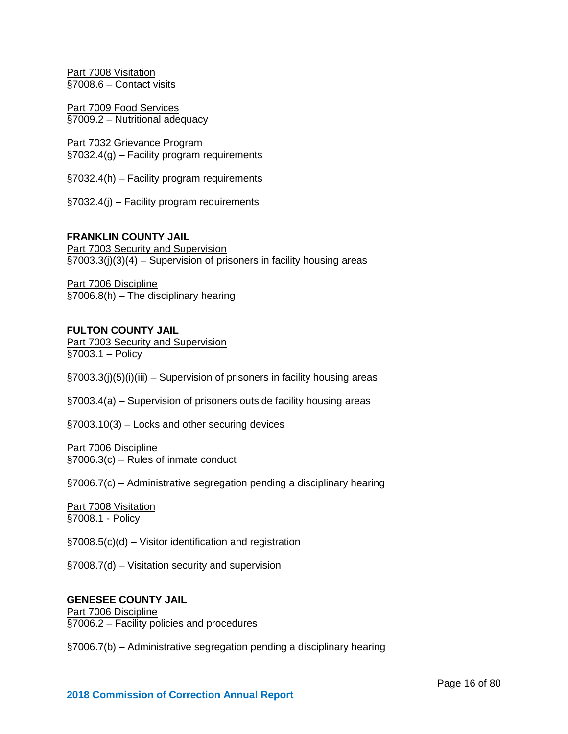<u>Part 7008 Visitation</u>
§7008.6 – Contact visits

<u>Part 7009 Food Services</u>
§7009.2 – Nutritional adequacy

<u>Part 7032 Grievance Program</u>
§7032.4(g) – Facility program requirements

§7032.4(h) – Facility program requirements

§7032.4(j) – Facility program requirements

**FRANKLIN COUNTY JAIL**
<u>Part 7003 Security and Supervision</u>
§7003.3(j)(3)(4) – Supervision of prisoners in facility housing areas

<u>Part 7006 Discipline</u>
§7006.8(h) – The disciplinary hearing

**FULTON COUNTY JAIL**
<u>Part 7003 Security and Supervision</u>
§7003.1 – Policy

§7003.3(j)(5)(i)(iii) – Supervision of prisoners in facility housing areas

§7003.4(a) – Supervision of prisoners outside facility housing areas

§7003.10(3) – Locks and other securing devices

<u>Part 7006 Discipline</u>
§7006.3(c) – Rules of inmate conduct

§7006.7(c) – Administrative segregation pending a disciplinary hearing

<u>Part 7008 Visitation</u>
§7008.1 - Policy

§7008.5(c)(d) – Visitor identification and registration

§7008.7(d) – Visitation security and supervision

**GENESEE COUNTY JAIL**
<u>Part 7006 Discipline</u>
§7006.2 – Facility policies and procedures

§7006.7(b) – Administrative segregation pending a disciplinary hearing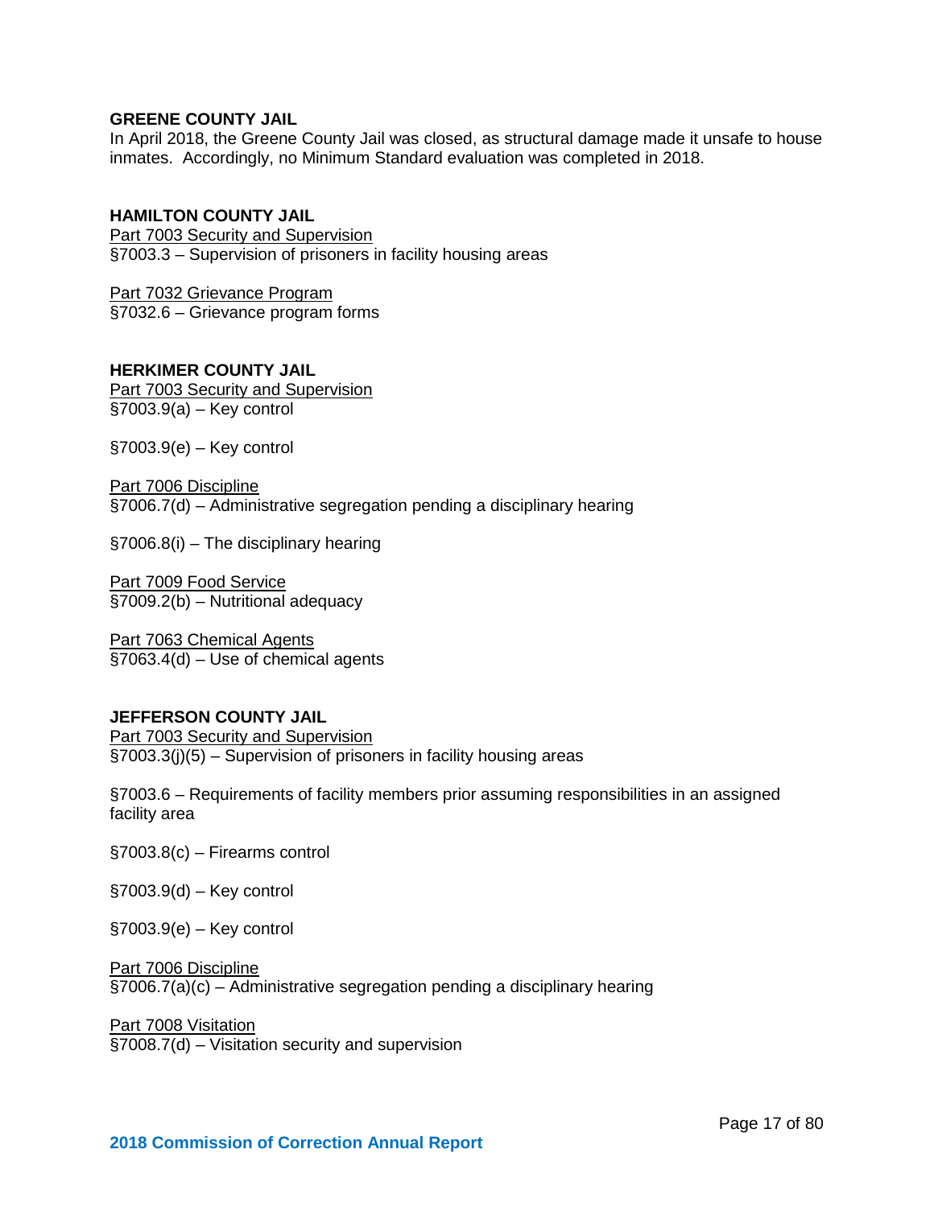**GREENE COUNTY JAIL**

In April 2018, the Greene County Jail was closed, as structural damage made it unsafe to house inmates. Accordingly, no Minimum Standard evaluation was completed in 2018.

**HAMILTON COUNTY JAIL**

Part 7003 Security and Supervision
§7003.3 – Supervision of prisoners in facility housing areas

Part 7032 Grievance Program
§7032.6 – Grievance program forms

**HERKIMER COUNTY JAIL**

Part 7003 Security and Supervision
§7003.9(a) – Key control

§7003.9(e) – Key control

Part 7006 Discipline
§7006.7(d) – Administrative segregation pending a disciplinary hearing

§7006.8(i) – The disciplinary hearing

Part 7009 Food Service
§7009.2(b) – Nutritional adequacy

Part 7063 Chemical Agents
§7063.4(d) – Use of chemical agents

**JEFFERSON COUNTY JAIL**

Part 7003 Security and Supervision
§7003.3(j)(5) – Supervision of prisoners in facility housing areas

§7003.6 – Requirements of facility members prior assuming responsibilities in an assigned facility area

§7003.8(c) – Firearms control

§7003.9(d) – Key control

§7003.9(e) – Key control

Part 7006 Discipline
§7006.7(a)(c) – Administrative segregation pending a disciplinary hearing

Part 7008 Visitation
§7008.7(d) – Visitation security and supervision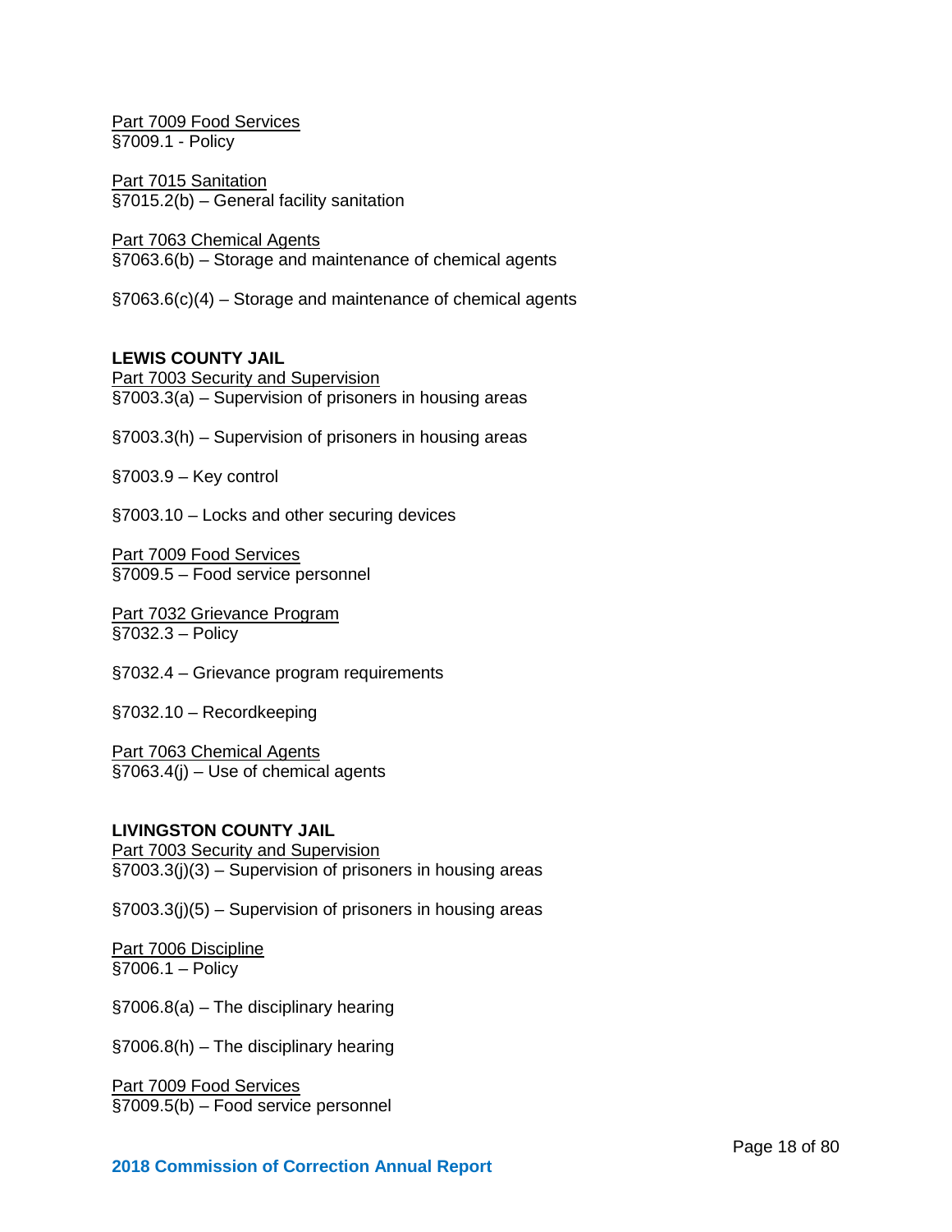Part 7009 Food Services
§7009.1 - Policy

Part 7015 Sanitation
§7015.2(b) – General facility sanitation

Part 7063 Chemical Agents
§7063.6(b) – Storage and maintenance of chemical agents

§7063.6(c)(4) – Storage and maintenance of chemical agents

**LEWIS COUNTY JAIL**

Part 7003 Security and Supervision
§7003.3(a) – Supervision of prisoners in housing areas

§7003.3(h) – Supervision of prisoners in housing areas

§7003.9 – Key control

§7003.10 – Locks and other securing devices

Part 7009 Food Services
§7009.5 – Food service personnel

Part 7032 Grievance Program
§7032.3 – Policy

§7032.4 – Grievance program requirements

§7032.10 – Recordkeeping

Part 7063 Chemical Agents
§7063.4(j) – Use of chemical agents

**LIVINGSTON COUNTY JAIL**

Part 7003 Security and Supervision
§7003.3(j)(3) – Supervision of prisoners in housing areas

§7003.3(j)(5) – Supervision of prisoners in housing areas

Part 7006 Discipline
§7006.1 – Policy

§7006.8(a) – The disciplinary hearing

§7006.8(h) – The disciplinary hearing

Part 7009 Food Services
§7009.5(b) – Food service personnel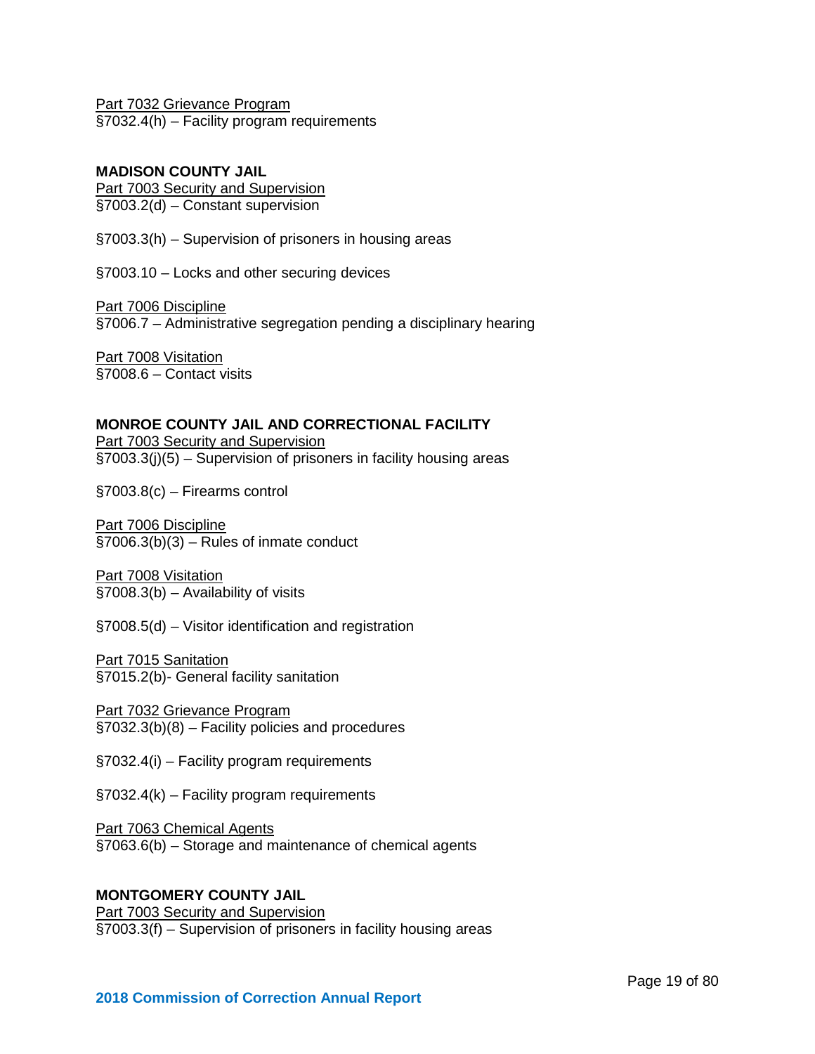Part 7032 Grievance Program
§7032.4(h) – Facility program requirements

**MADISON COUNTY JAIL**

Part 7003 Security and Supervision
§7003.2(d) – Constant supervision

§7003.3(h) – Supervision of prisoners in housing areas

§7003.10 – Locks and other securing devices

Part 7006 Discipline
§7006.7 – Administrative segregation pending a disciplinary hearing

Part 7008 Visitation
§7008.6 – Contact visits

**MONROE COUNTY JAIL AND CORRECTIONAL FACILITY**

Part 7003 Security and Supervision
§7003.3(j)(5) – Supervision of prisoners in facility housing areas

§7003.8(c) – Firearms control

Part 7006 Discipline
§7006.3(b)(3) – Rules of inmate conduct

Part 7008 Visitation
§7008.3(b) – Availability of visits

§7008.5(d) – Visitor identification and registration

Part 7015 Sanitation
§7015.2(b)- General facility sanitation

Part 7032 Grievance Program
§7032.3(b)(8) – Facility policies and procedures

§7032.4(i) – Facility program requirements

§7032.4(k) – Facility program requirements

Part 7063 Chemical Agents
§7063.6(b) – Storage and maintenance of chemical agents

**MONTGOMERY COUNTY JAIL**

Part 7003 Security and Supervision
§7003.3(f) – Supervision of prisoners in facility housing areas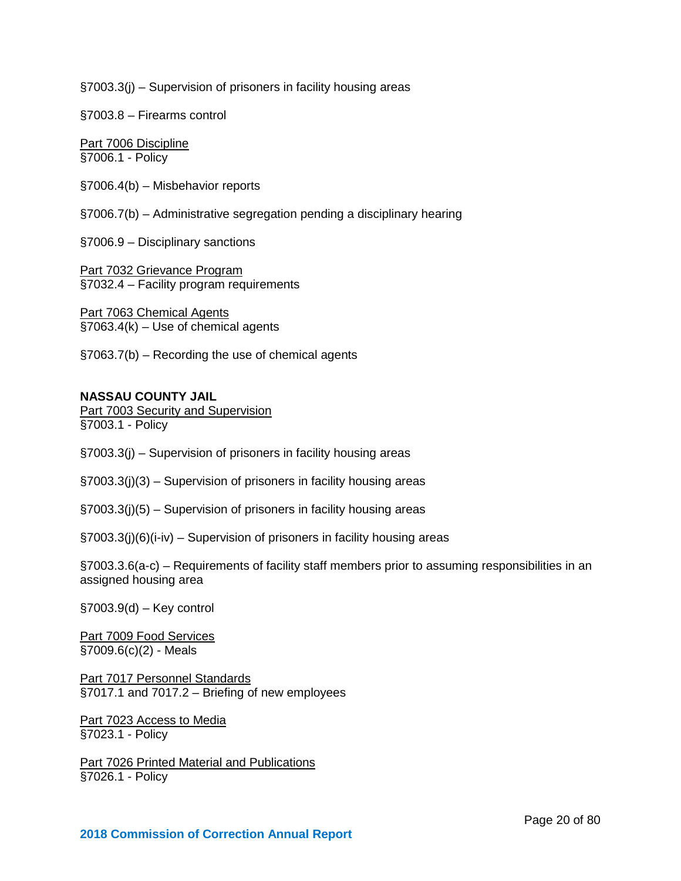§7003.3(j) – Supervision of prisoners in facility housing areas

§7003.8 – Firearms control

Part 7006 Discipline
§7006.1 - Policy

§7006.4(b) – Misbehavior reports

§7006.7(b) – Administrative segregation pending a disciplinary hearing

§7006.9 – Disciplinary sanctions

Part 7032 Grievance Program
§7032.4 – Facility program requirements

Part 7063 Chemical Agents
§7063.4(k) – Use of chemical agents

§7063.7(b) – Recording the use of chemical agents

**NASSAU COUNTY JAIL**
Part 7003 Security and Supervision
§7003.1 - Policy

§7003.3(j) – Supervision of prisoners in facility housing areas

§7003.3(j)(3) – Supervision of prisoners in facility housing areas

§7003.3(j)(5) – Supervision of prisoners in facility housing areas

§7003.3(j)(6)(i-iv) – Supervision of prisoners in facility housing areas

§7003.3.6(a-c) – Requirements of facility staff members prior to assuming responsibilities in an assigned housing area

§7003.9(d) – Key control

Part 7009 Food Services
§7009.6(c)(2) - Meals

Part 7017 Personnel Standards
§7017.1 and 7017.2 – Briefing of new employees

Part 7023 Access to Media
§7023.1 - Policy

Part 7026 Printed Material and Publications
§7026.1 - Policy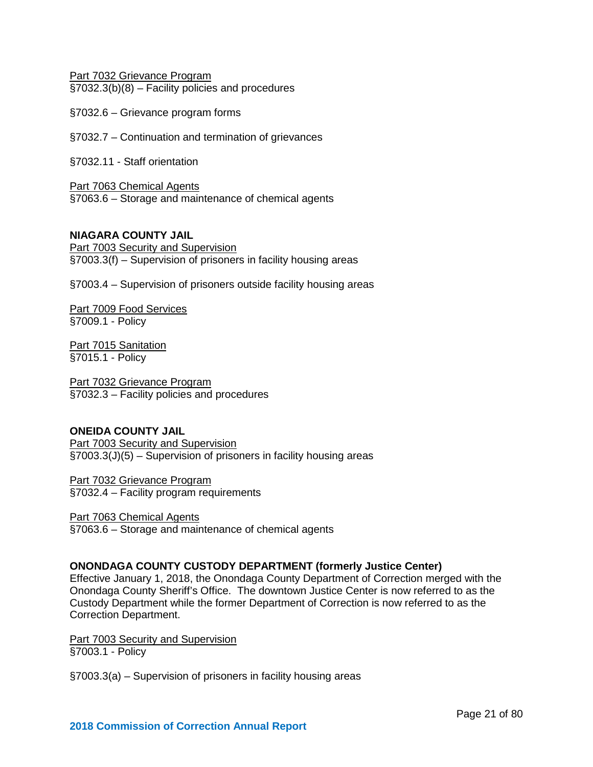<u>Part 7032 Grievance Program</u>
§7032.3(b)(8) – Facility policies and procedures

§7032.6 – Grievance program forms

§7032.7 – Continuation and termination of grievances

§7032.11 - Staff orientation

<u>Part 7063 Chemical Agents</u>
§7063.6 – Storage and maintenance of chemical agents

**NIAGARA COUNTY JAIL**
<u>Part 7003 Security and Supervision</u>
§7003.3(f) – Supervision of prisoners in facility housing areas

§7003.4 – Supervision of prisoners outside facility housing areas

<u>Part 7009 Food Services</u>
§7009.1 - Policy

<u>Part 7015 Sanitation</u>
§7015.1 - Policy

<u>Part 7032 Grievance Program</u>
§7032.3 – Facility policies and procedures

**ONEIDA COUNTY JAIL**
<u>Part 7003 Security and Supervision</u>
§7003.3(J)(5) – Supervision of prisoners in facility housing areas

<u>Part 7032 Grievance Program</u>
§7032.4 – Facility program requirements

<u>Part 7063 Chemical Agents</u>
§7063.6 – Storage and maintenance of chemical agents

**ONONDAGA COUNTY CUSTODY DEPARTMENT (formerly Justice Center)**
Effective January 1, 2018, the Onondaga County Department of Correction merged with the Onondaga County Sheriff's Office. The downtown Justice Center is now referred to as the Custody Department while the former Department of Correction is now referred to as the Correction Department.

<u>Part 7003 Security and Supervision</u>
§7003.1 - Policy

§7003.3(a) – Supervision of prisoners in facility housing areas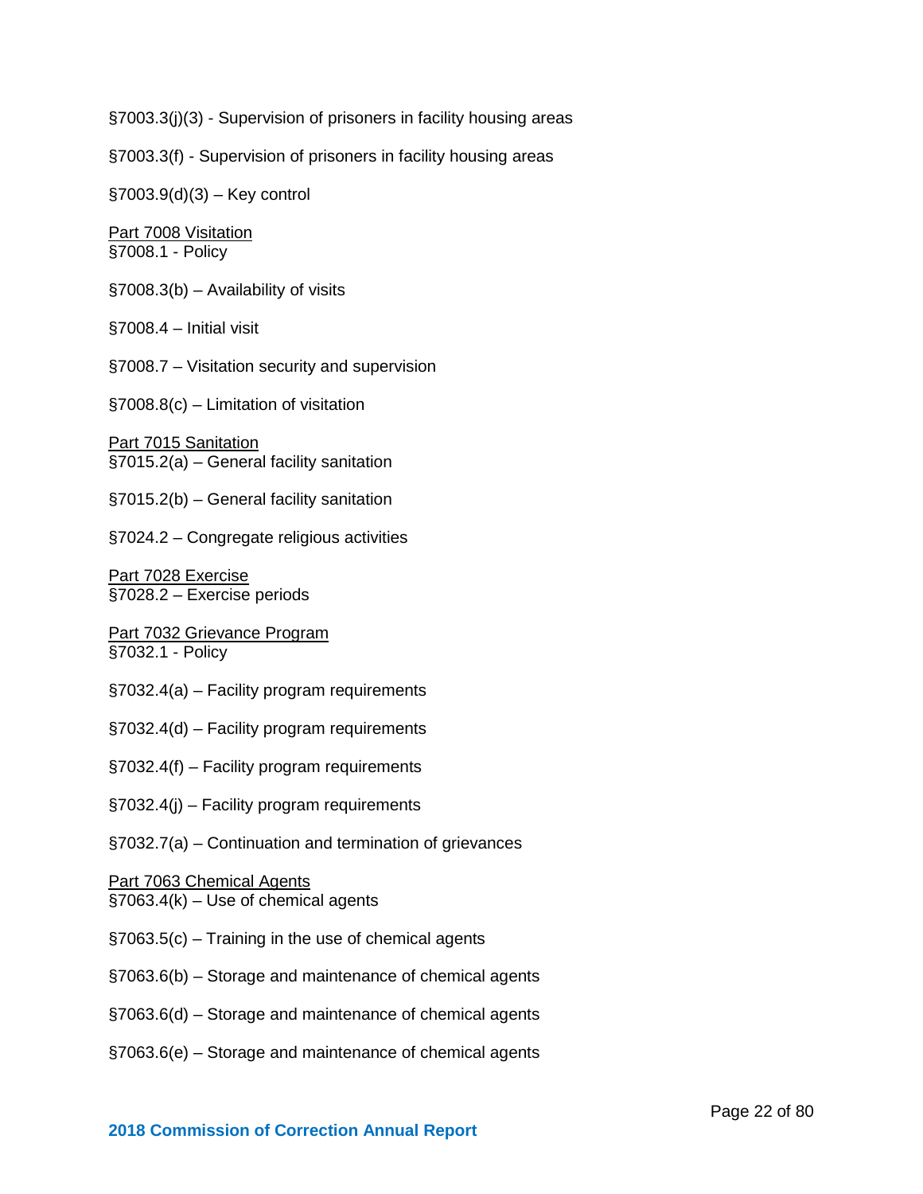§7003.3(j)(3) - Supervision of prisoners in facility housing areas

§7003.3(f) - Supervision of prisoners in facility housing areas

§7003.9(d)(3) – Key control

Part 7008 Visitation
§7008.1 - Policy

§7008.3(b) – Availability of visits

§7008.4 – Initial visit

§7008.7 – Visitation security and supervision

§7008.8(c) – Limitation of visitation

Part 7015 Sanitation
§7015.2(a) – General facility sanitation

§7015.2(b) – General facility sanitation

§7024.2 – Congregate religious activities

Part 7028 Exercise
§7028.2 – Exercise periods

Part 7032 Grievance Program
§7032.1 - Policy

§7032.4(a) – Facility program requirements

§7032.4(d) – Facility program requirements

§7032.4(f) – Facility program requirements

§7032.4(j) – Facility program requirements

§7032.7(a) – Continuation and termination of grievances

Part 7063 Chemical Agents
§7063.4(k) – Use of chemical agents

§7063.5(c) – Training in the use of chemical agents

§7063.6(b) – Storage and maintenance of chemical agents

§7063.6(d) – Storage and maintenance of chemical agents

§7063.6(e) – Storage and maintenance of chemical agents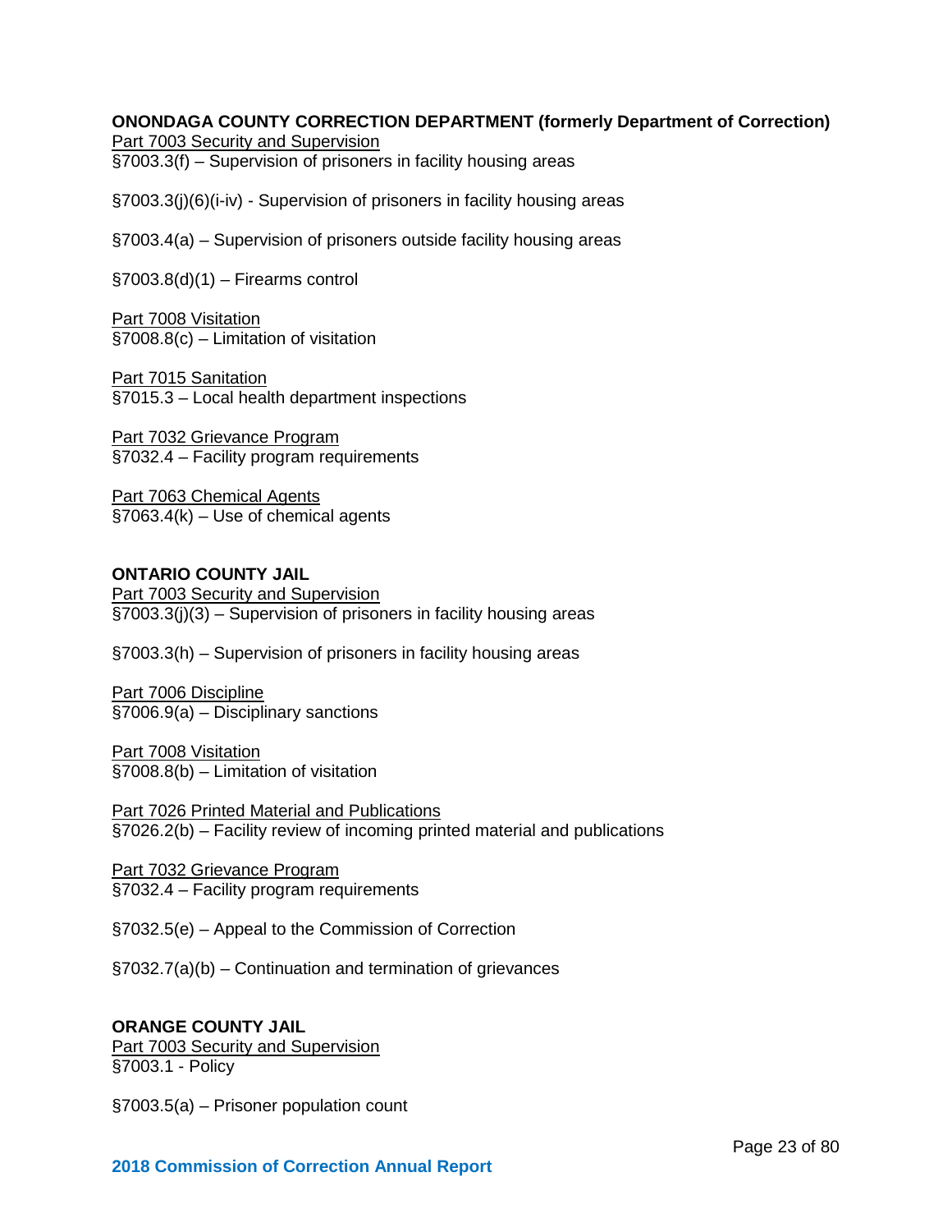**ONONDAGA COUNTY CORRECTION DEPARTMENT (formerly Department of Correction)**

Part 7003 Security and Supervision

§7003.3(f) – Supervision of prisoners in facility housing areas

§7003.3(j)(6)(i-iv) - Supervision of prisoners in facility housing areas

§7003.4(a) – Supervision of prisoners outside facility housing areas

§7003.8(d)(1) – Firearms control

Part 7008 Visitation

§7008.8(c) – Limitation of visitation

Part 7015 Sanitation

§7015.3 – Local health department inspections

Part 7032 Grievance Program

§7032.4 – Facility program requirements

Part 7063 Chemical Agents

§7063.4(k) – Use of chemical agents

**ONTARIO COUNTY JAIL**

Part 7003 Security and Supervision

§7003.3(j)(3) – Supervision of prisoners in facility housing areas

§7003.3(h) – Supervision of prisoners in facility housing areas

Part 7006 Discipline

§7006.9(a) – Disciplinary sanctions

Part 7008 Visitation

§7008.8(b) – Limitation of visitation

Part 7026 Printed Material and Publications

§7026.2(b) – Facility review of incoming printed material and publications

Part 7032 Grievance Program

§7032.4 – Facility program requirements

§7032.5(e) – Appeal to the Commission of Correction

§7032.7(a)(b) – Continuation and termination of grievances

**ORANGE COUNTY JAIL**

Part 7003 Security and Supervision

§7003.1 - Policy

§7003.5(a) – Prisoner population count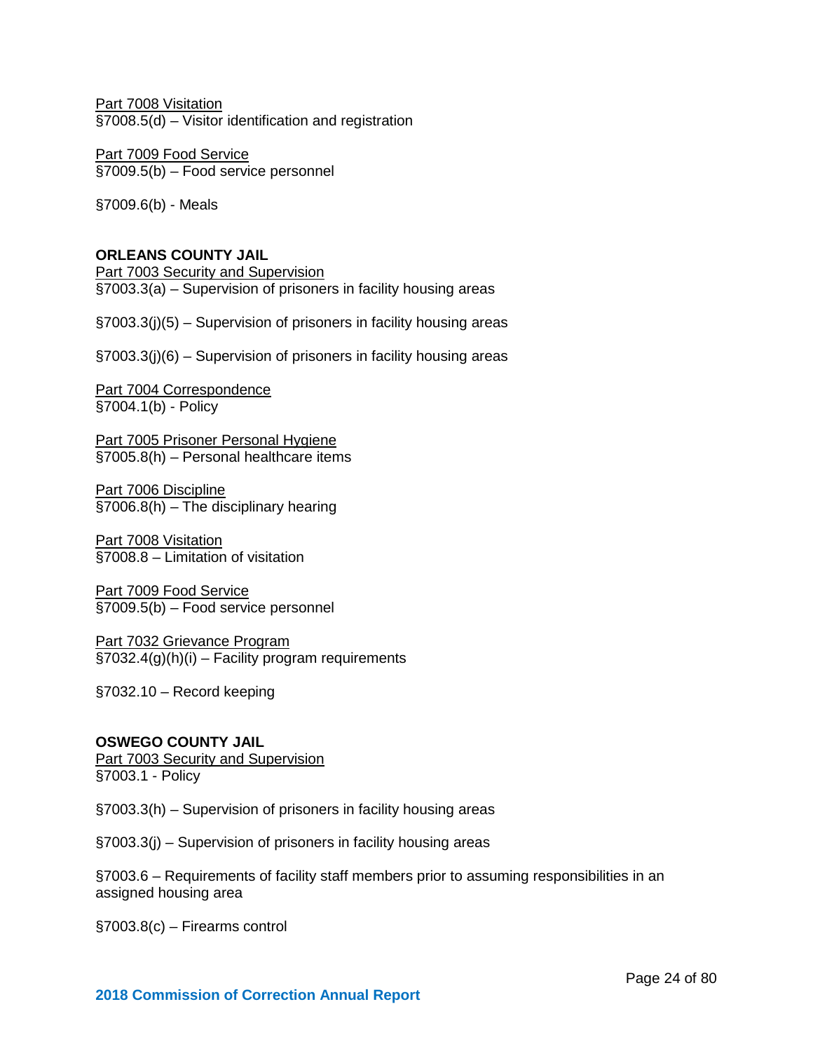<u>Part 7008 Visitation</u>
§7008.5(d) – Visitor identification and registration

<u>Part 7009 Food Service</u>
§7009.5(b) – Food service personnel

§7009.6(b) - Meals

**ORLEANS COUNTY JAIL**

<u>Part 7003 Security and Supervision</u>
§7003.3(a) – Supervision of prisoners in facility housing areas

§7003.3(j)(5) – Supervision of prisoners in facility housing areas

§7003.3(j)(6) – Supervision of prisoners in facility housing areas

<u>Part 7004 Correspondence</u>
§7004.1(b) - Policy

<u>Part 7005 Prisoner Personal Hygiene</u>
§7005.8(h) – Personal healthcare items

<u>Part 7006 Discipline</u>
§7006.8(h) – The disciplinary hearing

<u>Part 7008 Visitation</u>
§7008.8 – Limitation of visitation

<u>Part 7009 Food Service</u>
§7009.5(b) – Food service personnel

<u>Part 7032 Grievance Program</u>
§7032.4(g)(h)(i) – Facility program requirements

§7032.10 – Record keeping

**OSWEGO COUNTY JAIL**

<u>Part 7003 Security and Supervision</u>
§7003.1 - Policy

§7003.3(h) – Supervision of prisoners in facility housing areas

§7003.3(j) – Supervision of prisoners in facility housing areas

§7003.6 – Requirements of facility staff members prior to assuming responsibilities in an assigned housing area

§7003.8(c) – Firearms control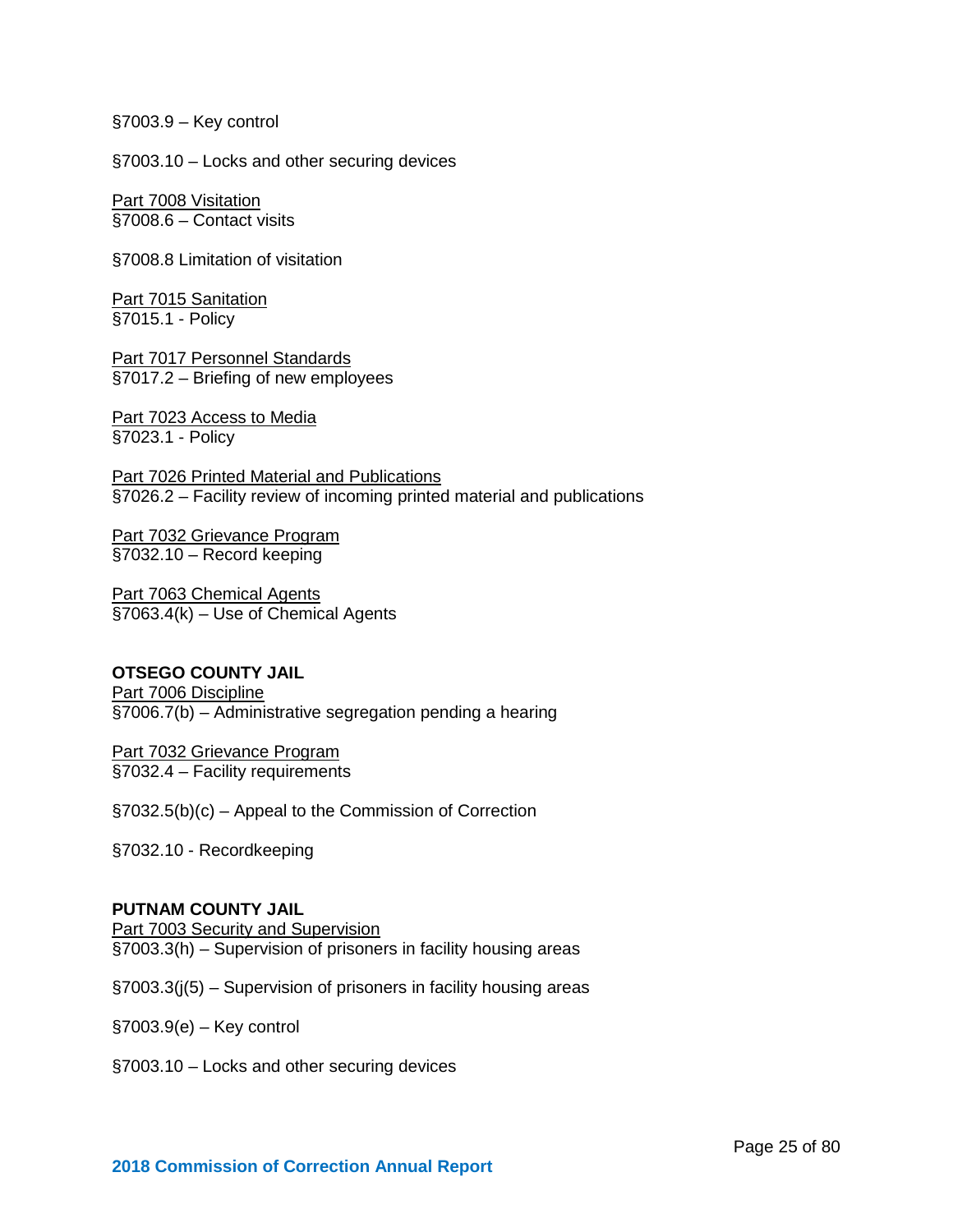§7003.9 – Key control

§7003.10 – Locks and other securing devices

Part 7008 Visitation
§7008.6 – Contact visits

§7008.8 Limitation of visitation

Part 7015 Sanitation
§7015.1 - Policy

Part 7017 Personnel Standards
§7017.2 – Briefing of new employees

Part 7023 Access to Media
§7023.1 - Policy

Part 7026 Printed Material and Publications
§7026.2 – Facility review of incoming printed material and publications

Part 7032 Grievance Program
§7032.10 – Record keeping

Part 7063 Chemical Agents
§7063.4(k) – Use of Chemical Agents

**OTSEGO COUNTY JAIL**
Part 7006 Discipline
§7006.7(b) – Administrative segregation pending a hearing

Part 7032 Grievance Program
§7032.4 – Facility requirements

§7032.5(b)(c) – Appeal to the Commission of Correction

§7032.10 - Recordkeeping

**PUTNAM COUNTY JAIL**
Part 7003 Security and Supervision
§7003.3(h) – Supervision of prisoners in facility housing areas

§7003.3(j(5) – Supervision of prisoners in facility housing areas

§7003.9(e) – Key control

§7003.10 – Locks and other securing devices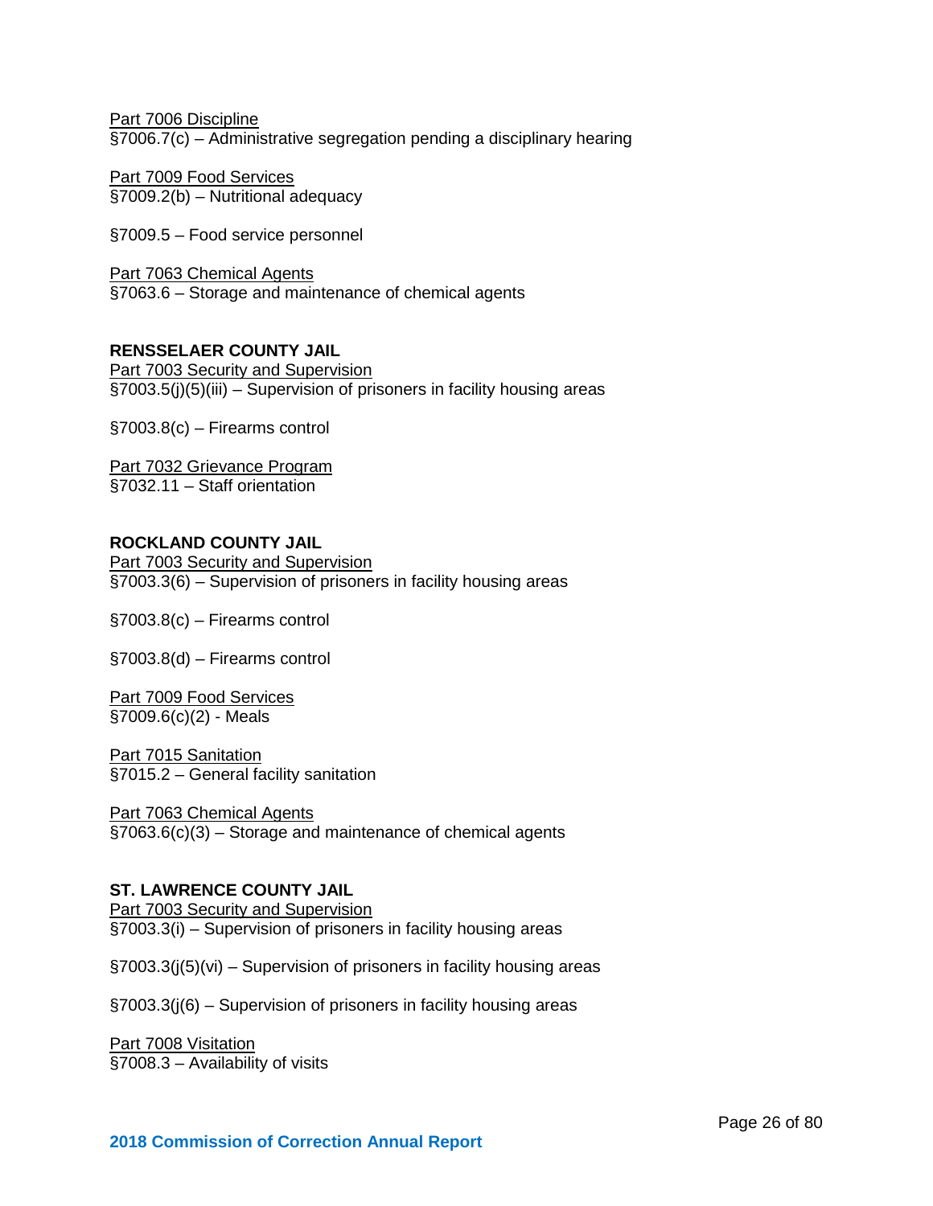Part 7006 Discipline
§7006.7(c) – Administrative segregation pending a disciplinary hearing

Part 7009 Food Services
§7009.2(b) – Nutritional adequacy

§7009.5 – Food service personnel

Part 7063 Chemical Agents
§7063.6 – Storage and maintenance of chemical agents

**RENSSELAER COUNTY JAIL**
Part 7003 Security and Supervision
§7003.5(j)(5)(iii) – Supervision of prisoners in facility housing areas

§7003.8(c) – Firearms control

Part 7032 Grievance Program
§7032.11 – Staff orientation

**ROCKLAND COUNTY JAIL**
Part 7003 Security and Supervision
§7003.3(6) – Supervision of prisoners in facility housing areas

§7003.8(c) – Firearms control

§7003.8(d) – Firearms control

Part 7009 Food Services
§7009.6(c)(2) - Meals

Part 7015 Sanitation
§7015.2 – General facility sanitation

Part 7063 Chemical Agents
§7063.6(c)(3) – Storage and maintenance of chemical agents

**ST. LAWRENCE COUNTY JAIL**
Part 7003 Security and Supervision
§7003.3(i) – Supervision of prisoners in facility housing areas

§7003.3(j(5)(vi) – Supervision of prisoners in facility housing areas

§7003.3(j(6) – Supervision of prisoners in facility housing areas

Part 7008 Visitation
§7008.3 – Availability of visits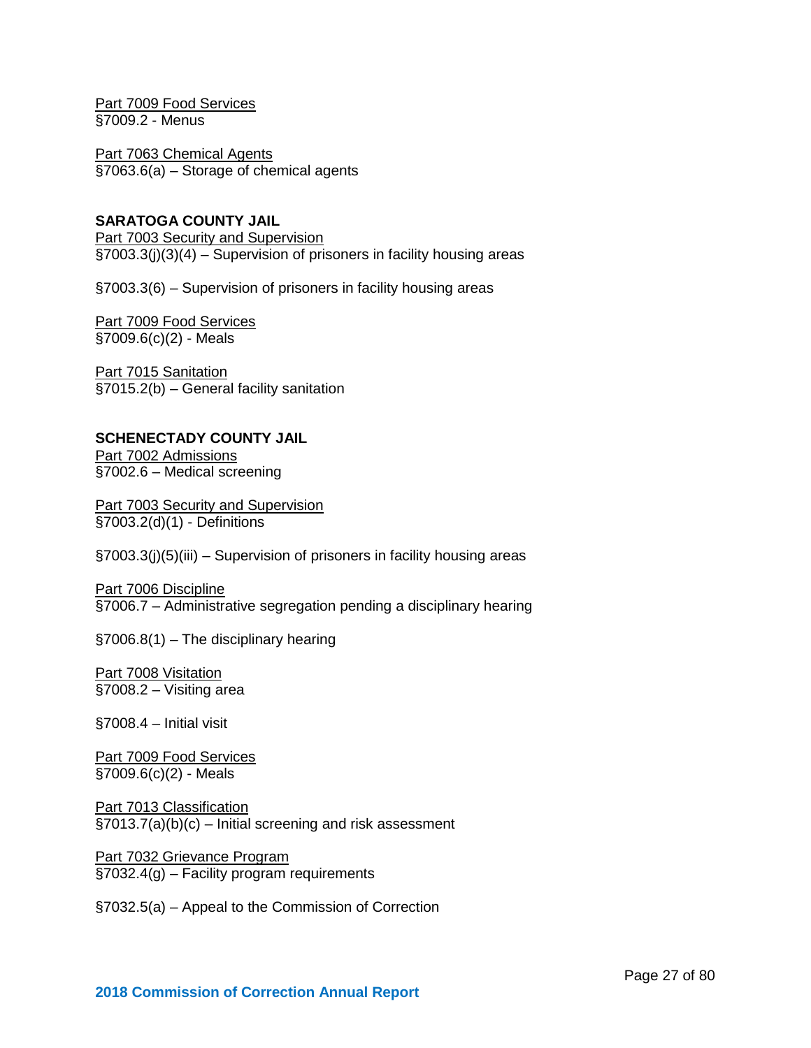Part 7009 Food Services
§7009.2 - Menus

Part 7063 Chemical Agents
§7063.6(a) – Storage of chemical agents

**SARATOGA COUNTY JAIL**

Part 7003 Security and Supervision
§7003.3(j)(3)(4) – Supervision of prisoners in facility housing areas

§7003.3(6) – Supervision of prisoners in facility housing areas

Part 7009 Food Services
§7009.6(c)(2) - Meals

Part 7015 Sanitation
§7015.2(b) – General facility sanitation

**SCHENECTADY COUNTY JAIL**

Part 7002 Admissions
§7002.6 – Medical screening

Part 7003 Security and Supervision
§7003.2(d)(1) - Definitions

§7003.3(j)(5)(iii) – Supervision of prisoners in facility housing areas

Part 7006 Discipline
§7006.7 – Administrative segregation pending a disciplinary hearing

§7006.8(1) – The disciplinary hearing

Part 7008 Visitation
§7008.2 – Visiting area

§7008.4 – Initial visit

Part 7009 Food Services
§7009.6(c)(2) - Meals

Part 7013 Classification
§7013.7(a)(b)(c) – Initial screening and risk assessment

Part 7032 Grievance Program
§7032.4(g) – Facility program requirements

§7032.5(a) – Appeal to the Commission of Correction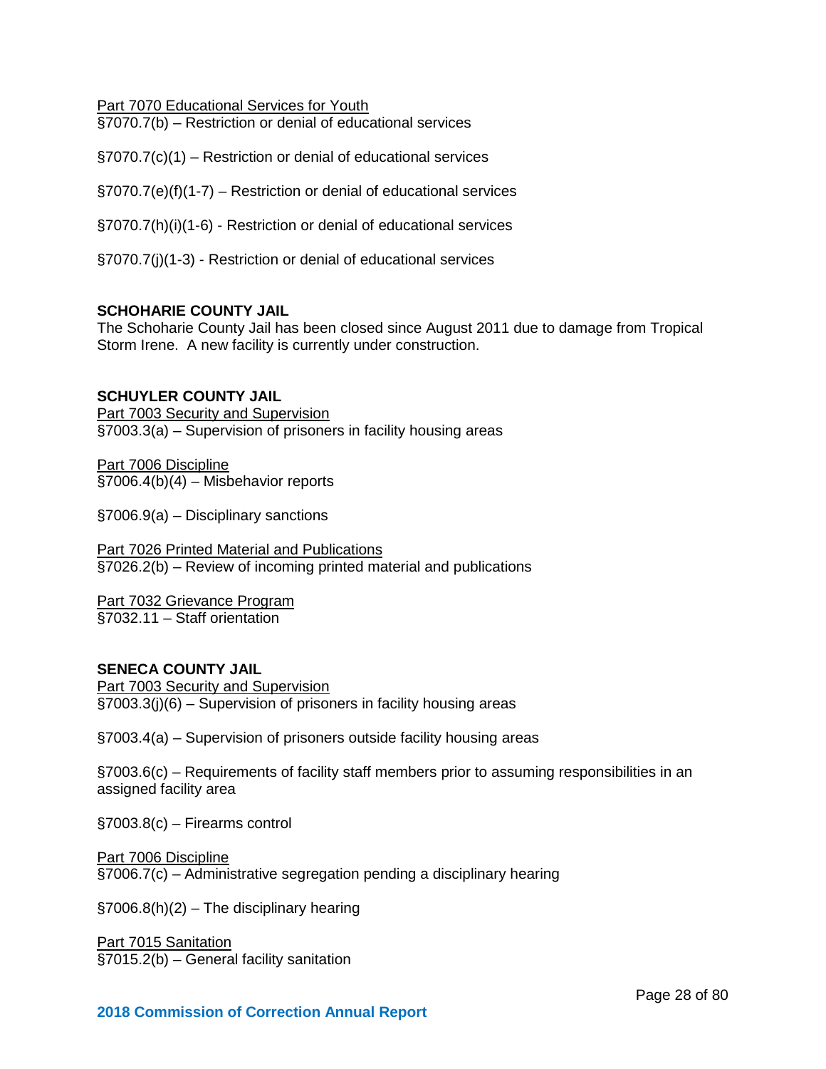<u>Part 7070 Educational Services for Youth</u>
§7070.7(b) – Restriction or denial of educational services

§7070.7(c)(1) – Restriction or denial of educational services

§7070.7(e)(f)(1-7) – Restriction or denial of educational services

§7070.7(h)(i)(1-6) - Restriction or denial of educational services

§7070.7(j)(1-3) - Restriction or denial of educational services

**SCHOHARIE COUNTY JAIL**
The Schoharie County Jail has been closed since August 2011 due to damage from Tropical Storm Irene. A new facility is currently under construction.

**SCHUYLER COUNTY JAIL**
<u>Part 7003 Security and Supervision</u>
§7003.3(a) – Supervision of prisoners in facility housing areas

<u>Part 7006 Discipline</u>
§7006.4(b)(4) – Misbehavior reports

§7006.9(a) – Disciplinary sanctions

<u>Part 7026 Printed Material and Publications</u>
§7026.2(b) – Review of incoming printed material and publications

<u>Part 7032 Grievance Program</u>
§7032.11 – Staff orientation

**SENECA COUNTY JAIL**
<u>Part 7003 Security and Supervision</u>
§7003.3(j)(6) – Supervision of prisoners in facility housing areas

§7003.4(a) – Supervision of prisoners outside facility housing areas

§7003.6(c) – Requirements of facility staff members prior to assuming responsibilities in an assigned facility area

§7003.8(c) – Firearms control

<u>Part 7006 Discipline</u>
§7006.7(c) – Administrative segregation pending a disciplinary hearing

§7006.8(h)(2) – The disciplinary hearing

<u>Part 7015 Sanitation</u>
§7015.2(b) – General facility sanitation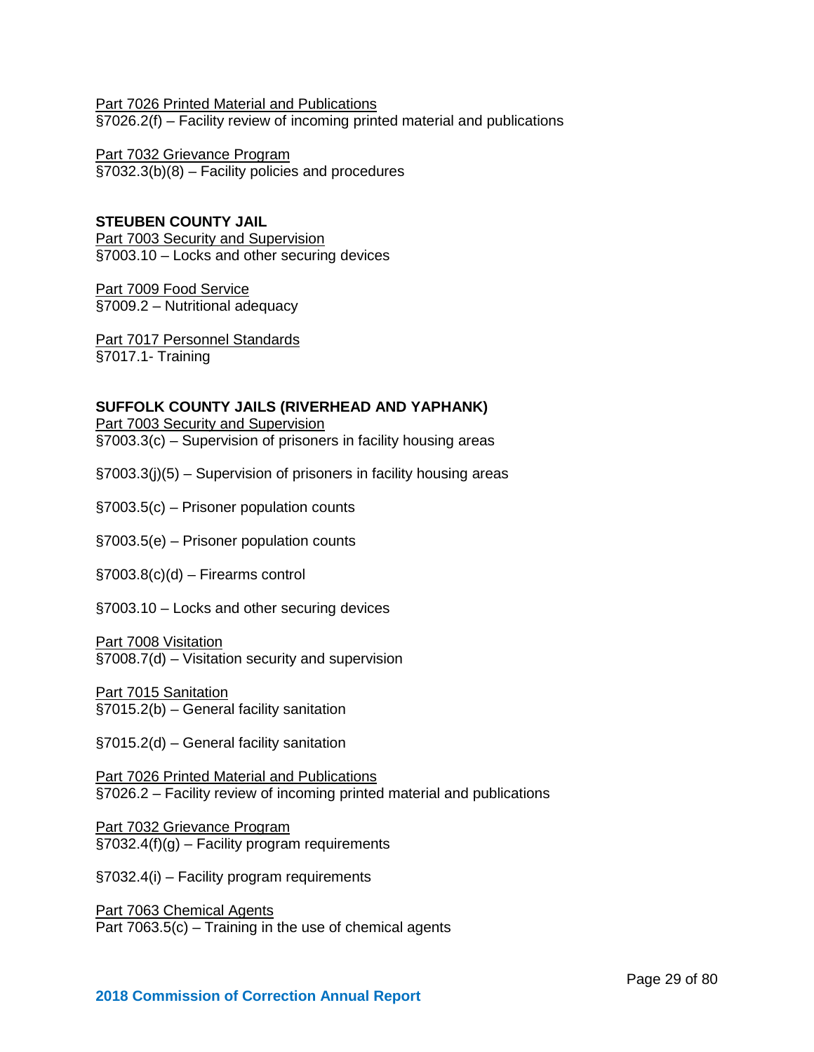Part 7026 Printed Material and Publications
§7026.2(f) – Facility review of incoming printed material and publications

Part 7032 Grievance Program
§7032.3(b)(8) – Facility policies and procedures

**STEUBEN COUNTY JAIL**
Part 7003 Security and Supervision
§7003.10 – Locks and other securing devices

Part 7009 Food Service
§7009.2 – Nutritional adequacy

Part 7017 Personnel Standards
§7017.1- Training

**SUFFOLK COUNTY JAILS (RIVERHEAD AND YAPHANK)**
Part 7003 Security and Supervision
§7003.3(c) – Supervision of prisoners in facility housing areas

§7003.3(j)(5) – Supervision of prisoners in facility housing areas

§7003.5(c) – Prisoner population counts

§7003.5(e) – Prisoner population counts

§7003.8(c)(d) – Firearms control

§7003.10 – Locks and other securing devices

Part 7008 Visitation
§7008.7(d) – Visitation security and supervision

Part 7015 Sanitation
§7015.2(b) – General facility sanitation

§7015.2(d) – General facility sanitation

Part 7026 Printed Material and Publications
§7026.2 – Facility review of incoming printed material and publications

Part 7032 Grievance Program
§7032.4(f)(g) – Facility program requirements

§7032.4(i) – Facility program requirements

Part 7063 Chemical Agents
Part 7063.5(c) – Training in the use of chemical agents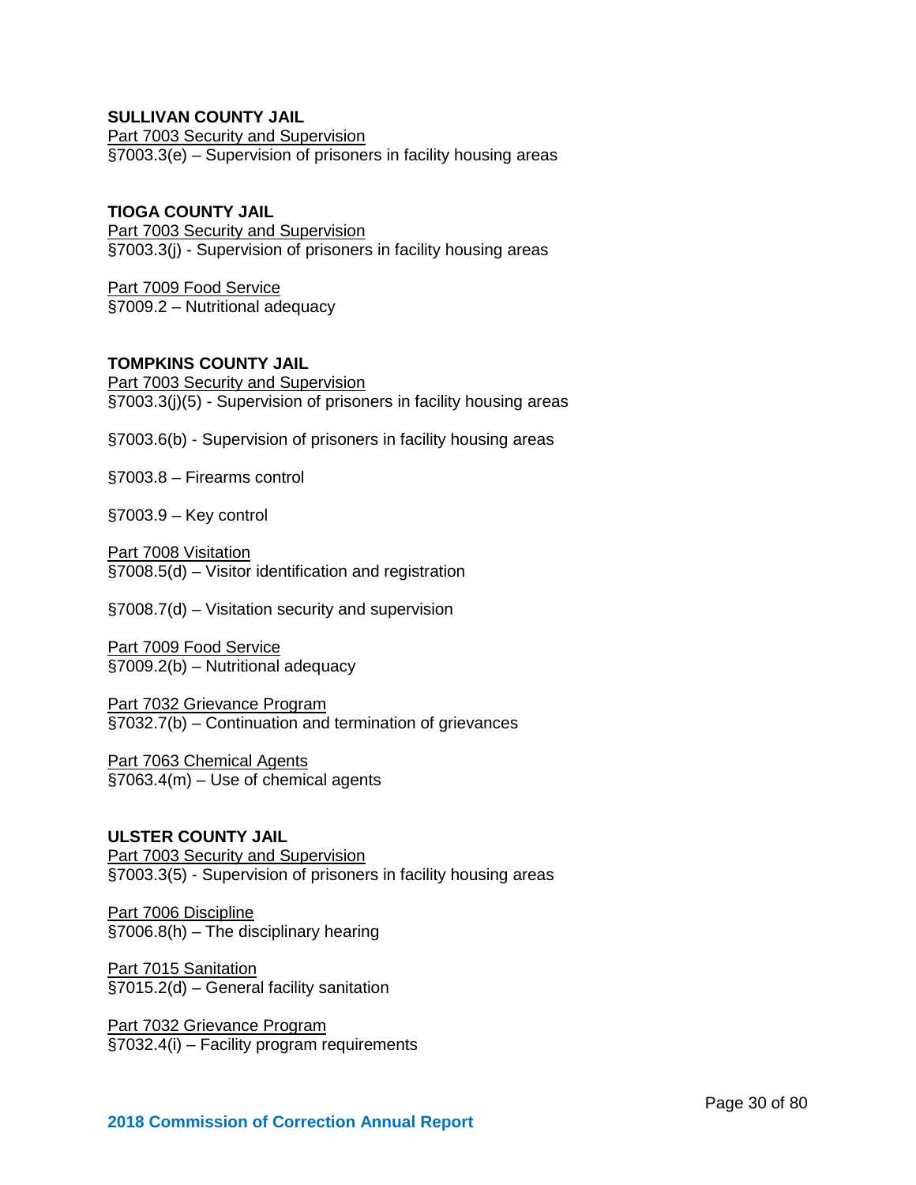**SULLIVAN COUNTY JAIL**

Part 7003 Security and Supervision

§7003.3(e) – Supervision of prisoners in facility housing areas

**TIOGA COUNTY JAIL**

Part 7003 Security and Supervision

§7003.3(j) - Supervision of prisoners in facility housing areas

Part 7009 Food Service

§7009.2 – Nutritional adequacy

**TOMPKINS COUNTY JAIL**

Part 7003 Security and Supervision

§7003.3(j)(5) - Supervision of prisoners in facility housing areas

§7003.6(b) - Supervision of prisoners in facility housing areas

§7003.8 – Firearms control

§7003.9 – Key control

Part 7008 Visitation

§7008.5(d) – Visitor identification and registration

§7008.7(d) – Visitation security and supervision

Part 7009 Food Service

§7009.2(b) – Nutritional adequacy

Part 7032 Grievance Program

§7032.7(b) – Continuation and termination of grievances

Part 7063 Chemical Agents

§7063.4(m) – Use of chemical agents

**ULSTER COUNTY JAIL**

Part 7003 Security and Supervision

§7003.3(5) - Supervision of prisoners in facility housing areas

Part 7006 Discipline

§7006.8(h) – The disciplinary hearing

Part 7015 Sanitation

§7015.2(d) – General facility sanitation

Part 7032 Grievance Program

§7032.4(i) – Facility program requirements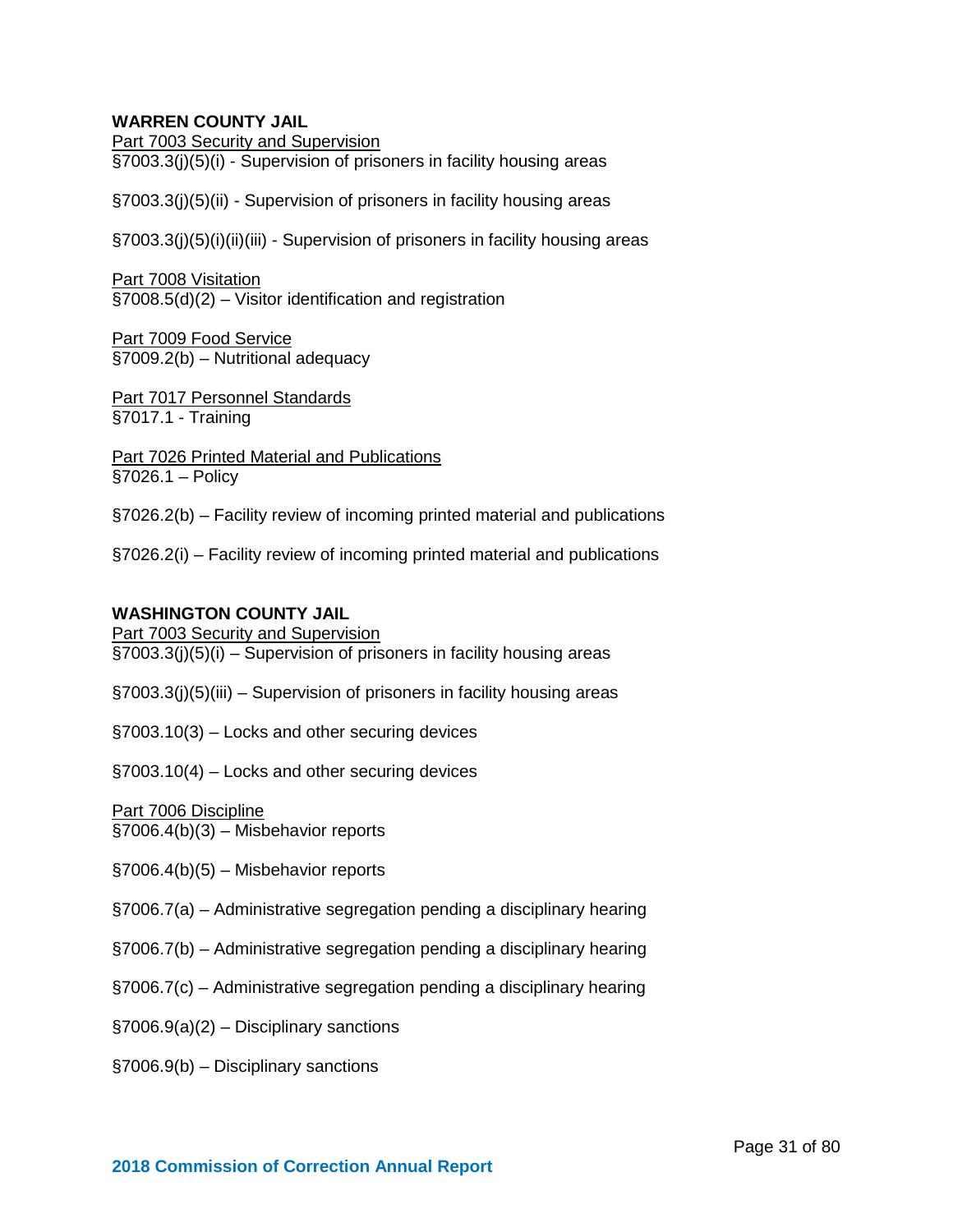**WARREN COUNTY JAIL**

<u>Part 7003 Security and Supervision</u>
§7003.3(j)(5)(i) - Supervision of prisoners in facility housing areas

§7003.3(j)(5)(ii) - Supervision of prisoners in facility housing areas

§7003.3(j)(5)(i)(ii)(iii) - Supervision of prisoners in facility housing areas

<u>Part 7008 Visitation</u>
§7008.5(d)(2) – Visitor identification and registration

<u>Part 7009 Food Service</u>
§7009.2(b) – Nutritional adequacy

<u>Part 7017 Personnel Standards</u>
§7017.1 - Training

<u>Part 7026 Printed Material and Publications</u>
§7026.1 – Policy

§7026.2(b) – Facility review of incoming printed material and publications

§7026.2(i) – Facility review of incoming printed material and publications

**WASHINGTON COUNTY JAIL**

<u>Part 7003 Security and Supervision</u>
§7003.3(j)(5)(i) – Supervision of prisoners in facility housing areas

§7003.3(j)(5)(iii) – Supervision of prisoners in facility housing areas

§7003.10(3) – Locks and other securing devices

§7003.10(4) – Locks and other securing devices

<u>Part 7006 Discipline</u>
§7006.4(b)(3) – Misbehavior reports

§7006.4(b)(5) – Misbehavior reports

§7006.7(a) – Administrative segregation pending a disciplinary hearing

§7006.7(b) – Administrative segregation pending a disciplinary hearing

§7006.7(c) – Administrative segregation pending a disciplinary hearing

§7006.9(a)(2) – Disciplinary sanctions

§7006.9(b) – Disciplinary sanctions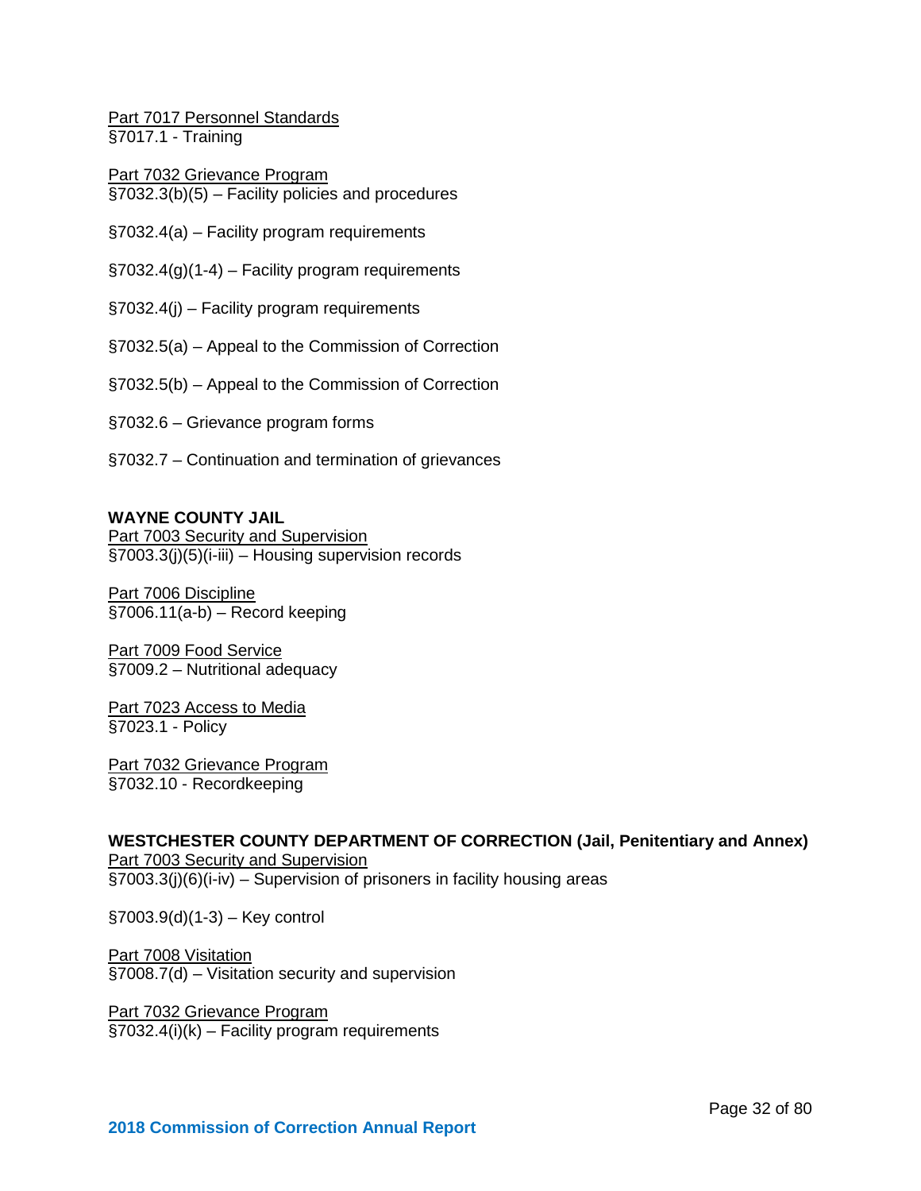<u>Part 7017 Personnel Standards</u>
§7017.1 - Training

<u>Part 7032 Grievance Program</u>
§7032.3(b)(5) – Facility policies and procedures

§7032.4(a) – Facility program requirements

§7032.4(g)(1-4) – Facility program requirements

§7032.4(j) – Facility program requirements

§7032.5(a) – Appeal to the Commission of Correction

§7032.5(b) – Appeal to the Commission of Correction

§7032.6 – Grievance program forms

§7032.7 – Continuation and termination of grievances

**WAYNE COUNTY JAIL**
<u>Part 7003 Security and Supervision</u>
§7003.3(j)(5)(i-iii) – Housing supervision records

<u>Part 7006 Discipline</u>
§7006.11(a-b) – Record keeping

<u>Part 7009 Food Service</u>
§7009.2 – Nutritional adequacy

<u>Part 7023 Access to Media</u>
§7023.1 - Policy

<u>Part 7032 Grievance Program</u>
§7032.10 - Recordkeeping

**WESTCHESTER COUNTY DEPARTMENT OF CORRECTION (Jail, Penitentiary and Annex)**
<u>Part 7003 Security and Supervision</u>
§7003.3(j)(6)(i-iv) – Supervision of prisoners in facility housing areas

§7003.9(d)(1-3) – Key control

<u>Part 7008 Visitation</u>
§7008.7(d) – Visitation security and supervision

<u>Part 7032 Grievance Program</u>
§7032.4(i)(k) – Facility program requirements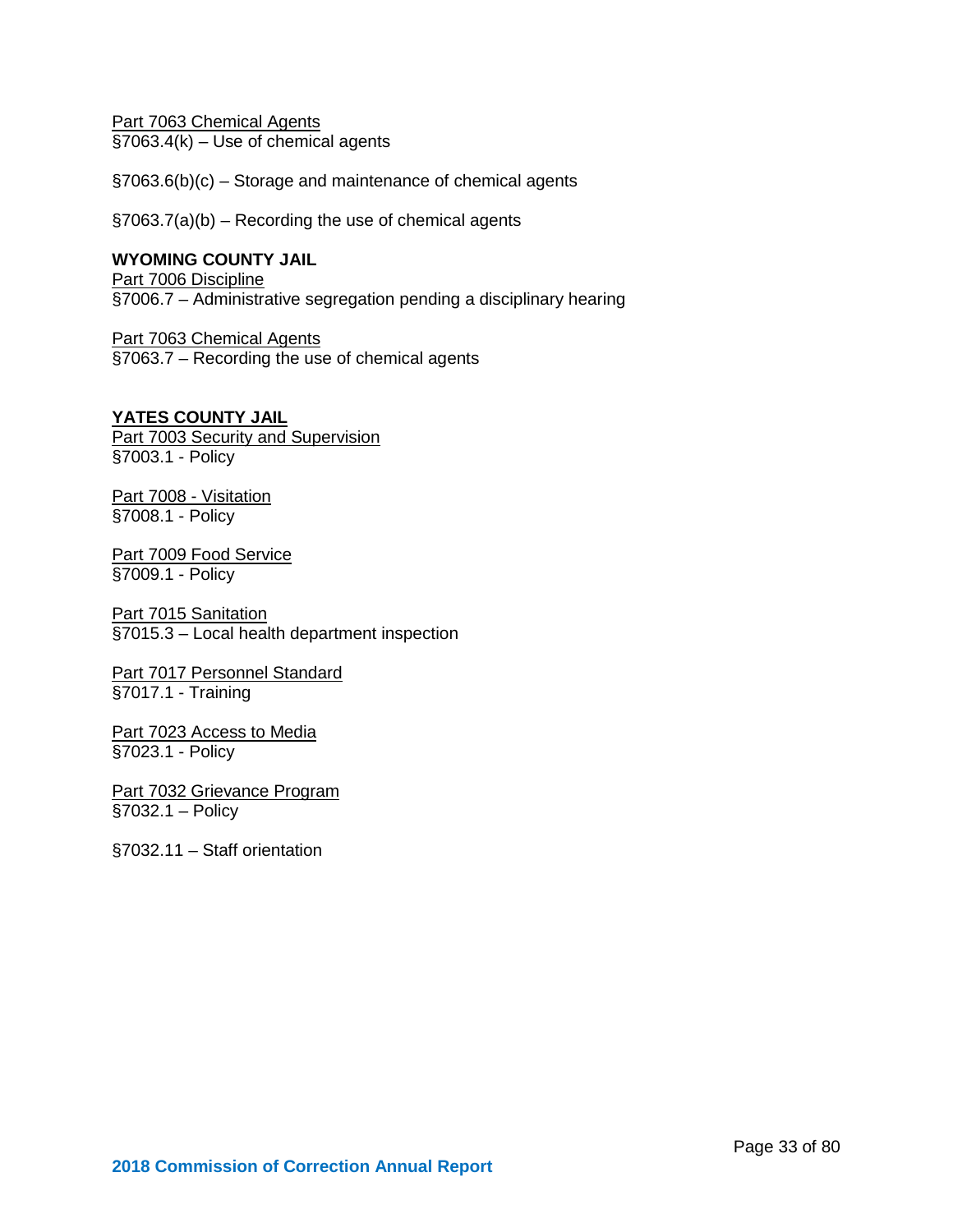Part 7063 Chemical Agents
§7063.4(k) – Use of chemical agents

§7063.6(b)(c) – Storage and maintenance of chemical agents

§7063.7(a)(b) – Recording the use of chemical agents

**WYOMING COUNTY JAIL**
Part 7006 Discipline
§7006.7 – Administrative segregation pending a disciplinary hearing

Part 7063 Chemical Agents
§7063.7 – Recording the use of chemical agents

**YATES COUNTY JAIL**
Part 7003 Security and Supervision
§7003.1 - Policy

Part 7008 - Visitation
§7008.1 - Policy

Part 7009 Food Service
§7009.1 - Policy

Part 7015 Sanitation
§7015.3 – Local health department inspection

Part 7017 Personnel Standard
§7017.1 - Training

Part 7023 Access to Media
§7023.1 - Policy

Part 7032 Grievance Program
§7032.1 – Policy

§7032.11 – Staff orientation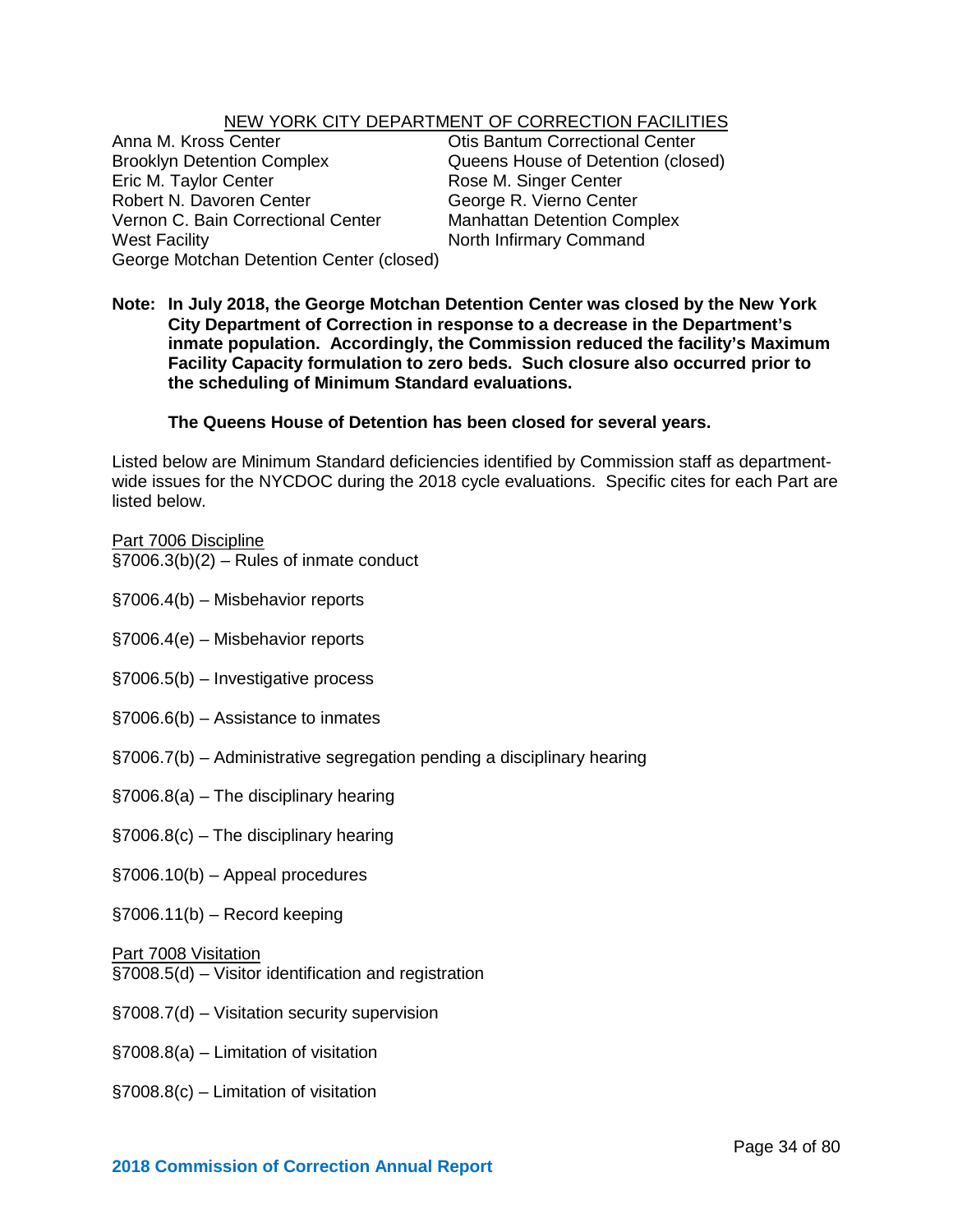## NEW YORK CITY DEPARTMENT OF CORRECTION FACILITIES

- Anna M. Kross Center
- Brooklyn Detention Complex
- Eric M. Taylor Center
- Robert N. Davoren Center
- Vernon C. Bain Correctional Center
- West Facility
- George Motchan Detention Center (closed)
- Otis Bantum Correctional Center
- Queens House of Detention (closed)
- Rose M. Singer Center
- George R. Vierno Center
- Manhattan Detention Complex
- North Infirmary Command

**Note: In July 2018, the George Motchan Detention Center was closed by the New York City Department of Correction in response to a decrease in the Department's inmate population. Accordingly, the Commission reduced the facility's Maximum Facility Capacity formulation to zero beds. Such closure also occurred prior to the scheduling of Minimum Standard evaluations.**

**The Queens House of Detention has been closed for several years.**

Listed below are Minimum Standard deficiencies identified by Commission staff as department-wide issues for the NYCDOC during the 2018 cycle evaluations. Specific cites for each Part are listed below.

### Part 7006 Discipline

§7006.3(b)(2) – Rules of inmate conduct

§7006.4(b) – Misbehavior reports

§7006.4(e) – Misbehavior reports

§7006.5(b) – Investigative process

§7006.6(b) – Assistance to inmates

§7006.7(b) – Administrative segregation pending a disciplinary hearing

§7006.8(a) – The disciplinary hearing

§7006.8(c) – The disciplinary hearing

§7006.10(b) – Appeal procedures

§7006.11(b) – Record keeping

### Part 7008 Visitation

§7008.5(d) – Visitor identification and registration

§7008.7(d) – Visitation security supervision

§7008.8(a) – Limitation of visitation

§7008.8(c) – Limitation of visitation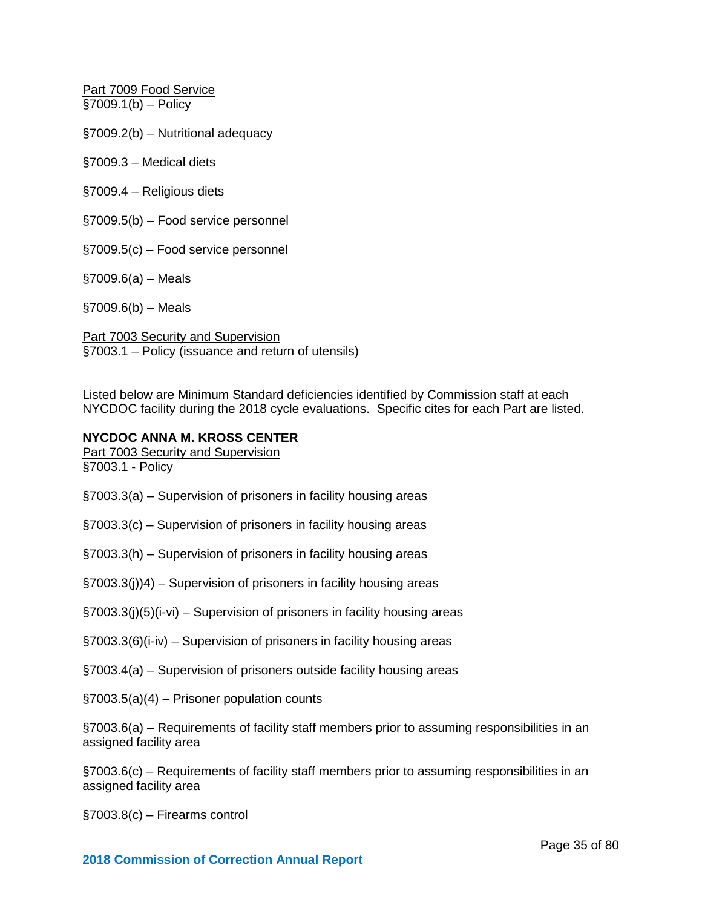Part 7009 Food Service
§7009.1(b) – Policy

§7009.2(b) – Nutritional adequacy

§7009.3 – Medical diets

§7009.4 – Religious diets

§7009.5(b) – Food service personnel

§7009.5(c) – Food service personnel

§7009.6(a) – Meals

§7009.6(b) – Meals

Part 7003 Security and Supervision
§7003.1 – Policy (issuance and return of utensils)

Listed below are Minimum Standard deficiencies identified by Commission staff at each NYCDOC facility during the 2018 cycle evaluations. Specific cites for each Part are listed.

**NYCDOC ANNA M. KROSS CENTER**

Part 7003 Security and Supervision
§7003.1 - Policy

§7003.3(a) – Supervision of prisoners in facility housing areas

§7003.3(c) – Supervision of prisoners in facility housing areas

§7003.3(h) – Supervision of prisoners in facility housing areas

§7003.3(j))4) – Supervision of prisoners in facility housing areas

§7003.3(j)(5)(i-vi) – Supervision of prisoners in facility housing areas

§7003.3(6)(i-iv) – Supervision of prisoners in facility housing areas

§7003.4(a) – Supervision of prisoners outside facility housing areas

§7003.5(a)(4) – Prisoner population counts

§7003.6(a) – Requirements of facility staff members prior to assuming responsibilities in an assigned facility area

§7003.6(c) – Requirements of facility staff members prior to assuming responsibilities in an assigned facility area

§7003.8(c) – Firearms control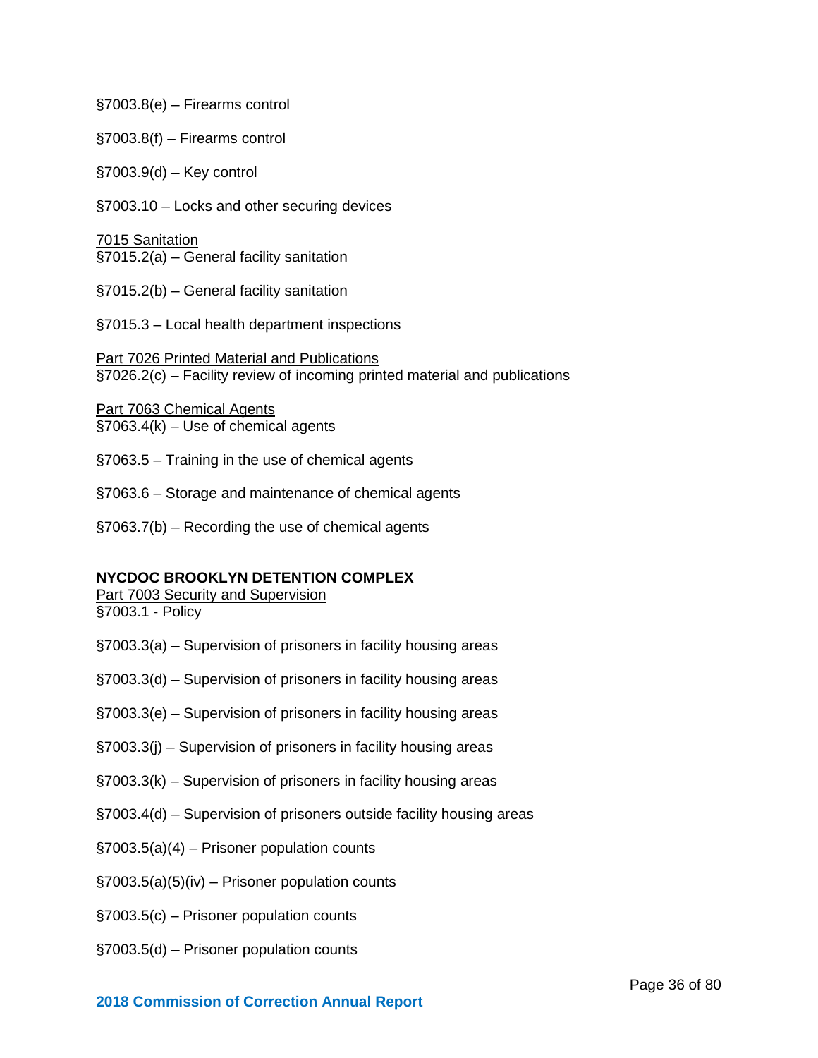§7003.8(e) – Firearms control

§7003.8(f) – Firearms control

§7003.9(d) – Key control

§7003.10 – Locks and other securing devices

7015 Sanitation
§7015.2(a) – General facility sanitation

§7015.2(b) – General facility sanitation

§7015.3 – Local health department inspections

Part 7026 Printed Material and Publications
§7026.2(c) – Facility review of incoming printed material and publications

Part 7063 Chemical Agents
§7063.4(k) – Use of chemical agents

§7063.5 – Training in the use of chemical agents

§7063.6 – Storage and maintenance of chemical agents

§7063.7(b) – Recording the use of chemical agents

**NYCDOC BROOKLYN DETENTION COMPLEX**
Part 7003 Security and Supervision
§7003.1 - Policy

§7003.3(a) – Supervision of prisoners in facility housing areas

§7003.3(d) – Supervision of prisoners in facility housing areas

§7003.3(e) – Supervision of prisoners in facility housing areas

§7003.3(j) – Supervision of prisoners in facility housing areas

§7003.3(k) – Supervision of prisoners in facility housing areas

§7003.4(d) – Supervision of prisoners outside facility housing areas

§7003.5(a)(4) – Prisoner population counts

§7003.5(a)(5)(iv) – Prisoner population counts

§7003.5(c) – Prisoner population counts

§7003.5(d) – Prisoner population counts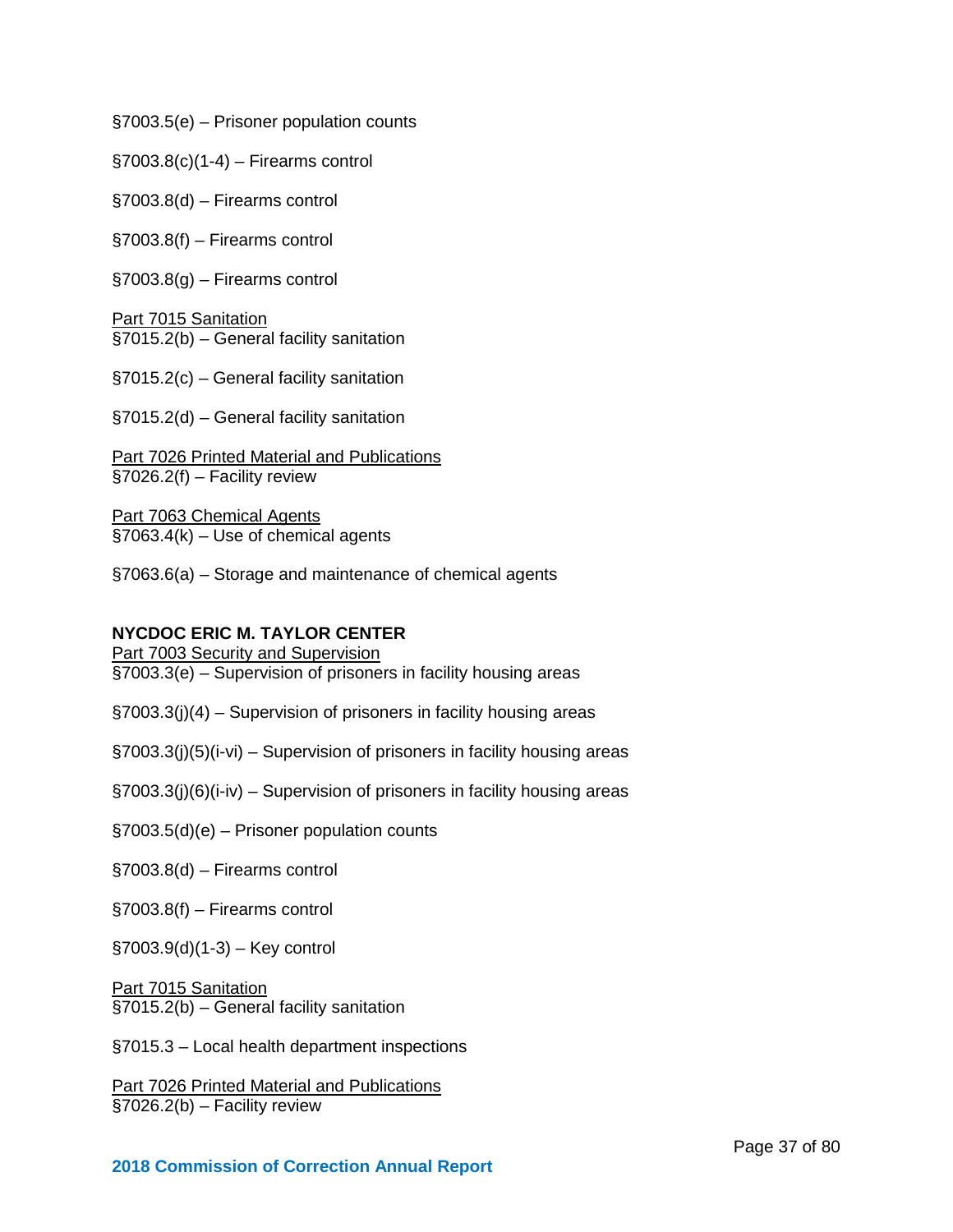§7003.5(e) – Prisoner population counts

§7003.8(c)(1-4) – Firearms control

§7003.8(d) – Firearms control

§7003.8(f) – Firearms control

§7003.8(g) – Firearms control

Part 7015 Sanitation
§7015.2(b) – General facility sanitation

§7015.2(c) – General facility sanitation

§7015.2(d) – General facility sanitation

Part 7026 Printed Material and Publications
§7026.2(f) – Facility review

Part 7063 Chemical Agents
§7063.4(k) – Use of chemical agents

§7063.6(a) – Storage and maintenance of chemical agents

**NYCDOC ERIC M. TAYLOR CENTER**
Part 7003 Security and Supervision
§7003.3(e) – Supervision of prisoners in facility housing areas

§7003.3(j)(4) – Supervision of prisoners in facility housing areas

§7003.3(j)(5)(i-vi) – Supervision of prisoners in facility housing areas

§7003.3(j)(6)(i-iv) – Supervision of prisoners in facility housing areas

§7003.5(d)(e) – Prisoner population counts

§7003.8(d) – Firearms control

§7003.8(f) – Firearms control

§7003.9(d)(1-3) – Key control

Part 7015 Sanitation
§7015.2(b) – General facility sanitation

§7015.3 – Local health department inspections

Part 7026 Printed Material and Publications
§7026.2(b) – Facility review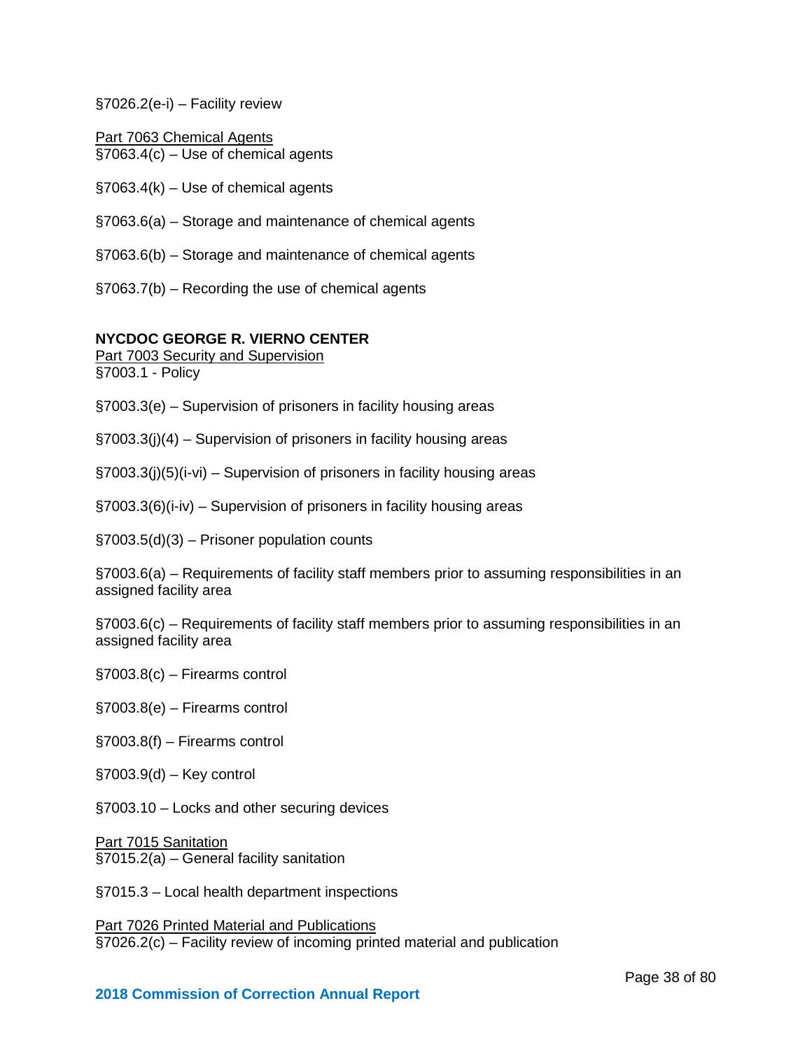§7026.2(e-i) – Facility review

Part 7063 Chemical Agents
§7063.4(c) – Use of chemical agents

§7063.4(k) – Use of chemical agents

§7063.6(a) – Storage and maintenance of chemical agents

§7063.6(b) – Storage and maintenance of chemical agents

§7063.7(b) – Recording the use of chemical agents

**NYCDOC GEORGE R. VIERNO CENTER**

Part 7003 Security and Supervision
§7003.1 - Policy

§7003.3(e) – Supervision of prisoners in facility housing areas

§7003.3(j)(4) – Supervision of prisoners in facility housing areas

§7003.3(j)(5)(i-vi) – Supervision of prisoners in facility housing areas

§7003.3(6)(i-iv) – Supervision of prisoners in facility housing areas

§7003.5(d)(3) – Prisoner population counts

§7003.6(a) – Requirements of facility staff members prior to assuming responsibilities in an assigned facility area

§7003.6(c) – Requirements of facility staff members prior to assuming responsibilities in an assigned facility area

§7003.8(c) – Firearms control

§7003.8(e) – Firearms control

§7003.8(f) – Firearms control

§7003.9(d) – Key control

§7003.10 – Locks and other securing devices

Part 7015 Sanitation
§7015.2(a) – General facility sanitation

§7015.3 – Local health department inspections

Part 7026 Printed Material and Publications
§7026.2(c) – Facility review of incoming printed material and publication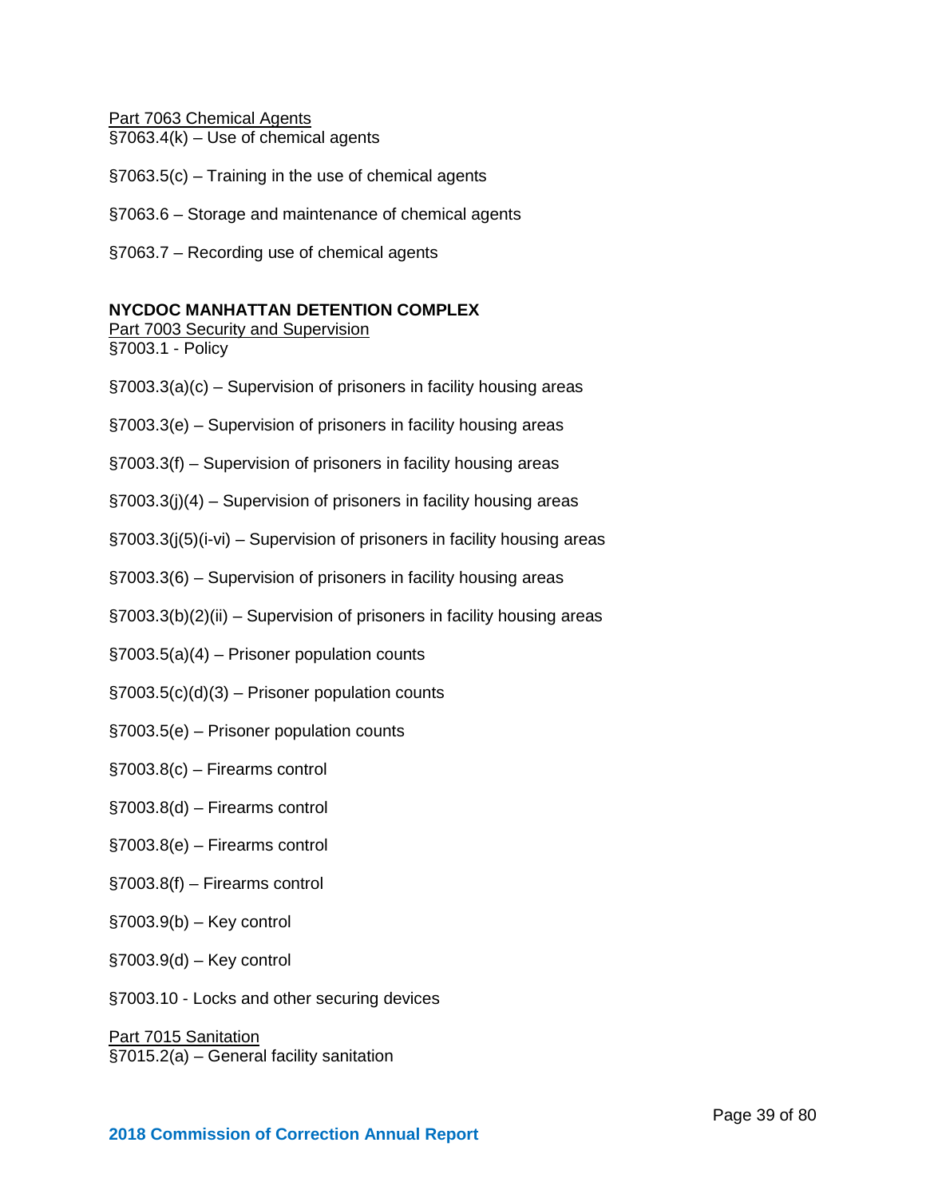Part 7063 Chemical Agents
§7063.4(k) – Use of chemical agents

§7063.5(c) – Training in the use of chemical agents

§7063.6 – Storage and maintenance of chemical agents

§7063.7 – Recording use of chemical agents

**NYCDOC MANHATTAN DETENTION COMPLEX**
Part 7003 Security and Supervision
§7003.1 - Policy

§7003.3(a)(c) – Supervision of prisoners in facility housing areas

§7003.3(e) – Supervision of prisoners in facility housing areas

§7003.3(f) – Supervision of prisoners in facility housing areas

§7003.3(j)(4) – Supervision of prisoners in facility housing areas

§7003.3(j(5)(i-vi) – Supervision of prisoners in facility housing areas

§7003.3(6) – Supervision of prisoners in facility housing areas

§7003.3(b)(2)(ii) – Supervision of prisoners in facility housing areas

§7003.5(a)(4) – Prisoner population counts

§7003.5(c)(d)(3) – Prisoner population counts

§7003.5(e) – Prisoner population counts

§7003.8(c) – Firearms control

§7003.8(d) – Firearms control

§7003.8(e) – Firearms control

§7003.8(f) – Firearms control

§7003.9(b) – Key control

§7003.9(d) – Key control

§7003.10 - Locks and other securing devices

Part 7015 Sanitation
§7015.2(a) – General facility sanitation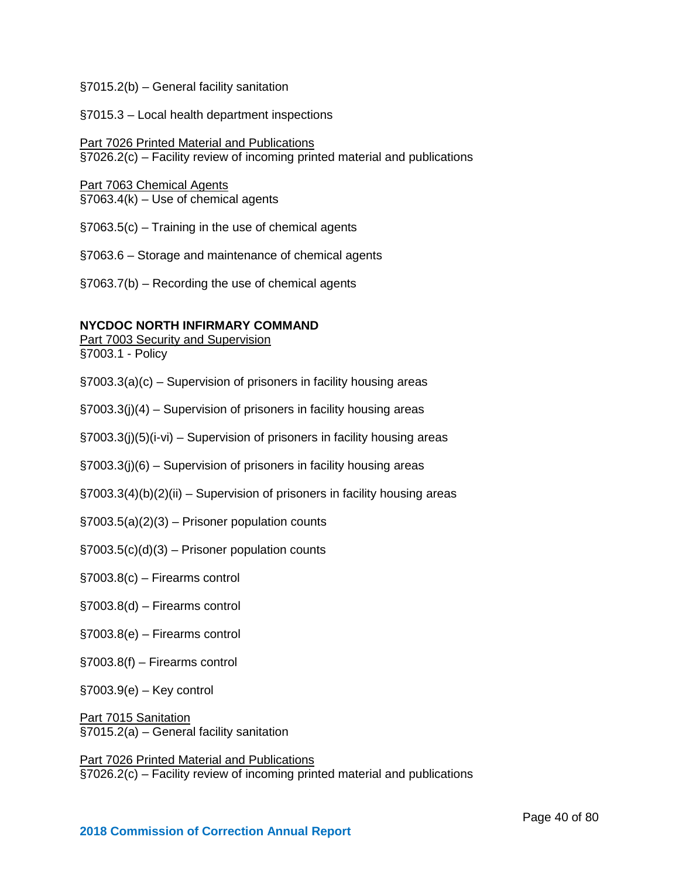§7015.2(b) – General facility sanitation

§7015.3 – Local health department inspections

Part 7026 Printed Material and Publications
§7026.2(c) – Facility review of incoming printed material and publications

Part 7063 Chemical Agents
§7063.4(k) – Use of chemical agents

§7063.5(c) – Training in the use of chemical agents

§7063.6 – Storage and maintenance of chemical agents

§7063.7(b) – Recording the use of chemical agents

**NYCDOC NORTH INFIRMARY COMMAND**

Part 7003 Security and Supervision
§7003.1 - Policy

§7003.3(a)(c) – Supervision of prisoners in facility housing areas

§7003.3(j)(4) – Supervision of prisoners in facility housing areas

§7003.3(j)(5)(i-vi) – Supervision of prisoners in facility housing areas

§7003.3(j)(6) – Supervision of prisoners in facility housing areas

§7003.3(4)(b)(2)(ii) – Supervision of prisoners in facility housing areas

§7003.5(a)(2)(3) – Prisoner population counts

§7003.5(c)(d)(3) – Prisoner population counts

§7003.8(c) – Firearms control

§7003.8(d) – Firearms control

§7003.8(e) – Firearms control

§7003.8(f) – Firearms control

§7003.9(e) – Key control

Part 7015 Sanitation
§7015.2(a) – General facility sanitation

Part 7026 Printed Material and Publications
§7026.2(c) – Facility review of incoming printed material and publications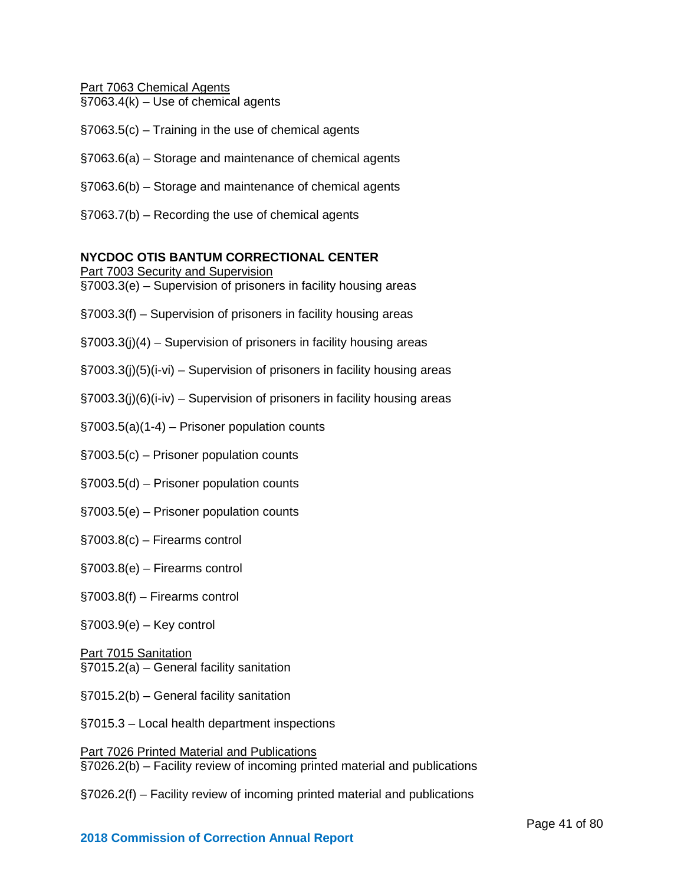Part 7063 Chemical Agents

§7063.4(k) – Use of chemical agents

§7063.5(c) – Training in the use of chemical agents

§7063.6(a) – Storage and maintenance of chemical agents

§7063.6(b) – Storage and maintenance of chemical agents

§7063.7(b) – Recording the use of chemical agents

**NYCDOC OTIS BANTUM CORRECTIONAL CENTER**

Part 7003 Security and Supervision

§7003.3(e) – Supervision of prisoners in facility housing areas

§7003.3(f) – Supervision of prisoners in facility housing areas

§7003.3(j)(4) – Supervision of prisoners in facility housing areas

§7003.3(j)(5)(i-vi) – Supervision of prisoners in facility housing areas

§7003.3(j)(6)(i-iv) – Supervision of prisoners in facility housing areas

§7003.5(a)(1-4) – Prisoner population counts

§7003.5(c) – Prisoner population counts

§7003.5(d) – Prisoner population counts

§7003.5(e) – Prisoner population counts

§7003.8(c) – Firearms control

§7003.8(e) – Firearms control

§7003.8(f) – Firearms control

§7003.9(e) – Key control

Part 7015 Sanitation

§7015.2(a) – General facility sanitation

§7015.2(b) – General facility sanitation

§7015.3 – Local health department inspections

Part 7026 Printed Material and Publications

§7026.2(b) – Facility review of incoming printed material and publications

§7026.2(f) – Facility review of incoming printed material and publications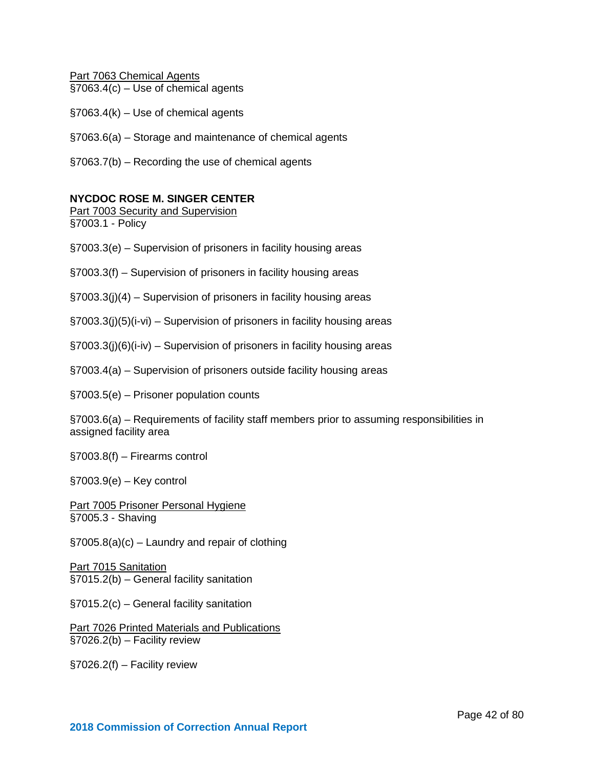Part 7063 Chemical Agents
§7063.4(c) – Use of chemical agents

§7063.4(k) – Use of chemical agents

§7063.6(a) – Storage and maintenance of chemical agents

§7063.7(b) – Recording the use of chemical agents

**NYCDOC ROSE M. SINGER CENTER**

Part 7003 Security and Supervision
§7003.1 - Policy

§7003.3(e) – Supervision of prisoners in facility housing areas

§7003.3(f) – Supervision of prisoners in facility housing areas

§7003.3(j)(4) – Supervision of prisoners in facility housing areas

§7003.3(j)(5)(i-vi) – Supervision of prisoners in facility housing areas

§7003.3(j)(6)(i-iv) – Supervision of prisoners in facility housing areas

§7003.4(a) – Supervision of prisoners outside facility housing areas

§7003.5(e) – Prisoner population counts

§7003.6(a) – Requirements of facility staff members prior to assuming responsibilities in assigned facility area

§7003.8(f) – Firearms control

§7003.9(e) – Key control

Part 7005 Prisoner Personal Hygiene
§7005.3 - Shaving

§7005.8(a)(c) – Laundry and repair of clothing

Part 7015 Sanitation
§7015.2(b) – General facility sanitation

§7015.2(c) – General facility sanitation

Part 7026 Printed Materials and Publications
§7026.2(b) – Facility review

§7026.2(f) – Facility review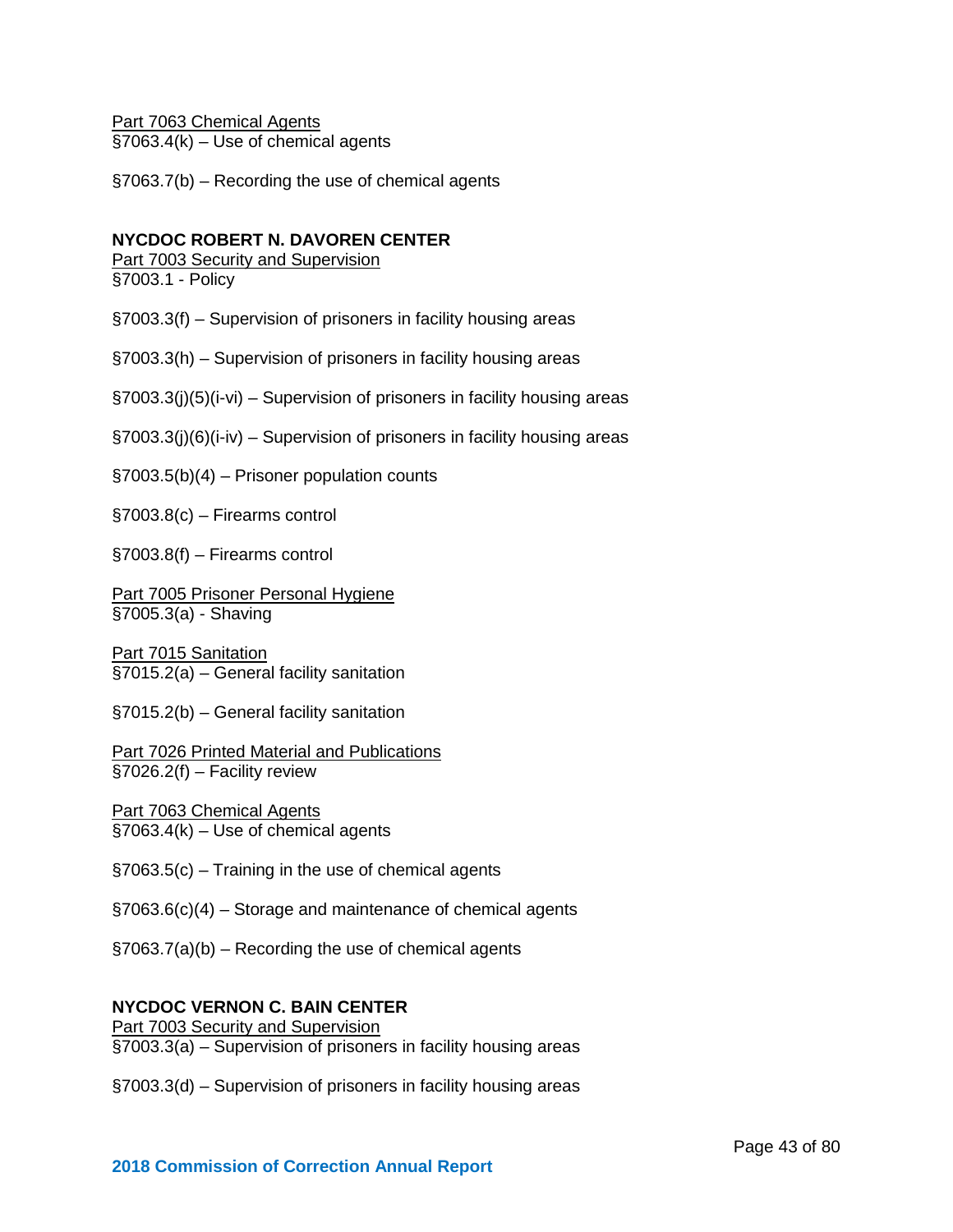Part 7063 Chemical Agents
§7063.4(k) – Use of chemical agents

§7063.7(b) – Recording the use of chemical agents

**NYCDOC ROBERT N. DAVOREN CENTER**
Part 7003 Security and Supervision
§7003.1 - Policy

§7003.3(f) – Supervision of prisoners in facility housing areas

§7003.3(h) – Supervision of prisoners in facility housing areas

§7003.3(j)(5)(i-vi) – Supervision of prisoners in facility housing areas

§7003.3(j)(6)(i-iv) – Supervision of prisoners in facility housing areas

§7003.5(b)(4) – Prisoner population counts

§7003.8(c) – Firearms control

§7003.8(f) – Firearms control

Part 7005 Prisoner Personal Hygiene
§7005.3(a) - Shaving

Part 7015 Sanitation
§7015.2(a) – General facility sanitation

§7015.2(b) – General facility sanitation

Part 7026 Printed Material and Publications
§7026.2(f) – Facility review

Part 7063 Chemical Agents
§7063.4(k) – Use of chemical agents

§7063.5(c) – Training in the use of chemical agents

§7063.6(c)(4) – Storage and maintenance of chemical agents

§7063.7(a)(b) – Recording the use of chemical agents

**NYCDOC VERNON C. BAIN CENTER**
Part 7003 Security and Supervision
§7003.3(a) – Supervision of prisoners in facility housing areas

§7003.3(d) – Supervision of prisoners in facility housing areas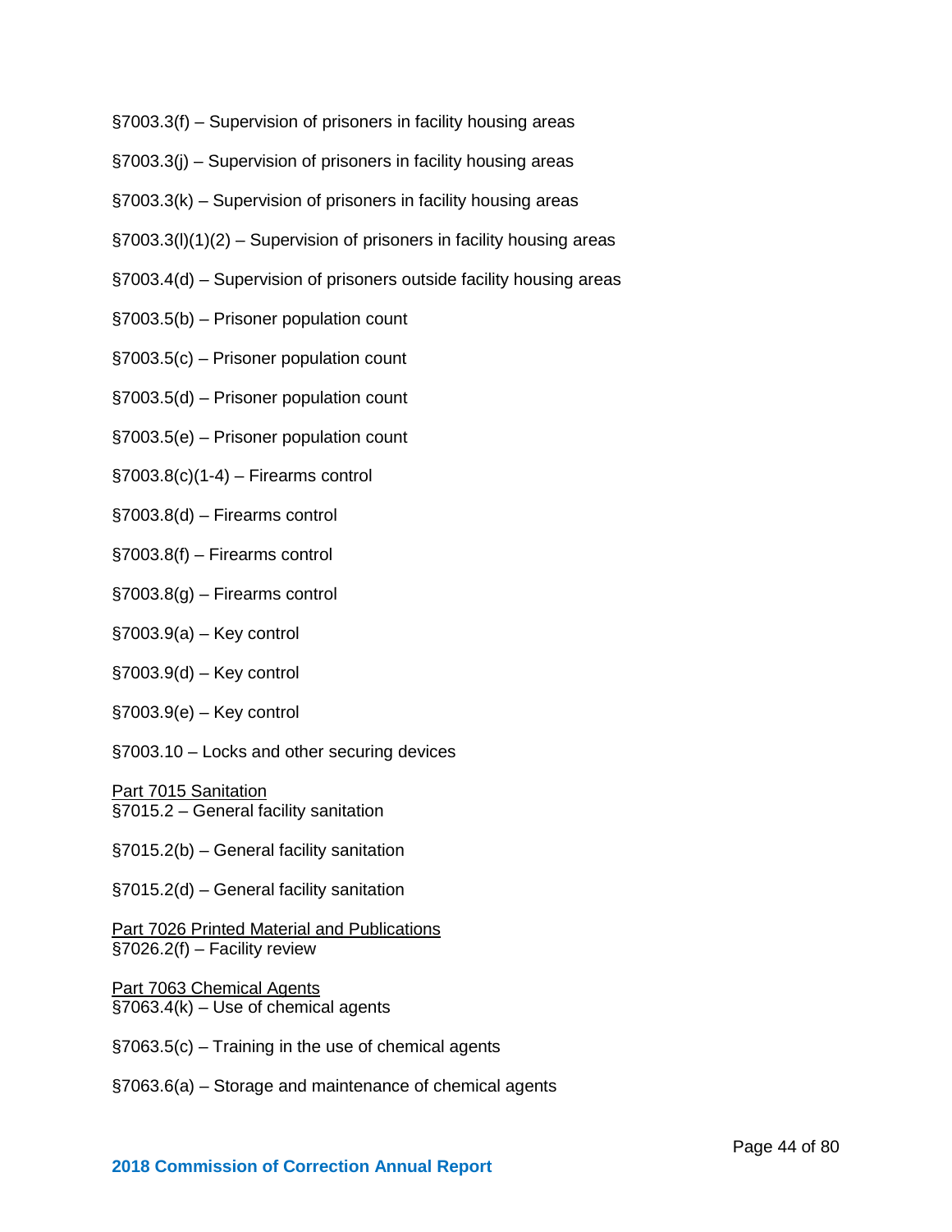§7003.3(f) – Supervision of prisoners in facility housing areas

§7003.3(j) – Supervision of prisoners in facility housing areas

§7003.3(k) – Supervision of prisoners in facility housing areas

§7003.3(l)(1)(2) – Supervision of prisoners in facility housing areas

§7003.4(d) – Supervision of prisoners outside facility housing areas

§7003.5(b) – Prisoner population count

§7003.5(c) – Prisoner population count

§7003.5(d) – Prisoner population count

§7003.5(e) – Prisoner population count

§7003.8(c)(1-4) – Firearms control

§7003.8(d) – Firearms control

§7003.8(f) – Firearms control

§7003.8(g) – Firearms control

§7003.9(a) – Key control

§7003.9(d) – Key control

§7003.9(e) – Key control

§7003.10 – Locks and other securing devices

Part 7015 Sanitation
§7015.2 – General facility sanitation

§7015.2(b) – General facility sanitation

§7015.2(d) – General facility sanitation

Part 7026 Printed Material and Publications
§7026.2(f) – Facility review

Part 7063 Chemical Agents
§7063.4(k) – Use of chemical agents

§7063.5(c) – Training in the use of chemical agents

§7063.6(a) – Storage and maintenance of chemical agents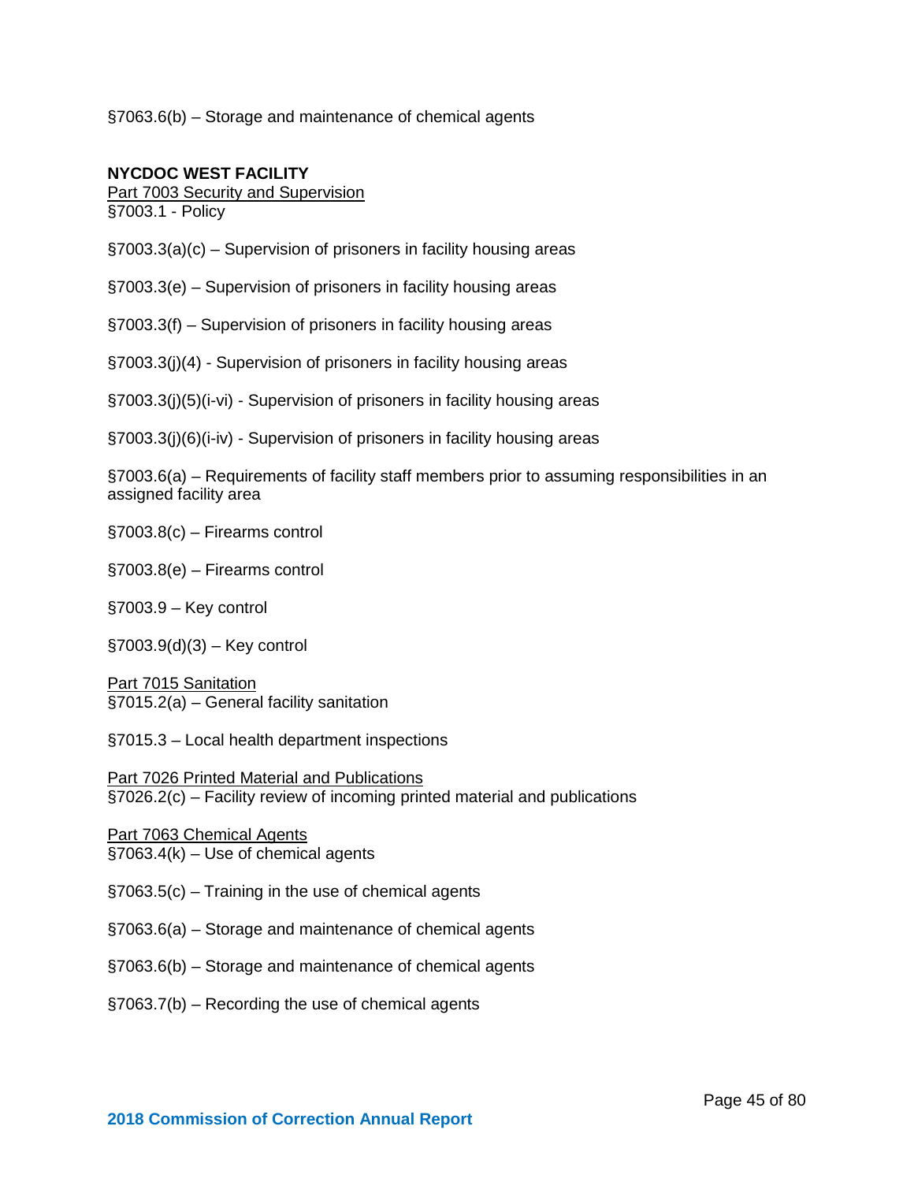§7063.6(b) – Storage and maintenance of chemical agents

**NYCDOC WEST FACILITY**

Part 7003 Security and Supervision

§7003.1 - Policy

§7003.3(a)(c) – Supervision of prisoners in facility housing areas

§7003.3(e) – Supervision of prisoners in facility housing areas

§7003.3(f) – Supervision of prisoners in facility housing areas

§7003.3(j)(4) - Supervision of prisoners in facility housing areas

§7003.3(j)(5)(i-vi) - Supervision of prisoners in facility housing areas

§7003.3(j)(6)(i-iv) - Supervision of prisoners in facility housing areas

§7003.6(a) – Requirements of facility staff members prior to assuming responsibilities in an assigned facility area

§7003.8(c) – Firearms control

§7003.8(e) – Firearms control

§7003.9 – Key control

§7003.9(d)(3) – Key control

Part 7015 Sanitation

§7015.2(a) – General facility sanitation

§7015.3 – Local health department inspections

Part 7026 Printed Material and Publications

§7026.2(c) – Facility review of incoming printed material and publications

Part 7063 Chemical Agents

§7063.4(k) – Use of chemical agents

§7063.5(c) – Training in the use of chemical agents

§7063.6(a) – Storage and maintenance of chemical agents

§7063.6(b) – Storage and maintenance of chemical agents

§7063.7(b) – Recording the use of chemical agents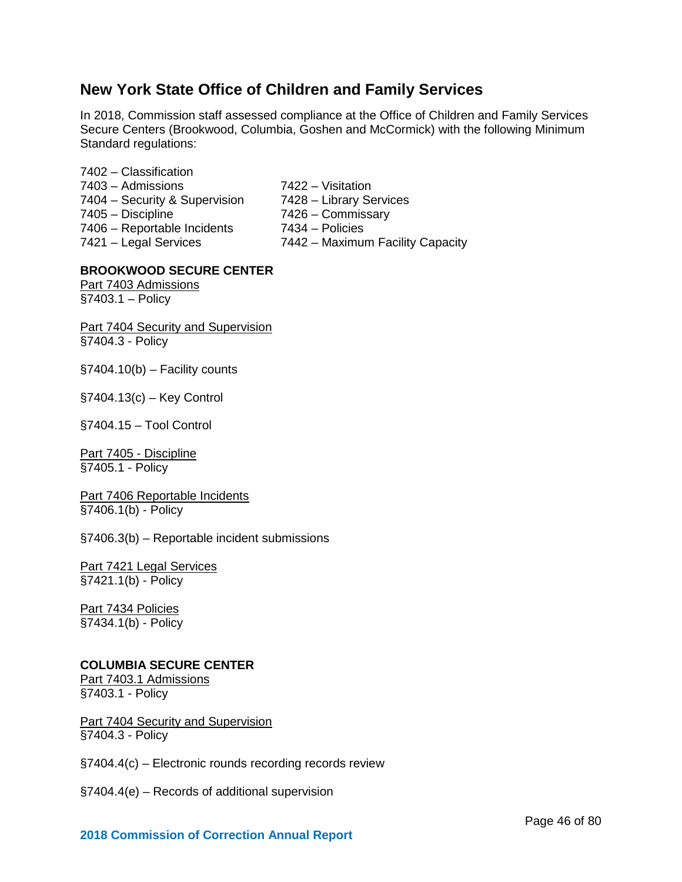## New York State Office of Children and Family Services

In 2018, Commission staff assessed compliance at the Office of Children and Family Services Secure Centers (Brookwood, Columbia, Goshen and McCormick) with the following Minimum Standard regulations:

7402 – Classification
7403 – Admissions
7404 – Security & Supervision
7405 – Discipline
7406 – Reportable Incidents
7421 – Legal Services
7422 – Visitation
7428 – Library Services
7426 – Commissary
7434 – Policies
7442 – Maximum Facility Capacity

**BROOKWOOD SECURE CENTER**

Part 7403 Admissions
§7403.1 – Policy

Part 7404 Security and Supervision
§7404.3 - Policy

§7404.10(b) – Facility counts

§7404.13(c) – Key Control

§7404.15 – Tool Control

Part 7405 - Discipline
§7405.1 - Policy

Part 7406 Reportable Incidents
§7406.1(b) - Policy

§7406.3(b) – Reportable incident submissions

Part 7421 Legal Services
§7421.1(b) - Policy

Part 7434 Policies
§7434.1(b) - Policy

**COLUMBIA SECURE CENTER**

Part 7403.1 Admissions
§7403.1 - Policy

Part 7404 Security and Supervision
§7404.3 - Policy

§7404.4(c) – Electronic rounds recording records review

§7404.4(e) – Records of additional supervision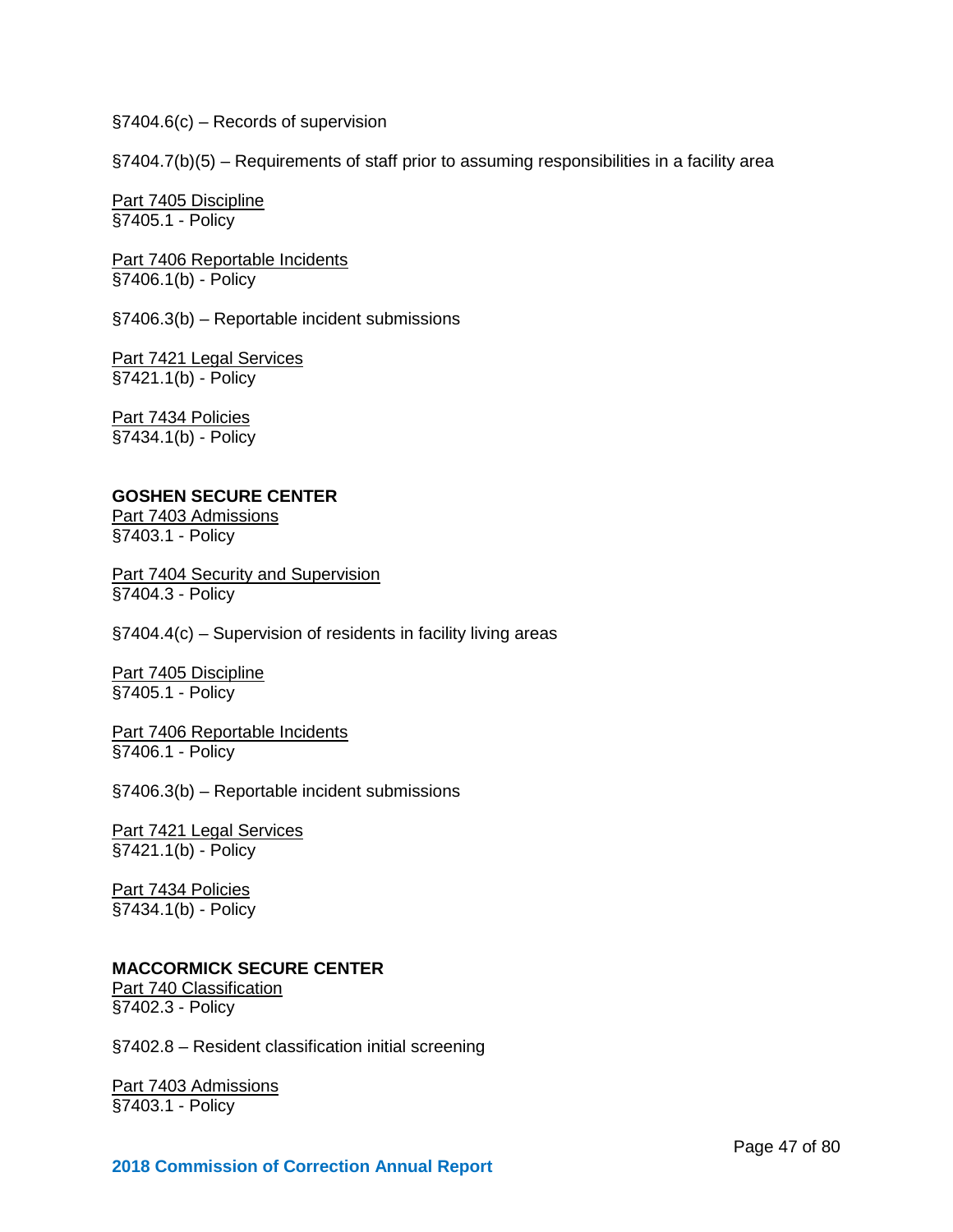§7404.6(c) – Records of supervision

§7404.7(b)(5) – Requirements of staff prior to assuming responsibilities in a facility area

Part 7405 Discipline
§7405.1 - Policy

Part 7406 Reportable Incidents
§7406.1(b) - Policy

§7406.3(b) – Reportable incident submissions

Part 7421 Legal Services
§7421.1(b) - Policy

Part 7434 Policies
§7434.1(b) - Policy

**GOSHEN SECURE CENTER**
Part 7403 Admissions
§7403.1 - Policy

Part 7404 Security and Supervision
§7404.3 - Policy

§7404.4(c) – Supervision of residents in facility living areas

Part 7405 Discipline
§7405.1 - Policy

Part 7406 Reportable Incidents
§7406.1 - Policy

§7406.3(b) – Reportable incident submissions

Part 7421 Legal Services
§7421.1(b) - Policy

Part 7434 Policies
§7434.1(b) - Policy

**MACCORMICK SECURE CENTER**
Part 740 Classification
§7402.3 - Policy

§7402.8 – Resident classification initial screening

Part 7403 Admissions
§7403.1 - Policy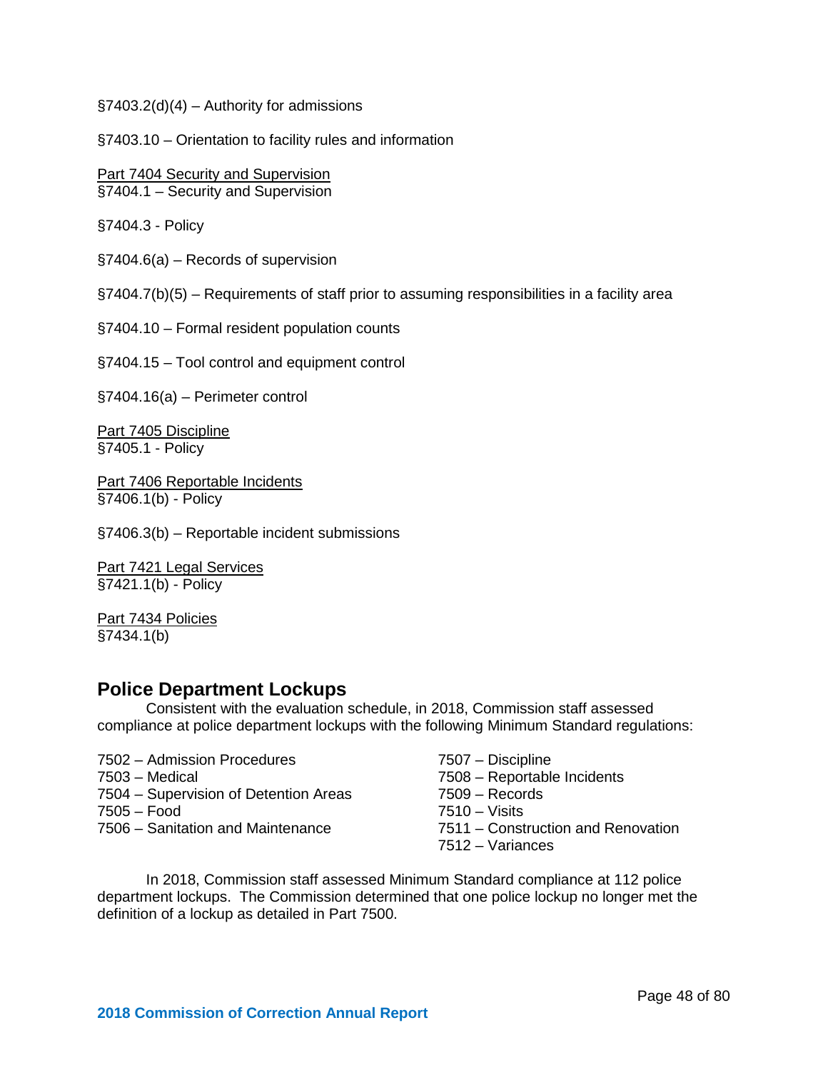§7403.2(d)(4) – Authority for admissions

§7403.10 – Orientation to facility rules and information

Part 7404 Security and Supervision
§7404.1 – Security and Supervision

§7404.3 - Policy

§7404.6(a) – Records of supervision

§7404.7(b)(5) – Requirements of staff prior to assuming responsibilities in a facility area

§7404.10 – Formal resident population counts

§7404.15 – Tool control and equipment control

§7404.16(a) – Perimeter control

Part 7405 Discipline
§7405.1 - Policy

Part 7406 Reportable Incidents
§7406.1(b) - Policy

§7406.3(b) – Reportable incident submissions

Part 7421 Legal Services
§7421.1(b) - Policy

Part 7434 Policies
§7434.1(b)

## Police Department Lockups

Consistent with the evaluation schedule, in 2018, Commission staff assessed compliance at police department lockups with the following Minimum Standard regulations:

7502 – Admission Procedures
7503 – Medical
7504 – Supervision of Detention Areas
7505 – Food
7506 – Sanitation and Maintenance
7507 – Discipline
7508 – Reportable Incidents
7509 – Records
7510 – Visits
7511 – Construction and Renovation
7512 – Variances

In 2018, Commission staff assessed Minimum Standard compliance at 112 police department lockups. The Commission determined that one police lockup no longer met the definition of a lockup as detailed in Part 7500.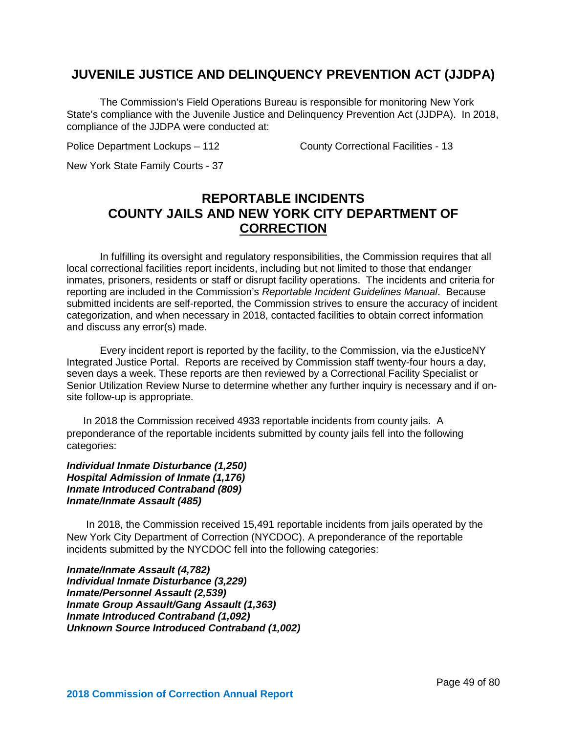## JUVENILE JUSTICE AND DELINQUENCY PREVENTION ACT (JJDPA)

The Commission's Field Operations Bureau is responsible for monitoring New York State's compliance with the Juvenile Justice and Delinquency Prevention Act (JJDPA). In 2018, compliance of the JJDPA were conducted at:

Police Department Lockups – 112

County Correctional Facilities - 13

New York State Family Courts - 37

## REPORTABLE INCIDENTS COUNTY JAILS AND NEW YORK CITY DEPARTMENT OF CORRECTION

In fulfilling its oversight and regulatory responsibilities, the Commission requires that all local correctional facilities report incidents, including but not limited to those that endanger inmates, prisoners, residents or staff or disrupt facility operations. The incidents and criteria for reporting are included in the Commission's *Reportable Incident Guidelines Manual*. Because submitted incidents are self-reported, the Commission strives to ensure the accuracy of incident categorization, and when necessary in 2018, contacted facilities to obtain correct information and discuss any error(s) made.

Every incident report is reported by the facility, to the Commission, via the eJusticeNY Integrated Justice Portal. Reports are received by Commission staff twenty-four hours a day, seven days a week. These reports are then reviewed by a Correctional Facility Specialist or Senior Utilization Review Nurse to determine whether any further inquiry is necessary and if on-site follow-up is appropriate.

In 2018 the Commission received 4933 reportable incidents from county jails. A preponderance of the reportable incidents submitted by county jails fell into the following categories:

***Individual Inmate Disturbance (1,250)***
***Hospital Admission of Inmate (1,176)***
***Inmate Introduced Contraband (809)***
***Inmate/Inmate Assault (485)***

In 2018, the Commission received 15,491 reportable incidents from jails operated by the New York City Department of Correction (NYCDOC). A preponderance of the reportable incidents submitted by the NYCDOC fell into the following categories:

***Inmate/Inmate Assault (4,782)***
***Individual Inmate Disturbance (3,229)***
***Inmate/Personnel Assault (2,539)***
***Inmate Group Assault/Gang Assault (1,363)***
***Inmate Introduced Contraband (1,092)***
***Unknown Source Introduced Contraband (1,002)***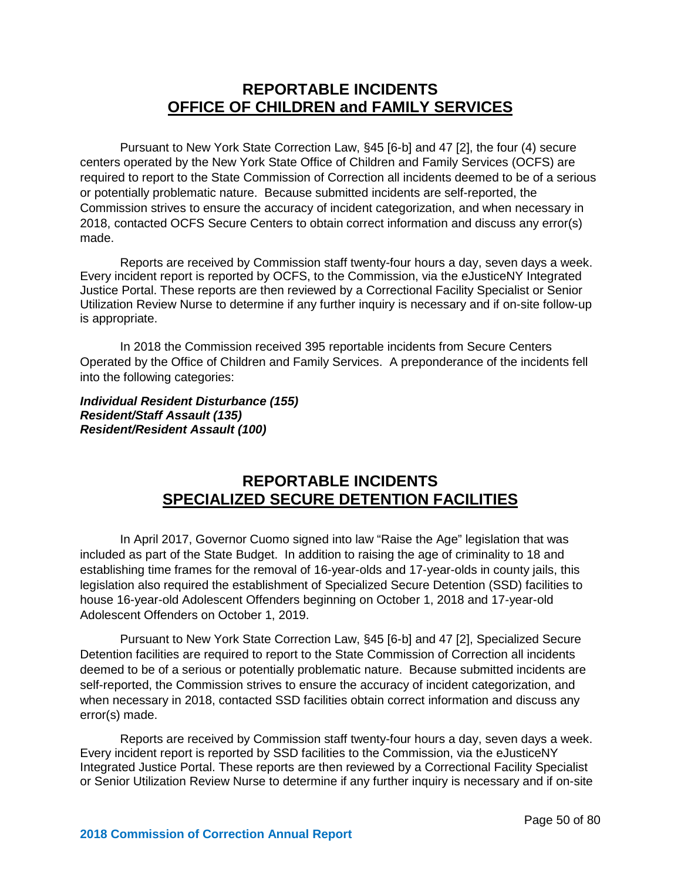## REPORTABLE INCIDENTS
## OFFICE OF CHILDREN and FAMILY SERVICES

Pursuant to New York State Correction Law, §45 [6-b] and 47 [2], the four (4) secure centers operated by the New York State Office of Children and Family Services (OCFS) are required to report to the State Commission of Correction all incidents deemed to be of a serious or potentially problematic nature. Because submitted incidents are self-reported, the Commission strives to ensure the accuracy of incident categorization, and when necessary in 2018, contacted OCFS Secure Centers to obtain correct information and discuss any error(s) made.

Reports are received by Commission staff twenty-four hours a day, seven days a week. Every incident report is reported by OCFS, to the Commission, via the eJusticeNY Integrated Justice Portal. These reports are then reviewed by a Correctional Facility Specialist or Senior Utilization Review Nurse to determine if any further inquiry is necessary and if on-site follow-up is appropriate.

In 2018 the Commission received 395 reportable incidents from Secure Centers Operated by the Office of Children and Family Services. A preponderance of the incidents fell into the following categories:

***Individual Resident Disturbance (155)***
***Resident/Staff Assault (135)***
***Resident/Resident Assault (100)***

## REPORTABLE INCIDENTS
## SPECIALIZED SECURE DETENTION FACILITIES

In April 2017, Governor Cuomo signed into law "Raise the Age" legislation that was included as part of the State Budget. In addition to raising the age of criminality to 18 and establishing time frames for the removal of 16-year-olds and 17-year-olds in county jails, this legislation also required the establishment of Specialized Secure Detention (SSD) facilities to house 16-year-old Adolescent Offenders beginning on October 1, 2018 and 17-year-old Adolescent Offenders on October 1, 2019.

Pursuant to New York State Correction Law, §45 [6-b] and 47 [2], Specialized Secure Detention facilities are required to report to the State Commission of Correction all incidents deemed to be of a serious or potentially problematic nature. Because submitted incidents are self-reported, the Commission strives to ensure the accuracy of incident categorization, and when necessary in 2018, contacted SSD facilities obtain correct information and discuss any error(s) made.

Reports are received by Commission staff twenty-four hours a day, seven days a week. Every incident report is reported by SSD facilities to the Commission, via the eJusticeNY Integrated Justice Portal. These reports are then reviewed by a Correctional Facility Specialist or Senior Utilization Review Nurse to determine if any further inquiry is necessary and if on-site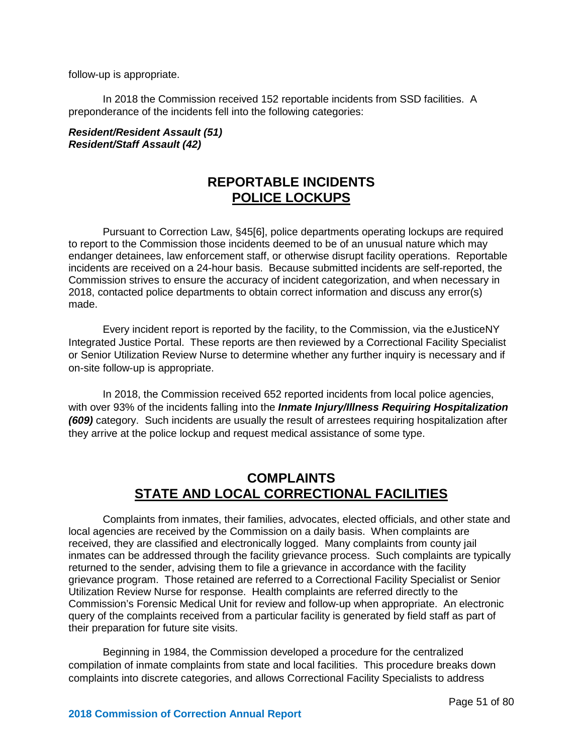follow-up is appropriate.

In 2018 the Commission received 152 reportable incidents from SSD facilities. A preponderance of the incidents fell into the following categories:

***Resident/Resident Assault (51)***
***Resident/Staff Assault (42)***

## REPORTABLE INCIDENTS
## POLICE LOCKUPS

Pursuant to Correction Law, §45[6], police departments operating lockups are required to report to the Commission those incidents deemed to be of an unusual nature which may endanger detainees, law enforcement staff, or otherwise disrupt facility operations. Reportable incidents are received on a 24-hour basis. Because submitted incidents are self-reported, the Commission strives to ensure the accuracy of incident categorization, and when necessary in 2018, contacted police departments to obtain correct information and discuss any error(s) made.

Every incident report is reported by the facility, to the Commission, via the eJusticeNY Integrated Justice Portal. These reports are then reviewed by a Correctional Facility Specialist or Senior Utilization Review Nurse to determine whether any further inquiry is necessary and if on-site follow-up is appropriate.

In 2018, the Commission received 652 reported incidents from local police agencies, with over 93% of the incidents falling into the ***Inmate Injury/Illness Requiring Hospitalization (609)*** category. Such incidents are usually the result of arrestees requiring hospitalization after they arrive at the police lockup and request medical assistance of some type.

## COMPLAINTS
## STATE AND LOCAL CORRECTIONAL FACILITIES

Complaints from inmates, their families, advocates, elected officials, and other state and local agencies are received by the Commission on a daily basis. When complaints are received, they are classified and electronically logged. Many complaints from county jail inmates can be addressed through the facility grievance process. Such complaints are typically returned to the sender, advising them to file a grievance in accordance with the facility grievance program. Those retained are referred to a Correctional Facility Specialist or Senior Utilization Review Nurse for response. Health complaints are referred directly to the Commission's Forensic Medical Unit for review and follow-up when appropriate. An electronic query of the complaints received from a particular facility is generated by field staff as part of their preparation for future site visits.

Beginning in 1984, the Commission developed a procedure for the centralized compilation of inmate complaints from state and local facilities. This procedure breaks down complaints into discrete categories, and allows Correctional Facility Specialists to address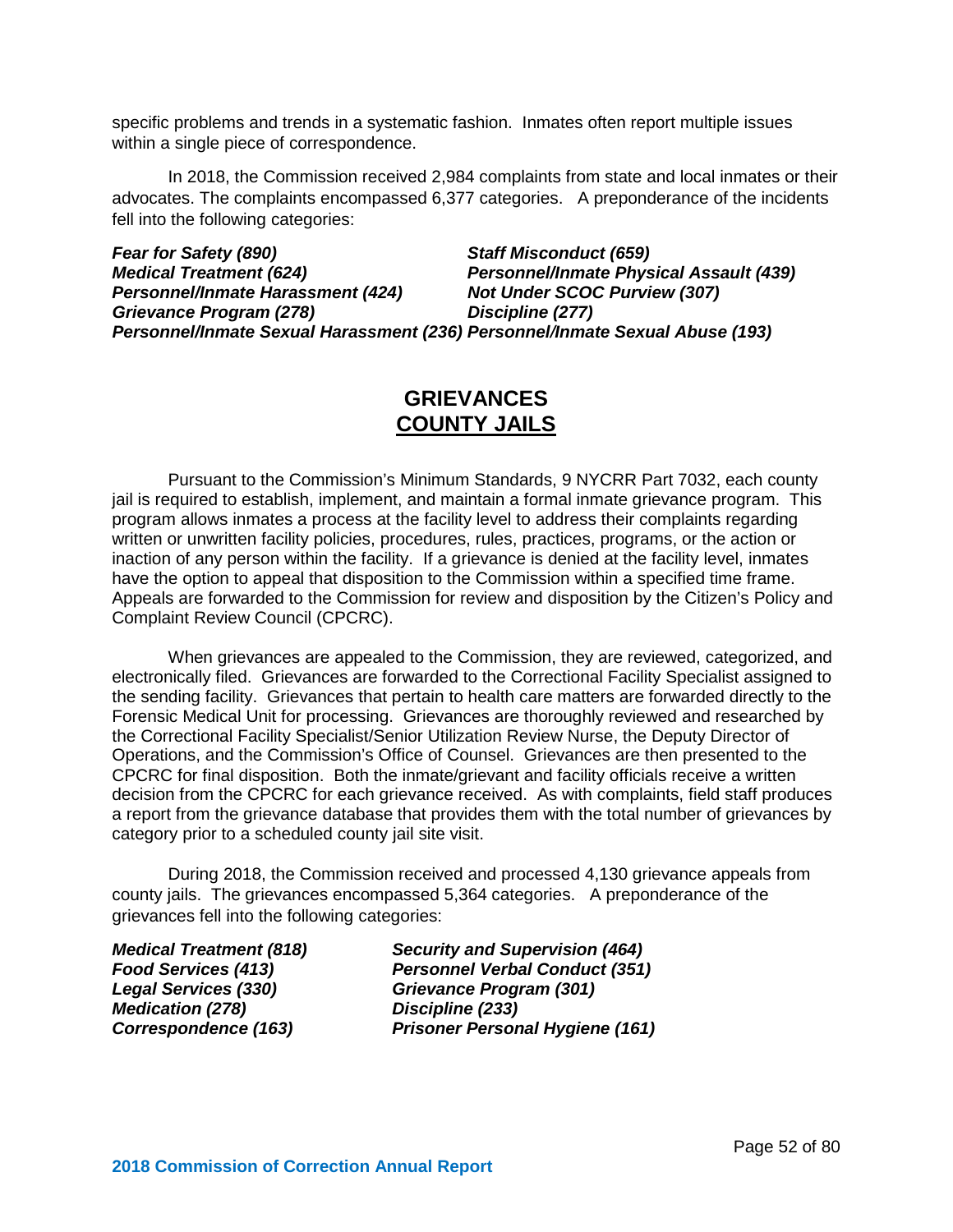specific problems and trends in a systematic fashion. Inmates often report multiple issues within a single piece of correspondence.

In 2018, the Commission received 2,984 complaints from state and local inmates or their advocates. The complaints encompassed 6,377 categories. A preponderance of the incidents fell into the following categories:

***Fear for Safety (890)***
***Staff Misconduct (659)***
***Medical Treatment (624)***
***Personnel/Inmate Physical Assault (439)***
***Personnel/Inmate Harassment (424)***
***Not Under SCOC Purview (307)***
***Grievance Program (278)***
***Discipline (277)***
***Personnel/Inmate Sexual Harassment (236)***
***Personnel/Inmate Sexual Abuse (193)***

## GRIEVANCES
## COUNTY JAILS

Pursuant to the Commission's Minimum Standards, 9 NYCRR Part 7032, each county jail is required to establish, implement, and maintain a formal inmate grievance program. This program allows inmates a process at the facility level to address their complaints regarding written or unwritten facility policies, procedures, rules, practices, programs, or the action or inaction of any person within the facility. If a grievance is denied at the facility level, inmates have the option to appeal that disposition to the Commission within a specified time frame. Appeals are forwarded to the Commission for review and disposition by the Citizen's Policy and Complaint Review Council (CPCRC).

When grievances are appealed to the Commission, they are reviewed, categorized, and electronically filed. Grievances are forwarded to the Correctional Facility Specialist assigned to the sending facility. Grievances that pertain to health care matters are forwarded directly to the Forensic Medical Unit for processing. Grievances are thoroughly reviewed and researched by the Correctional Facility Specialist/Senior Utilization Review Nurse, the Deputy Director of Operations, and the Commission's Office of Counsel. Grievances are then presented to the CPCRC for final disposition. Both the inmate/grievant and facility officials receive a written decision from the CPCRC for each grievance received. As with complaints, field staff produces a report from the grievance database that provides them with the total number of grievances by category prior to a scheduled county jail site visit.

During 2018, the Commission received and processed 4,130 grievance appeals from county jails. The grievances encompassed 5,364 categories. A preponderance of the grievances fell into the following categories:

***Medical Treatment (818)***
***Security and Supervision (464)***
***Food Services (413)***
***Personnel Verbal Conduct (351)***
***Legal Services (330)***
***Grievance Program (301)***
***Medication (278)***
***Discipline (233)***
***Correspondence (163)***
***Prisoner Personal Hygiene (161)***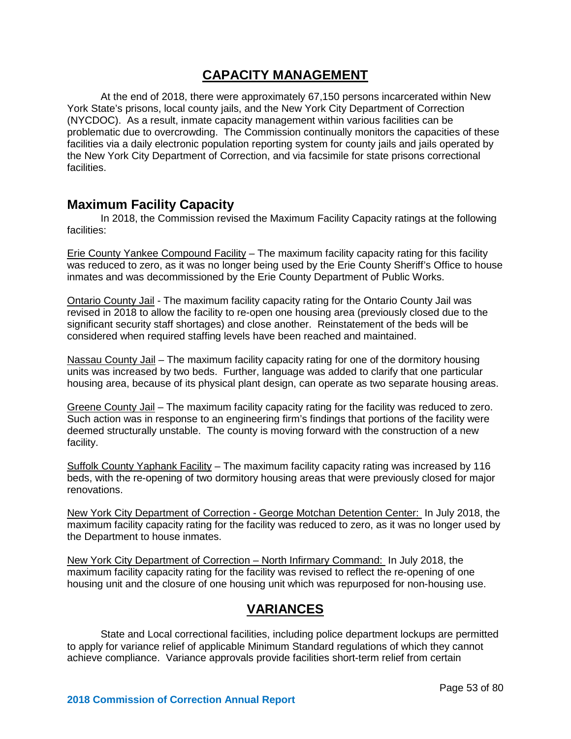# CAPACITY MANAGEMENT

At the end of 2018, there were approximately 67,150 persons incarcerated within New York State's prisons, local county jails, and the New York City Department of Correction (NYCDOC). As a result, inmate capacity management within various facilities can be problematic due to overcrowding. The Commission continually monitors the capacities of these facilities via a daily electronic population reporting system for county jails and jails operated by the New York City Department of Correction, and via facsimile for state prisons correctional facilities.

## Maximum Facility Capacity

In 2018, the Commission revised the Maximum Facility Capacity ratings at the following facilities:

<u>Erie County Yankee Compound Facility</u> – The maximum facility capacity rating for this facility was reduced to zero, as it was no longer being used by the Erie County Sheriff's Office to house inmates and was decommissioned by the Erie County Department of Public Works.

<u>Ontario County Jail</u> - The maximum facility capacity rating for the Ontario County Jail was revised in 2018 to allow the facility to re-open one housing area (previously closed due to the significant security staff shortages) and close another. Reinstatement of the beds will be considered when required staffing levels have been reached and maintained.

<u>Nassau County Jail</u> – The maximum facility capacity rating for one of the dormitory housing units was increased by two beds. Further, language was added to clarify that one particular housing area, because of its physical plant design, can operate as two separate housing areas.

<u>Greene County Jail</u> – The maximum facility capacity rating for the facility was reduced to zero. Such action was in response to an engineering firm's findings that portions of the facility were deemed structurally unstable. The county is moving forward with the construction of a new facility.

<u>Suffolk County Yaphank Facility</u> – The maximum facility capacity rating was increased by 116 beds, with the re-opening of two dormitory housing areas that were previously closed for major renovations.

<u>New York City Department of Correction - George Motchan Detention Center:</u> In July 2018, the maximum facility capacity rating for the facility was reduced to zero, as it was no longer used by the Department to house inmates.

<u>New York City Department of Correction – North Infirmary Command:</u> In July 2018, the maximum facility capacity rating for the facility was revised to reflect the re-opening of one housing unit and the closure of one housing unit which was repurposed for non-housing use.

# VARIANCES

State and Local correctional facilities, including police department lockups are permitted to apply for variance relief of applicable Minimum Standard regulations of which they cannot achieve compliance. Variance approvals provide facilities short-term relief from certain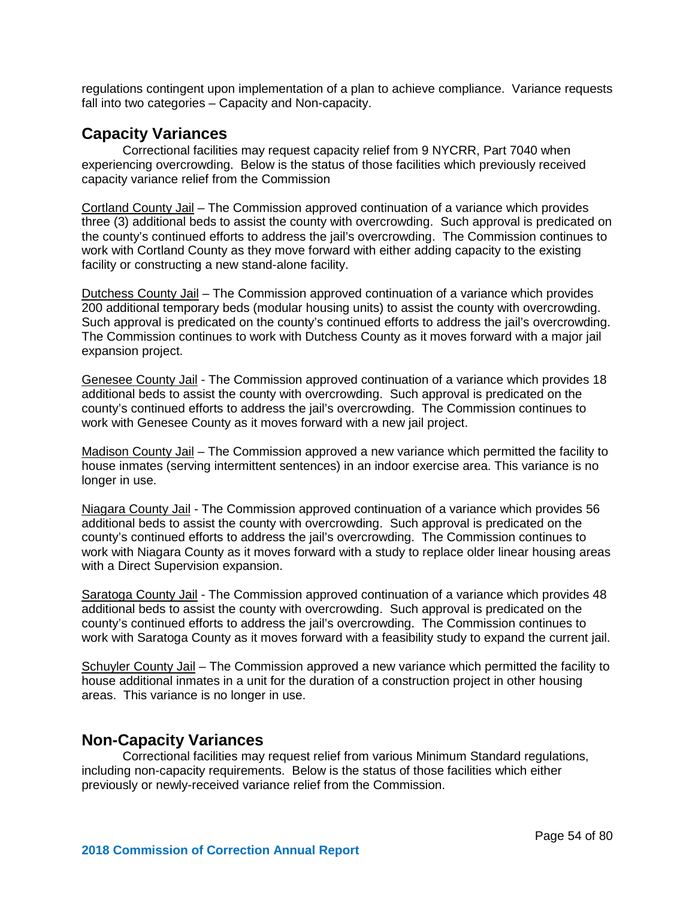regulations contingent upon implementation of a plan to achieve compliance. Variance requests fall into two categories – Capacity and Non-capacity.

## Capacity Variances

Correctional facilities may request capacity relief from 9 NYCRR, Part 7040 when experiencing overcrowding. Below is the status of those facilities which previously received capacity variance relief from the Commission

Cortland County Jail – The Commission approved continuation of a variance which provides three (3) additional beds to assist the county with overcrowding. Such approval is predicated on the county's continued efforts to address the jail's overcrowding. The Commission continues to work with Cortland County as they move forward with either adding capacity to the existing facility or constructing a new stand-alone facility.

Dutchess County Jail – The Commission approved continuation of a variance which provides 200 additional temporary beds (modular housing units) to assist the county with overcrowding. Such approval is predicated on the county's continued efforts to address the jail's overcrowding. The Commission continues to work with Dutchess County as it moves forward with a major jail expansion project.

Genesee County Jail - The Commission approved continuation of a variance which provides 18 additional beds to assist the county with overcrowding. Such approval is predicated on the county's continued efforts to address the jail's overcrowding. The Commission continues to work with Genesee County as it moves forward with a new jail project.

Madison County Jail – The Commission approved a new variance which permitted the facility to house inmates (serving intermittent sentences) in an indoor exercise area. This variance is no longer in use.

Niagara County Jail - The Commission approved continuation of a variance which provides 56 additional beds to assist the county with overcrowding. Such approval is predicated on the county's continued efforts to address the jail's overcrowding. The Commission continues to work with Niagara County as it moves forward with a study to replace older linear housing areas with a Direct Supervision expansion.

Saratoga County Jail - The Commission approved continuation of a variance which provides 48 additional beds to assist the county with overcrowding. Such approval is predicated on the county's continued efforts to address the jail's overcrowding. The Commission continues to work with Saratoga County as it moves forward with a feasibility study to expand the current jail.

Schuyler County Jail – The Commission approved a new variance which permitted the facility to house additional inmates in a unit for the duration of a construction project in other housing areas. This variance is no longer in use.

## Non-Capacity Variances

Correctional facilities may request relief from various Minimum Standard regulations, including non-capacity requirements. Below is the status of those facilities which either previously or newly-received variance relief from the Commission.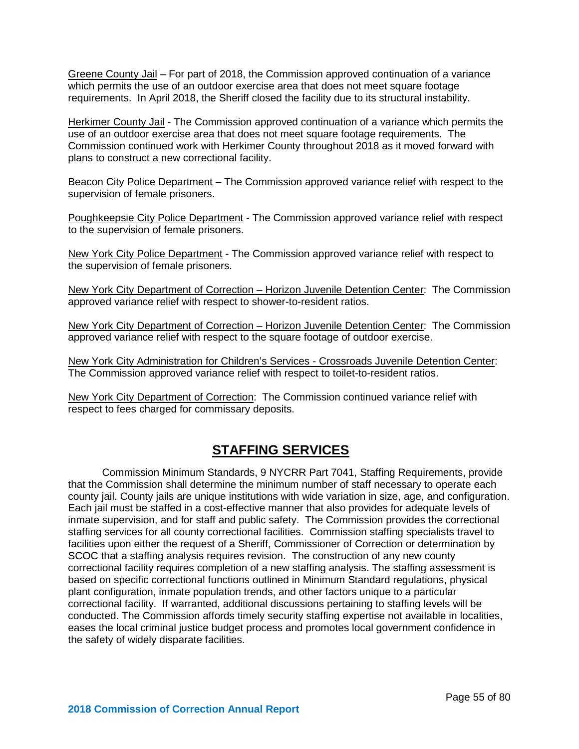Greene County Jail – For part of 2018, the Commission approved continuation of a variance which permits the use of an outdoor exercise area that does not meet square footage requirements. In April 2018, the Sheriff closed the facility due to its structural instability.

Herkimer County Jail - The Commission approved continuation of a variance which permits the use of an outdoor exercise area that does not meet square footage requirements. The Commission continued work with Herkimer County throughout 2018 as it moved forward with plans to construct a new correctional facility.

Beacon City Police Department – The Commission approved variance relief with respect to the supervision of female prisoners.

Poughkeepsie City Police Department - The Commission approved variance relief with respect to the supervision of female prisoners.

New York City Police Department - The Commission approved variance relief with respect to the supervision of female prisoners.

New York City Department of Correction – Horizon Juvenile Detention Center: The Commission approved variance relief with respect to shower-to-resident ratios.

New York City Department of Correction – Horizon Juvenile Detention Center: The Commission approved variance relief with respect to the square footage of outdoor exercise.

New York City Administration for Children's Services - Crossroads Juvenile Detention Center: The Commission approved variance relief with respect to toilet-to-resident ratios.

New York City Department of Correction: The Commission continued variance relief with respect to fees charged for commissary deposits.

## STAFFING SERVICES

Commission Minimum Standards, 9 NYCRR Part 7041, Staffing Requirements, provide that the Commission shall determine the minimum number of staff necessary to operate each county jail. County jails are unique institutions with wide variation in size, age, and configuration. Each jail must be staffed in a cost-effective manner that also provides for adequate levels of inmate supervision, and for staff and public safety. The Commission provides the correctional staffing services for all county correctional facilities. Commission staffing specialists travel to facilities upon either the request of a Sheriff, Commissioner of Correction or determination by SCOC that a staffing analysis requires revision. The construction of any new county correctional facility requires completion of a new staffing analysis. The staffing assessment is based on specific correctional functions outlined in Minimum Standard regulations, physical plant configuration, inmate population trends, and other factors unique to a particular correctional facility. If warranted, additional discussions pertaining to staffing levels will be conducted. The Commission affords timely security staffing expertise not available in localities, eases the local criminal justice budget process and promotes local government confidence in the safety of widely disparate facilities.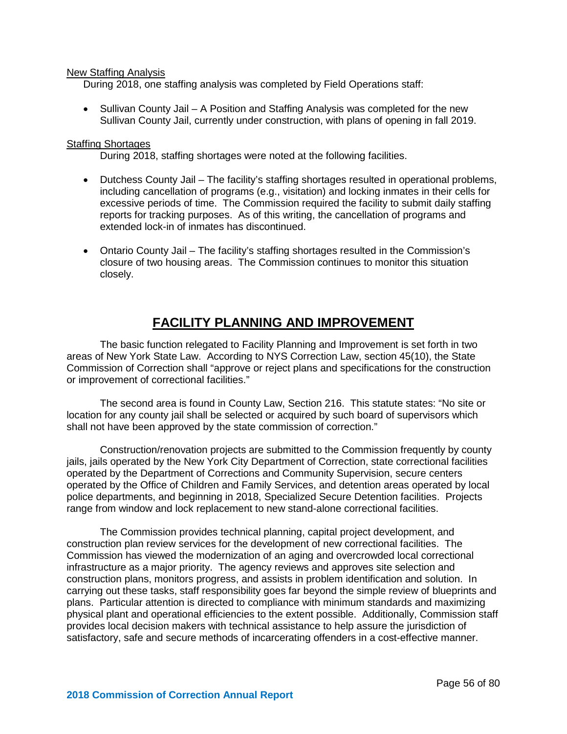New Staffing Analysis

During 2018, one staffing analysis was completed by Field Operations staff:

- Sullivan County Jail – A Position and Staffing Analysis was completed for the new Sullivan County Jail, currently under construction, with plans of opening in fall 2019.

Staffing Shortages

During 2018, staffing shortages were noted at the following facilities.

- Dutchess County Jail – The facility's staffing shortages resulted in operational problems, including cancellation of programs (e.g., visitation) and locking inmates in their cells for excessive periods of time. The Commission required the facility to submit daily staffing reports for tracking purposes. As of this writing, the cancellation of programs and extended lock-in of inmates has discontinued.
- Ontario County Jail – The facility's staffing shortages resulted in the Commission's closure of two housing areas. The Commission continues to monitor this situation closely.

## FACILITY PLANNING AND IMPROVEMENT

The basic function relegated to Facility Planning and Improvement is set forth in two areas of New York State Law. According to NYS Correction Law, section 45(10), the State Commission of Correction shall "approve or reject plans and specifications for the construction or improvement of correctional facilities."

The second area is found in County Law, Section 216. This statute states: "No site or location for any county jail shall be selected or acquired by such board of supervisors which shall not have been approved by the state commission of correction."

Construction/renovation projects are submitted to the Commission frequently by county jails, jails operated by the New York City Department of Correction, state correctional facilities operated by the Department of Corrections and Community Supervision, secure centers operated by the Office of Children and Family Services, and detention areas operated by local police departments, and beginning in 2018, Specialized Secure Detention facilities. Projects range from window and lock replacement to new stand-alone correctional facilities.

The Commission provides technical planning, capital project development, and construction plan review services for the development of new correctional facilities. The Commission has viewed the modernization of an aging and overcrowded local correctional infrastructure as a major priority. The agency reviews and approves site selection and construction plans, monitors progress, and assists in problem identification and solution. In carrying out these tasks, staff responsibility goes far beyond the simple review of blueprints and plans. Particular attention is directed to compliance with minimum standards and maximizing physical plant and operational efficiencies to the extent possible. Additionally, Commission staff provides local decision makers with technical assistance to help assure the jurisdiction of satisfactory, safe and secure methods of incarcerating offenders in a cost-effective manner.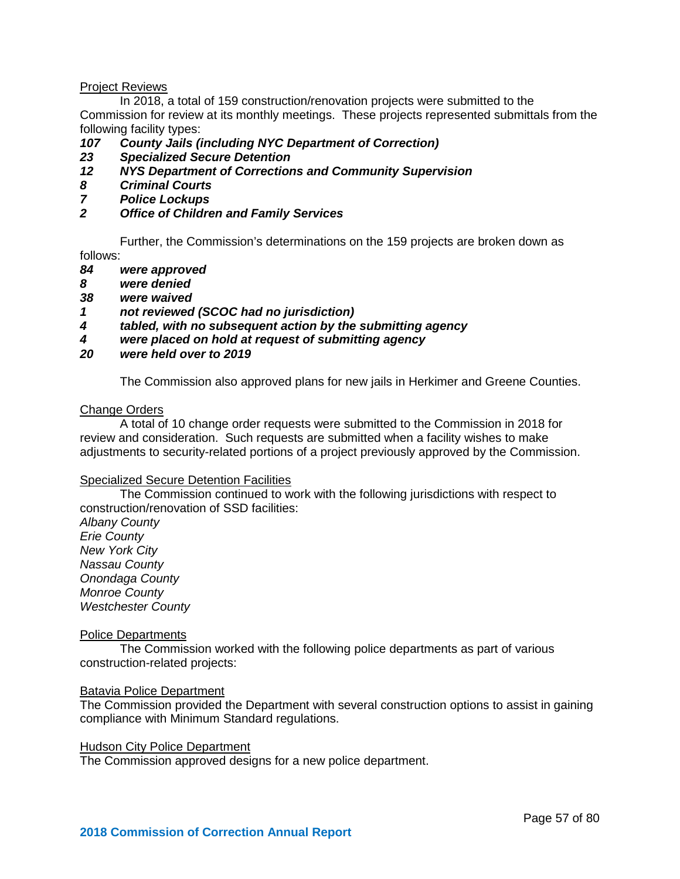Project Reviews

In 2018, a total of 159 construction/renovation projects were submitted to the Commission for review at its monthly meetings. These projects represented submittals from the following facility types:

***107 County Jails (including NYC Department of Correction)***
***23 Specialized Secure Detention***
***12 NYS Department of Corrections and Community Supervision***
***8 Criminal Courts***
***7 Police Lockups***
***2 Office of Children and Family Services***

Further, the Commission's determinations on the 159 projects are broken down as follows:

***84 were approved***
***8 were denied***
***38 were waived***
***1 not reviewed (SCOC had no jurisdiction)***
***4 tabled, with no subsequent action by the submitting agency***
***4 were placed on hold at request of submitting agency***
***20 were held over to 2019***

The Commission also approved plans for new jails in Herkimer and Greene Counties.

Change Orders

A total of 10 change order requests were submitted to the Commission in 2018 for review and consideration. Such requests are submitted when a facility wishes to make adjustments to security-related portions of a project previously approved by the Commission.

Specialized Secure Detention Facilities

The Commission continued to work with the following jurisdictions with respect to construction/renovation of SSD facilities:

*Albany County*
*Erie County*
*New York City*
*Nassau County*
*Onondaga County*
*Monroe County*
*Westchester County*

Police Departments

The Commission worked with the following police departments as part of various construction-related projects:

Batavia Police Department

The Commission provided the Department with several construction options to assist in gaining compliance with Minimum Standard regulations.

Hudson City Police Department

The Commission approved designs for a new police department.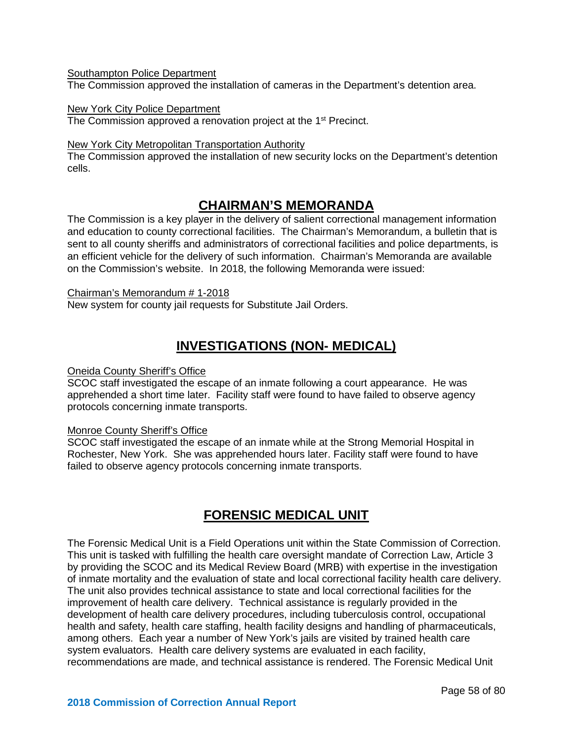Southampton Police Department

The Commission approved the installation of cameras in the Department's detention area.

New York City Police Department

The Commission approved a renovation project at the 1st Precinct.

New York City Metropolitan Transportation Authority

The Commission approved the installation of new security locks on the Department's detention cells.

## CHAIRMAN'S MEMORANDA

The Commission is a key player in the delivery of salient correctional management information and education to county correctional facilities. The Chairman's Memorandum, a bulletin that is sent to all county sheriffs and administrators of correctional facilities and police departments, is an efficient vehicle for the delivery of such information. Chairman's Memoranda are available on the Commission's website. In 2018, the following Memoranda were issued:

Chairman's Memorandum # 1-2018

New system for county jail requests for Substitute Jail Orders.

## INVESTIGATIONS (NON- MEDICAL)

Oneida County Sheriff's Office

SCOC staff investigated the escape of an inmate following a court appearance. He was apprehended a short time later. Facility staff were found to have failed to observe agency protocols concerning inmate transports.

Monroe County Sheriff's Office

SCOC staff investigated the escape of an inmate while at the Strong Memorial Hospital in Rochester, New York. She was apprehended hours later. Facility staff were found to have failed to observe agency protocols concerning inmate transports.

## FORENSIC MEDICAL UNIT

The Forensic Medical Unit is a Field Operations unit within the State Commission of Correction. This unit is tasked with fulfilling the health care oversight mandate of Correction Law, Article 3 by providing the SCOC and its Medical Review Board (MRB) with expertise in the investigation of inmate mortality and the evaluation of state and local correctional facility health care delivery. The unit also provides technical assistance to state and local correctional facilities for the improvement of health care delivery. Technical assistance is regularly provided in the development of health care delivery procedures, including tuberculosis control, occupational health and safety, health care staffing, health facility designs and handling of pharmaceuticals, among others. Each year a number of New York's jails are visited by trained health care system evaluators. Health care delivery systems are evaluated in each facility, recommendations are made, and technical assistance is rendered. The Forensic Medical Unit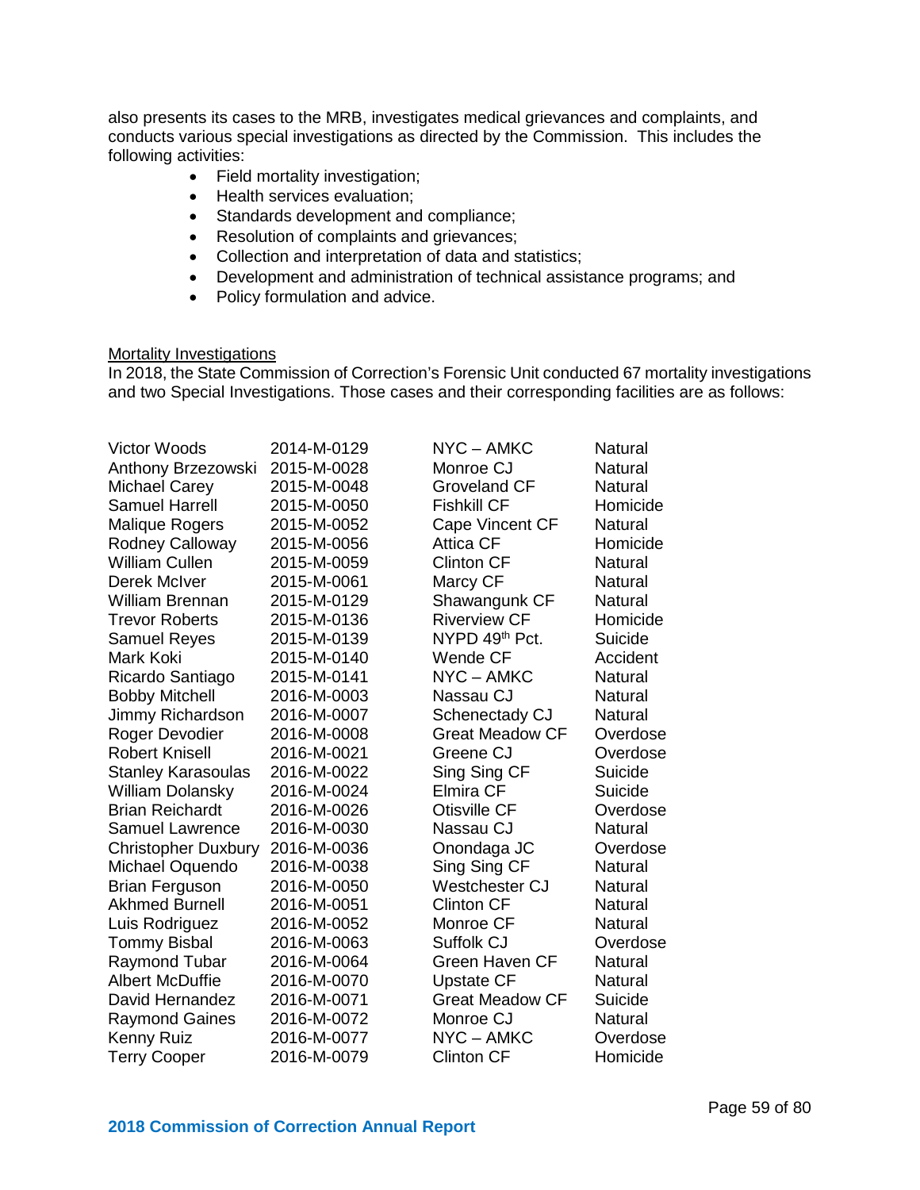also presents its cases to the MRB, investigates medical grievances and complaints, and conducts various special investigations as directed by the Commission. This includes the following activities:

- Field mortality investigation;
- Health services evaluation;
- Standards development and compliance;
- Resolution of complaints and grievances;
- Collection and interpretation of data and statistics;
- Development and administration of technical assistance programs; and
- Policy formulation and advice.

Mortality Investigations

In 2018, the State Commission of Correction's Forensic Unit conducted 67 mortality investigations and two Special Investigations. Those cases and their corresponding facilities are as follows:

| | | | |
|---|---|---|---|
| Victor Woods | 2014-M-0129 | NYC – AMKC | Natural |
| Anthony Brzezowski | 2015-M-0028 | Monroe CJ | Natural |
| Michael Carey | 2015-M-0048 | Groveland CF | Natural |
| Samuel Harrell | 2015-M-0050 | Fishkill CF | Homicide |
| Malique Rogers | 2015-M-0052 | Cape Vincent CF | Natural |
| Rodney Calloway | 2015-M-0056 | Attica CF | Homicide |
| William Cullen | 2015-M-0059 | Clinton CF | Natural |
| Derek McIver | 2015-M-0061 | Marcy CF | Natural |
| William Brennan | 2015-M-0129 | Shawangunk CF | Natural |
| Trevor Roberts | 2015-M-0136 | Riverview CF | Homicide |
| Samuel Reyes | 2015-M-0139 | NYPD 49th Pct. | Suicide |
| Mark Koki | 2015-M-0140 | Wende CF | Accident |
| Ricardo Santiago | 2015-M-0141 | NYC – AMKC | Natural |
| Bobby Mitchell | 2016-M-0003 | Nassau CJ | Natural |
| Jimmy Richardson | 2016-M-0007 | Schenectady CJ | Natural |
| Roger Devodier | 2016-M-0008 | Great Meadow CF | Overdose |
| Robert Knisell | 2016-M-0021 | Greene CJ | Overdose |
| Stanley Karasoulas | 2016-M-0022 | Sing Sing CF | Suicide |
| William Dolansky | 2016-M-0024 | Elmira CF | Suicide |
| Brian Reichardt | 2016-M-0026 | Otisville CF | Overdose |
| Samuel Lawrence | 2016-M-0030 | Nassau CJ | Natural |
| Christopher Duxbury | 2016-M-0036 | Onondaga JC | Overdose |
| Michael Oquendo | 2016-M-0038 | Sing Sing CF | Natural |
| Brian Ferguson | 2016-M-0050 | Westchester CJ | Natural |
| Akhmed Burnell | 2016-M-0051 | Clinton CF | Natural |
| Luis Rodriguez | 2016-M-0052 | Monroe CF | Natural |
| Tommy Bisbal | 2016-M-0063 | Suffolk CJ | Overdose |
| Raymond Tubar | 2016-M-0064 | Green Haven CF | Natural |
| Albert McDuffie | 2016-M-0070 | Upstate CF | Natural |
| David Hernandez | 2016-M-0071 | Great Meadow CF | Suicide |
| Raymond Gaines | 2016-M-0072 | Monroe CJ | Natural |
| Kenny Ruiz | 2016-M-0077 | NYC – AMKC | Overdose |
| Terry Cooper | 2016-M-0079 | Clinton CF | Homicide |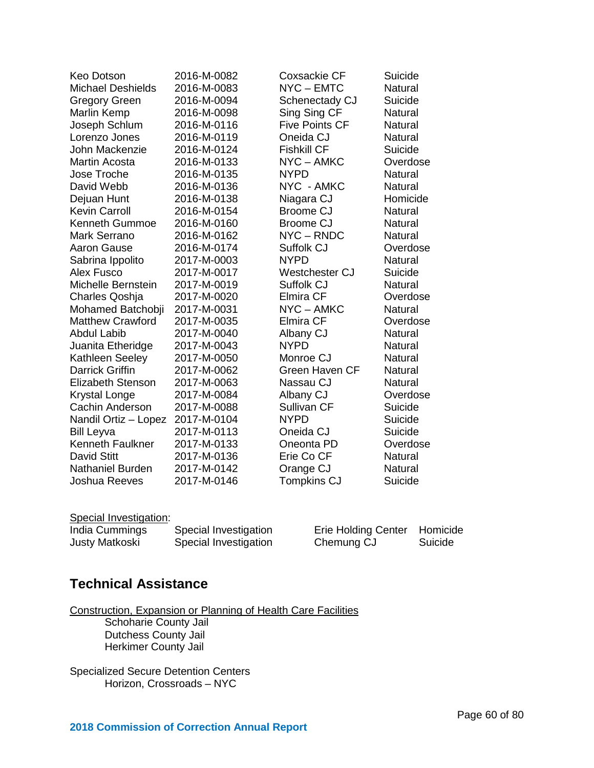| | | | |
|---|---|---|---|
| Keo Dotson | 2016-M-0082 | Coxsackie CF | Suicide |
| Michael Deshields | 2016-M-0083 | NYC – EMTC | Natural |
| Gregory Green | 2016-M-0094 | Schenectady CJ | Suicide |
| Marlin Kemp | 2016-M-0098 | Sing Sing CF | Natural |
| Joseph Schlum | 2016-M-0116 | Five Points CF | Natural |
| Lorenzo Jones | 2016-M-0119 | Oneida CJ | Natural |
| John Mackenzie | 2016-M-0124 | Fishkill CF | Suicide |
| Martin Acosta | 2016-M-0133 | NYC – AMKC | Overdose |
| Jose Troche | 2016-M-0135 | NYPD | Natural |
| David Webb | 2016-M-0136 | NYC - AMKC | Natural |
| Dejuan Hunt | 2016-M-0138 | Niagara CJ | Homicide |
| Kevin Carroll | 2016-M-0154 | Broome CJ | Natural |
| Kenneth Gummoe | 2016-M-0160 | Broome CJ | Natural |
| Mark Serrano | 2016-M-0162 | NYC – RNDC | Natural |
| Aaron Gause | 2016-M-0174 | Suffolk CJ | Overdose |
| Sabrina Ippolito | 2017-M-0003 | NYPD | Natural |
| Alex Fusco | 2017-M-0017 | Westchester CJ | Suicide |
| Michelle Bernstein | 2017-M-0019 | Suffolk CJ | Natural |
| Charles Qoshja | 2017-M-0020 | Elmira CF | Overdose |
| Mohamed Batchobji | 2017-M-0031 | NYC – AMKC | Natural |
| Matthew Crawford | 2017-M-0035 | Elmira CF | Overdose |
| Abdul Labib | 2017-M-0040 | Albany CJ | Natural |
| Juanita Etheridge | 2017-M-0043 | NYPD | Natural |
| Kathleen Seeley | 2017-M-0050 | Monroe CJ | Natural |
| Darrick Griffin | 2017-M-0062 | Green Haven CF | Natural |
| Elizabeth Stenson | 2017-M-0063 | Nassau CJ | Natural |
| Krystal Longe | 2017-M-0084 | Albany CJ | Overdose |
| Cachin Anderson | 2017-M-0088 | Sullivan CF | Suicide |
| Nandil Ortiz – Lopez | 2017-M-0104 | NYPD | Suicide |
| Bill Leyva | 2017-M-0113 | Oneida CJ | Suicide |
| Kenneth Faulkner | 2017-M-0133 | Oneonta PD | Overdose |
| David Stitt | 2017-M-0136 | Erie Co CF | Natural |
| Nathaniel Burden | 2017-M-0142 | Orange CJ | Natural |
| Joshua Reeves | 2017-M-0146 | Tompkins CJ | Suicide |

<u>Special Investigation</u>:

| | | | |
|---|---|---|---|
| India Cummings | Special Investigation | Erie Holding Center | Homicide |
| Justy Matkoski | Special Investigation | Chemung CJ | Suicide |

## Technical Assistance

<u>Construction, Expansion or Planning of Health Care Facilities</u>

- Schoharie County Jail
- Dutchess County Jail
- Herkimer County Jail

Specialized Secure Detention Centers

- Horizon, Crossroads – NYC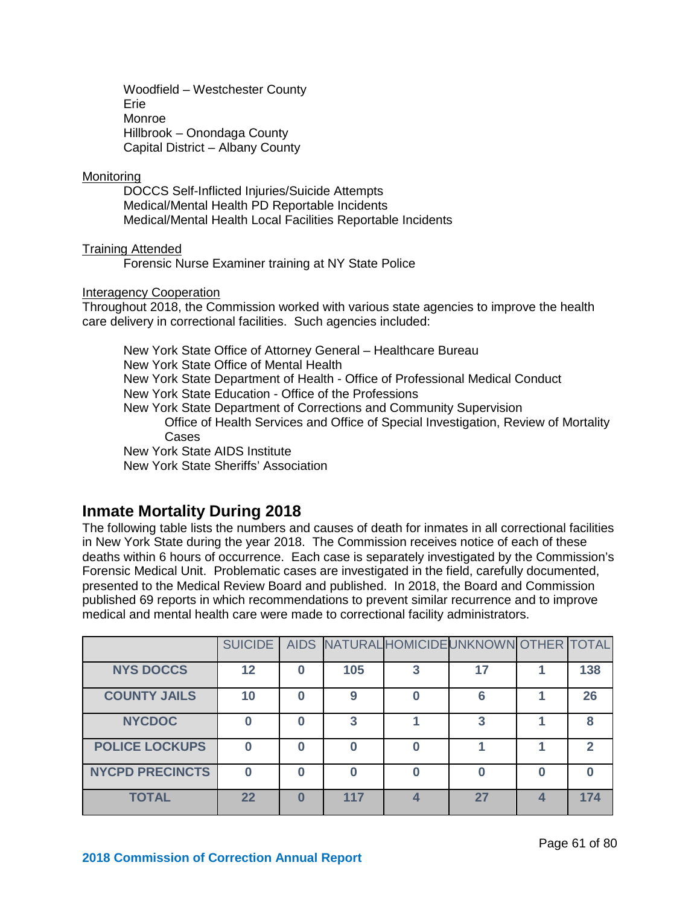Woodfield – Westchester County
Erie
Monroe
Hillbrook – Onondaga County
Capital District – Albany County

Monitoring

DOCCS Self-Inflicted Injuries/Suicide Attempts
Medical/Mental Health PD Reportable Incidents
Medical/Mental Health Local Facilities Reportable Incidents

Training Attended

Forensic Nurse Examiner training at NY State Police

Interagency Cooperation

Throughout 2018, the Commission worked with various state agencies to improve the health care delivery in correctional facilities. Such agencies included:

New York State Office of Attorney General – Healthcare Bureau
New York State Office of Mental Health
New York State Department of Health - Office of Professional Medical Conduct
New York State Education - Office of the Professions
New York State Department of Corrections and Community Supervision
  Office of Health Services and Office of Special Investigation, Review of Mortality Cases
New York State AIDS Institute
New York State Sheriffs' Association

## Inmate Mortality During 2018

The following table lists the numbers and causes of death for inmates in all correctional facilities in New York State during the year 2018. The Commission receives notice of each of these deaths within 6 hours of occurrence. Each case is separately investigated by the Commission's Forensic Medical Unit. Problematic cases are investigated in the field, carefully documented, presented to the Medical Review Board and published. In 2018, the Board and Commission published 69 reports in which recommendations to prevent similar recurrence and to improve medical and mental health care were made to correctional facility administrators.

| | SUICIDE | AIDS | NATURAL | HOMICIDE | UNKNOWN | OTHER | TOTAL |
|---|---|---|---|---|---|---|---|
| **NYS DOCCS** | **12** | **0** | **105** | **3** | **17** | **1** | **138** |
| **COUNTY JAILS** | **10** | **0** | **9** | **0** | **6** | **1** | **26** |
| **NYCDOC** | **0** | **0** | **3** | **1** | **3** | **1** | **8** |
| **POLICE LOCKUPS** | **0** | **0** | **0** | **0** | **1** | **1** | **2** |
| **NYCPD PRECINCTS** | **0** | **0** | **0** | **0** | **0** | **0** | **0** |
| **TOTAL** | **22** | **0** | **117** | **4** | **27** | **4** | **174** |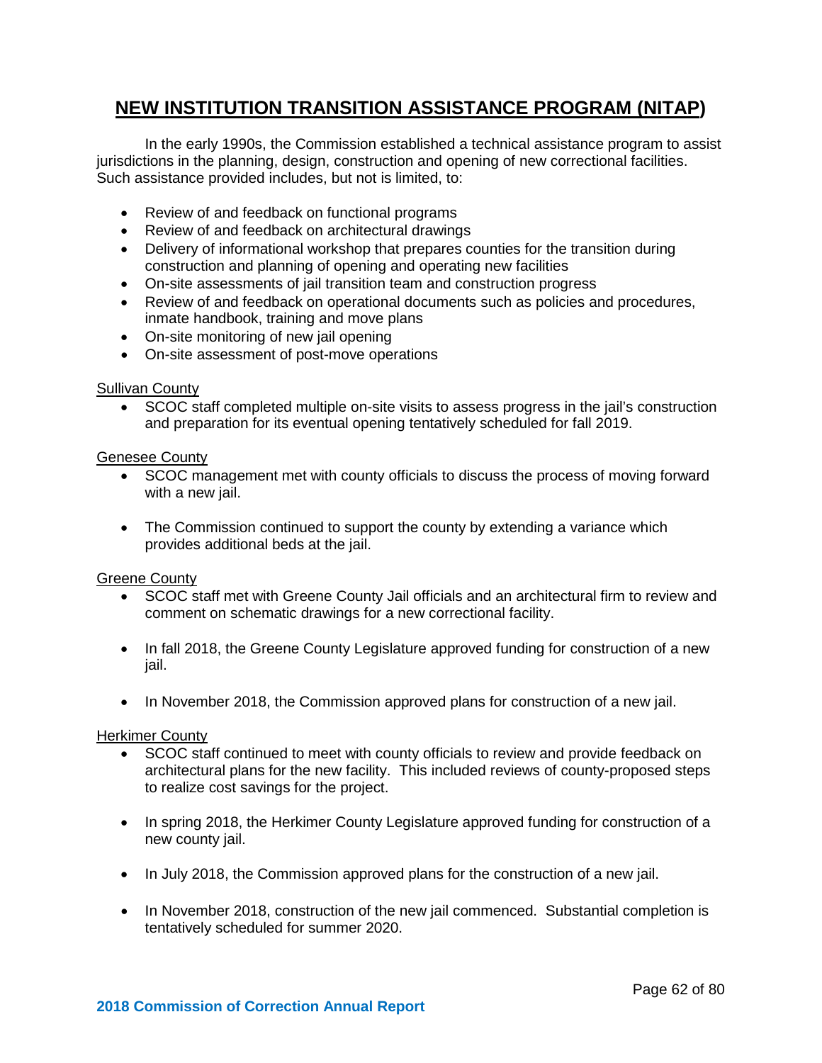## NEW INSTITUTION TRANSITION ASSISTANCE PROGRAM (NITAP)

In the early 1990s, the Commission established a technical assistance program to assist jurisdictions in the planning, design, construction and opening of new correctional facilities. Such assistance provided includes, but not is limited, to:

- Review of and feedback on functional programs
- Review of and feedback on architectural drawings
- Delivery of informational workshop that prepares counties for the transition during construction and planning of opening and operating new facilities
- On-site assessments of jail transition team and construction progress
- Review of and feedback on operational documents such as policies and procedures, inmate handbook, training and move plans
- On-site monitoring of new jail opening
- On-site assessment of post-move operations

Sullivan County

- SCOC staff completed multiple on-site visits to assess progress in the jail's construction and preparation for its eventual opening tentatively scheduled for fall 2019.

Genesee County

- SCOC management met with county officials to discuss the process of moving forward with a new jail.
- The Commission continued to support the county by extending a variance which provides additional beds at the jail.

Greene County

- SCOC staff met with Greene County Jail officials and an architectural firm to review and comment on schematic drawings for a new correctional facility.
- In fall 2018, the Greene County Legislature approved funding for construction of a new jail.
- In November 2018, the Commission approved plans for construction of a new jail.

Herkimer County

- SCOC staff continued to meet with county officials to review and provide feedback on architectural plans for the new facility. This included reviews of county-proposed steps to realize cost savings for the project.
- In spring 2018, the Herkimer County Legislature approved funding for construction of a new county jail.
- In July 2018, the Commission approved plans for the construction of a new jail.
- In November 2018, construction of the new jail commenced. Substantial completion is tentatively scheduled for summer 2020.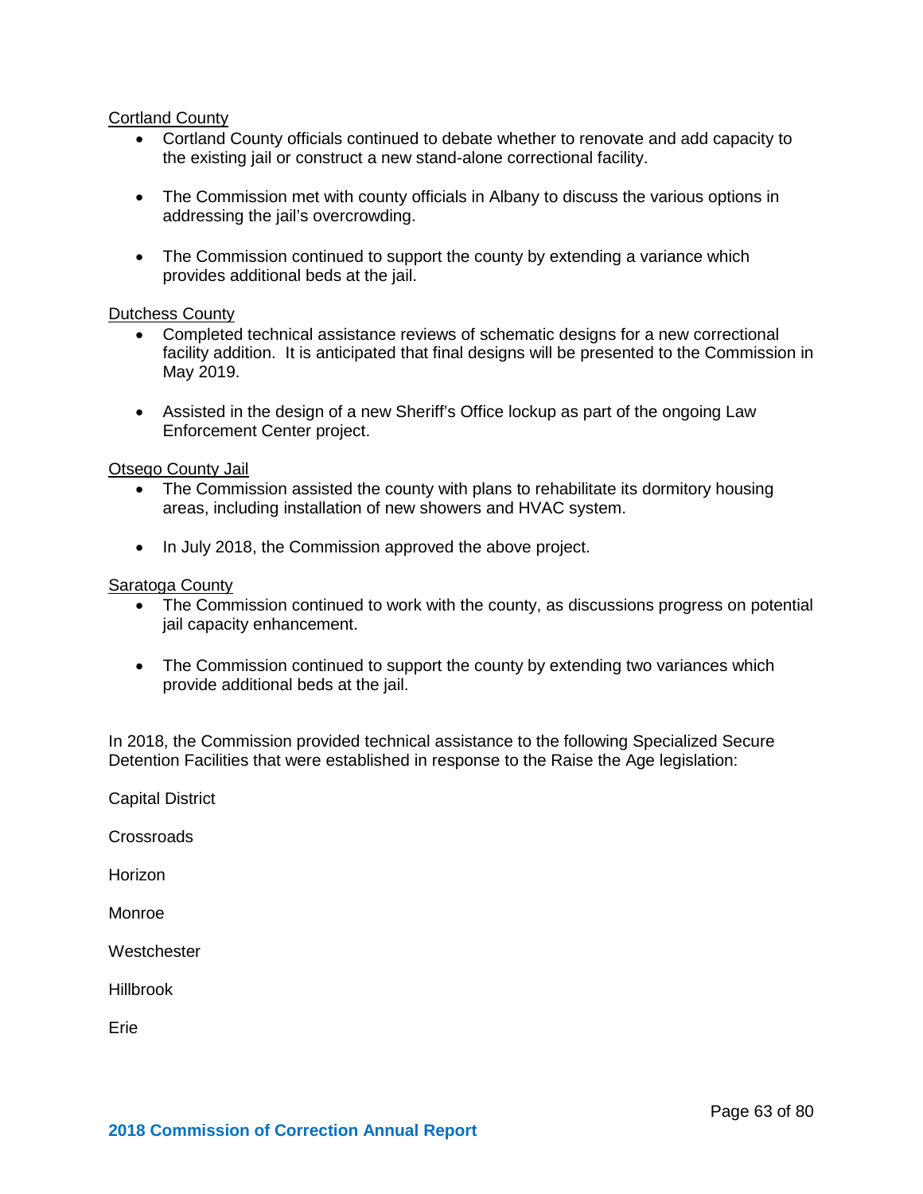Cortland County

- Cortland County officials continued to debate whether to renovate and add capacity to the existing jail or construct a new stand-alone correctional facility.
- The Commission met with county officials in Albany to discuss the various options in addressing the jail's overcrowding.
- The Commission continued to support the county by extending a variance which provides additional beds at the jail.

Dutchess County

- Completed technical assistance reviews of schematic designs for a new correctional facility addition. It is anticipated that final designs will be presented to the Commission in May 2019.
- Assisted in the design of a new Sheriff's Office lockup as part of the ongoing Law Enforcement Center project.

Otsego County Jail

- The Commission assisted the county with plans to rehabilitate its dormitory housing areas, including installation of new showers and HVAC system.
- In July 2018, the Commission approved the above project.

Saratoga County

- The Commission continued to work with the county, as discussions progress on potential jail capacity enhancement.
- The Commission continued to support the county by extending two variances which provide additional beds at the jail.

In 2018, the Commission provided technical assistance to the following Specialized Secure Detention Facilities that were established in response to the Raise the Age legislation:

Capital District

Crossroads

Horizon

Monroe

Westchester

Hillbrook

Erie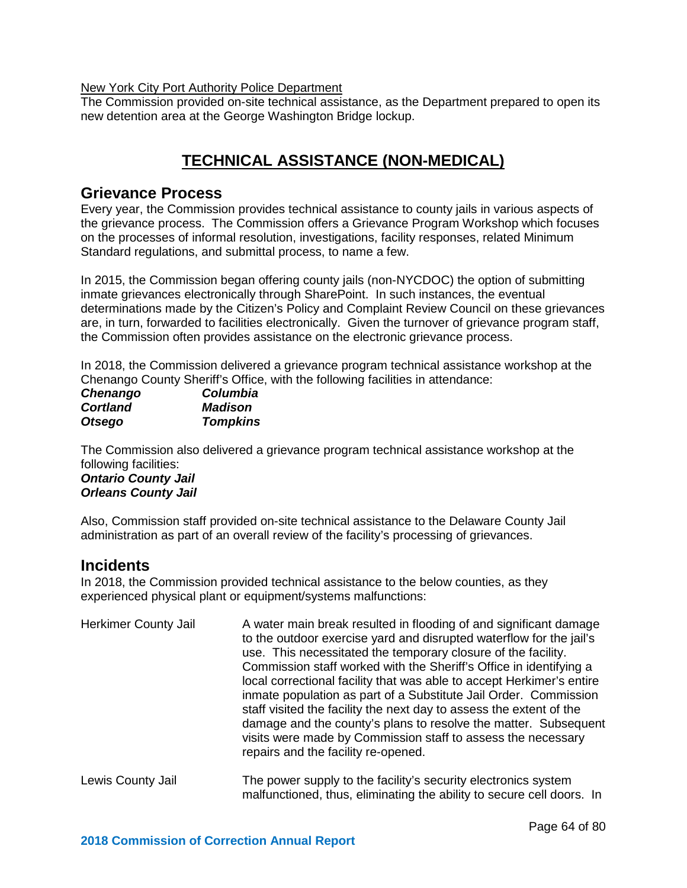New York City Port Authority Police Department

The Commission provided on-site technical assistance, as the Department prepared to open its new detention area at the George Washington Bridge lockup.

# TECHNICAL ASSISTANCE (NON-MEDICAL)

## Grievance Process

Every year, the Commission provides technical assistance to county jails in various aspects of the grievance process. The Commission offers a Grievance Program Workshop which focuses on the processes of informal resolution, investigations, facility responses, related Minimum Standard regulations, and submittal process, to name a few.

In 2015, the Commission began offering county jails (non-NYCDOC) the option of submitting inmate grievances electronically through SharePoint. In such instances, the eventual determinations made by the Citizen's Policy and Complaint Review Council on these grievances are, in turn, forwarded to facilities electronically. Given the turnover of grievance program staff, the Commission often provides assistance on the electronic grievance process.

In 2018, the Commission delivered a grievance program technical assistance workshop at the Chenango County Sheriff's Office, with the following facilities in attendance:

| | |
|---|---|
| ***Chenango*** | ***Columbia*** |
| ***Cortland*** | ***Madison*** |
| ***Otsego*** | ***Tompkins*** |

The Commission also delivered a grievance program technical assistance workshop at the following facilities:

***Ontario County Jail***
***Orleans County Jail***

Also, Commission staff provided on-site technical assistance to the Delaware County Jail administration as part of an overall review of the facility's processing of grievances.

## Incidents

In 2018, the Commission provided technical assistance to the below counties, as they experienced physical plant or equipment/systems malfunctions:

| | |
|---|---|
| Herkimer County Jail | A water main break resulted in flooding of and significant damage to the outdoor exercise yard and disrupted waterflow for the jail's use. This necessitated the temporary closure of the facility. Commission staff worked with the Sheriff's Office in identifying a local correctional facility that was able to accept Herkimer's entire inmate population as part of a Substitute Jail Order. Commission staff visited the facility the next day to assess the extent of the damage and the county's plans to resolve the matter. Subsequent visits were made by Commission staff to assess the necessary repairs and the facility re-opened. |
| Lewis County Jail | The power supply to the facility's security electronics system malfunctioned, thus, eliminating the ability to secure cell doors. In |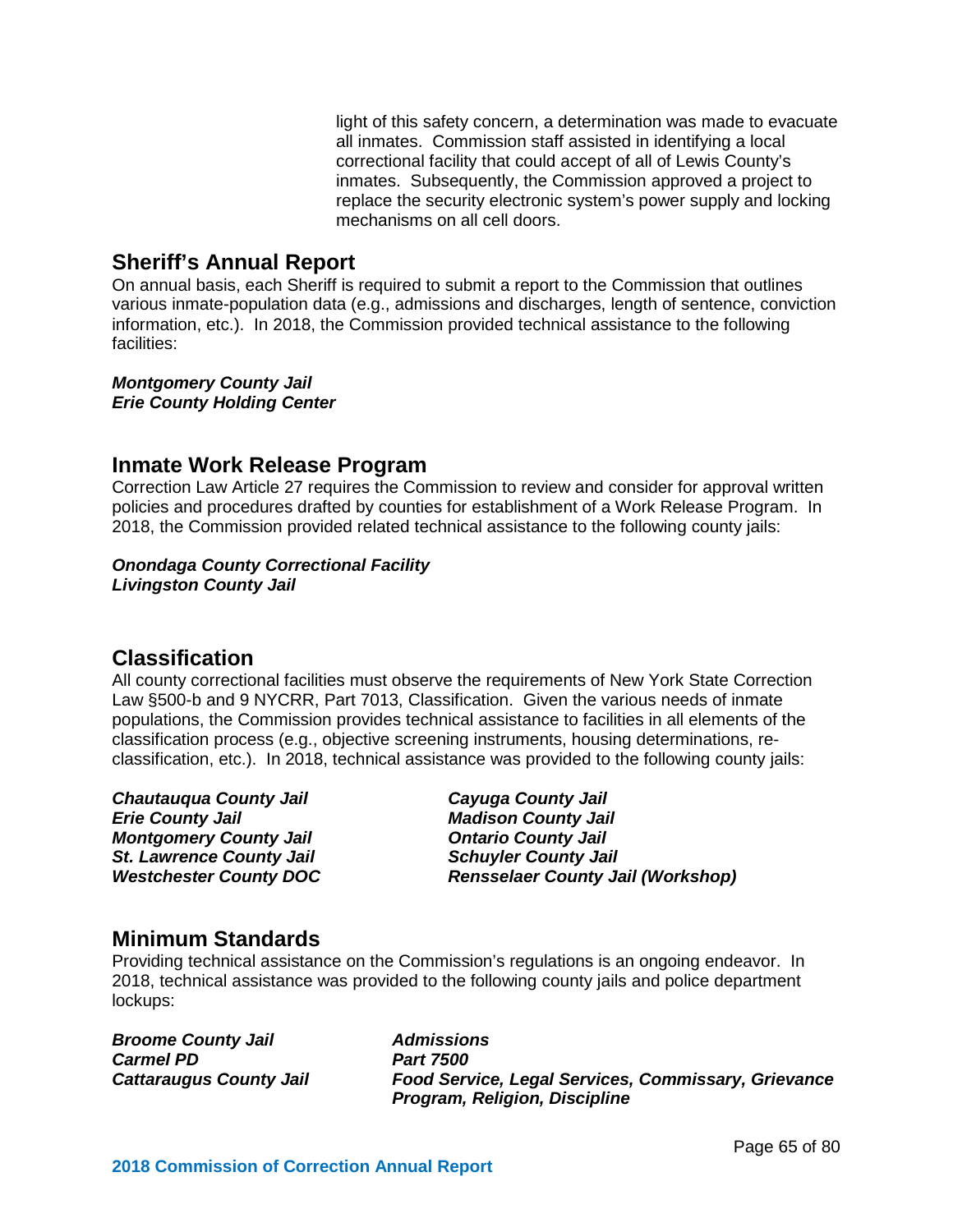light of this safety concern, a determination was made to evacuate all inmates. Commission staff assisted in identifying a local correctional facility that could accept of all of Lewis County's inmates. Subsequently, the Commission approved a project to replace the security electronic system's power supply and locking mechanisms on all cell doors.

## Sheriff's Annual Report

On annual basis, each Sheriff is required to submit a report to the Commission that outlines various inmate-population data (e.g., admissions and discharges, length of sentence, conviction information, etc.). In 2018, the Commission provided technical assistance to the following facilities:

***Montgomery County Jail***
***Erie County Holding Center***

## Inmate Work Release Program

Correction Law Article 27 requires the Commission to review and consider for approval written policies and procedures drafted by counties for establishment of a Work Release Program. In 2018, the Commission provided related technical assistance to the following county jails:

***Onondaga County Correctional Facility***
***Livingston County Jail***

## Classification

All county correctional facilities must observe the requirements of New York State Correction Law §500-b and 9 NYCRR, Part 7013, Classification. Given the various needs of inmate populations, the Commission provides technical assistance to facilities in all elements of the classification process (e.g., objective screening instruments, housing determinations, re-classification, etc.). In 2018, technical assistance was provided to the following county jails:

***Chautauqua County Jail***
***Erie County Jail***
***Montgomery County Jail***
***St. Lawrence County Jail***
***Westchester County DOC***
***Cayuga County Jail***
***Madison County Jail***
***Ontario County Jail***
***Schuyler County Jail***
***Rensselaer County Jail (Workshop)***

## Minimum Standards

Providing technical assistance on the Commission's regulations is an ongoing endeavor. In 2018, technical assistance was provided to the following county jails and police department lockups:

| | |
|---|---|
| ***Broome County Jail*** | ***Admissions*** |
| ***Carmel PD*** | ***Part 7500*** |
| ***Cattaraugus County Jail*** | ***Food Service, Legal Services, Commissary, Grievance Program, Religion, Discipline*** |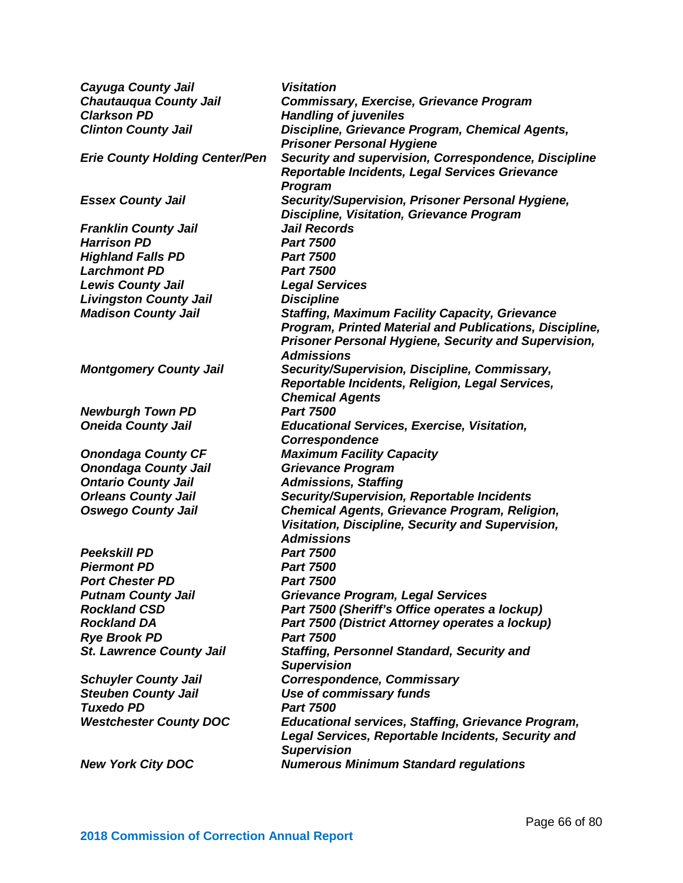| | |
|---|---|
| ***Cayuga County Jail*** | ***Visitation*** |
| ***Chautauqua County Jail*** | ***Commissary, Exercise, Grievance Program*** |
| ***Clarkson PD*** | ***Handling of juveniles*** |
| ***Clinton County Jail*** | ***Discipline, Grievance Program, Chemical Agents, Prisoner Personal Hygiene*** |
| ***Erie County Holding Center/Pen*** | ***Security and supervision, Correspondence, Discipline Reportable Incidents, Legal Services Grievance Program*** |
| ***Essex County Jail*** | ***Security/Supervision, Prisoner Personal Hygiene, Discipline, Visitation, Grievance Program*** |
| ***Franklin County Jail*** | ***Jail Records*** |
| ***Harrison PD*** | ***Part 7500*** |
| ***Highland Falls PD*** | ***Part 7500*** |
| ***Larchmont PD*** | ***Part 7500*** |
| ***Lewis County Jail*** | ***Legal Services*** |
| ***Livingston County Jail*** | ***Discipline*** |
| ***Madison County Jail*** | ***Staffing, Maximum Facility Capacity, Grievance Program, Printed Material and Publications, Discipline, Prisoner Personal Hygiene, Security and Supervision, Admissions*** |
| ***Montgomery County Jail*** | ***Security/Supervision, Discipline, Commissary, Reportable Incidents, Religion, Legal Services, Chemical Agents*** |
| ***Newburgh Town PD*** | ***Part 7500*** |
| ***Oneida County Jail*** | ***Educational Services, Exercise, Visitation, Correspondence*** |
| ***Onondaga County CF*** | ***Maximum Facility Capacity*** |
| ***Onondaga County Jail*** | ***Grievance Program*** |
| ***Ontario County Jail*** | ***Admissions, Staffing*** |
| ***Orleans County Jail*** | ***Security/Supervision, Reportable Incidents*** |
| ***Oswego County Jail*** | ***Chemical Agents, Grievance Program, Religion, Visitation, Discipline, Security and Supervision, Admissions*** |
| ***Peekskill PD*** | ***Part 7500*** |
| ***Piermont PD*** | ***Part 7500*** |
| ***Port Chester PD*** | ***Part 7500*** |
| ***Putnam County Jail*** | ***Grievance Program, Legal Services*** |
| ***Rockland CSD*** | ***Part 7500 (Sheriff's Office operates a lockup)*** |
| ***Rockland DA*** | ***Part 7500 (District Attorney operates a lockup)*** |
| ***Rye Brook PD*** | ***Part 7500*** |
| ***St. Lawrence County Jail*** | ***Staffing, Personnel Standard, Security and Supervision*** |
| ***Schuyler County Jail*** | ***Correspondence, Commissary*** |
| ***Steuben County Jail*** | ***Use of commissary funds*** |
| ***Tuxedo PD*** | ***Part 7500*** |
| ***Westchester County DOC*** | ***Educational services, Staffing, Grievance Program, Legal Services, Reportable Incidents, Security and Supervision*** |
| ***New York City DOC*** | ***Numerous Minimum Standard regulations*** |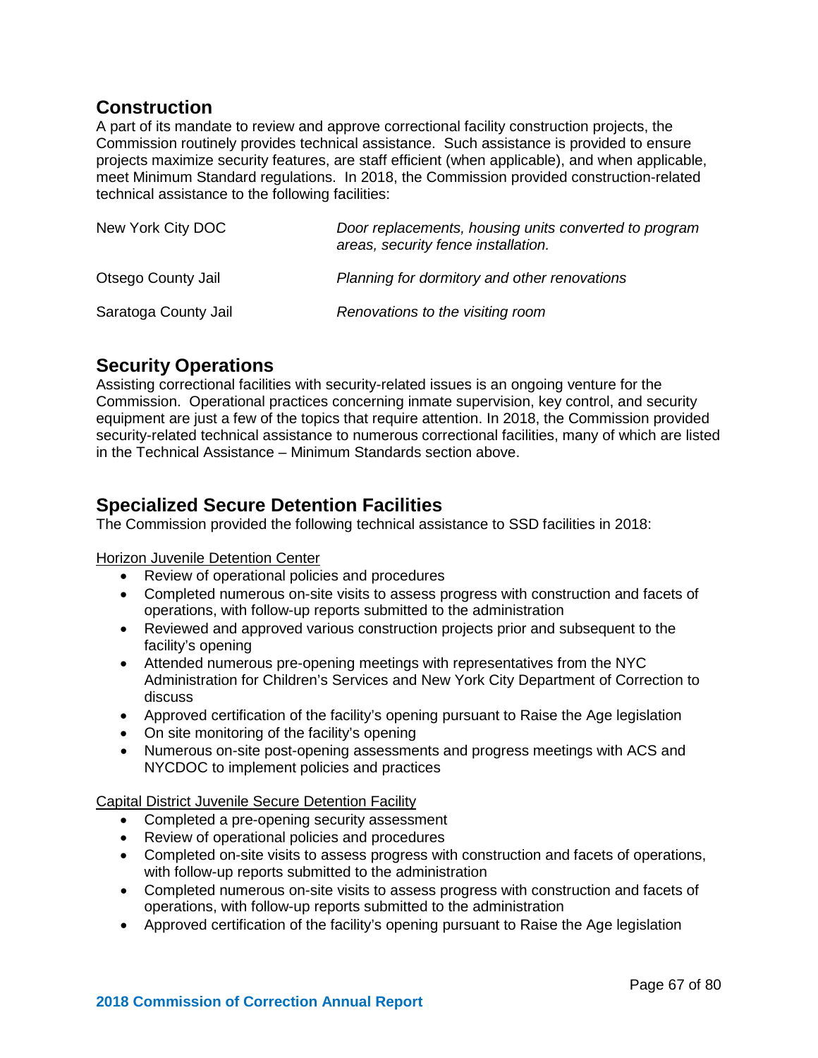## Construction

A part of its mandate to review and approve correctional facility construction projects, the Commission routinely provides technical assistance. Such assistance is provided to ensure projects maximize security features, are staff efficient (when applicable), and when applicable, meet Minimum Standard regulations. In 2018, the Commission provided construction-related technical assistance to the following facilities:

| | |
|---|---|
| New York City DOC | *Door replacements, housing units converted to program areas, security fence installation.* |
| Otsego County Jail | *Planning for dormitory and other renovations* |
| Saratoga County Jail | *Renovations to the visiting room* |

## Security Operations

Assisting correctional facilities with security-related issues is an ongoing venture for the Commission. Operational practices concerning inmate supervision, key control, and security equipment are just a few of the topics that require attention. In 2018, the Commission provided security-related technical assistance to numerous correctional facilities, many of which are listed in the Technical Assistance – Minimum Standards section above.

## Specialized Secure Detention Facilities

The Commission provided the following technical assistance to SSD facilities in 2018:

<u>Horizon Juvenile Detention Center</u>

- Review of operational policies and procedures
- Completed numerous on-site visits to assess progress with construction and facets of operations, with follow-up reports submitted to the administration
- Reviewed and approved various construction projects prior and subsequent to the facility's opening
- Attended numerous pre-opening meetings with representatives from the NYC Administration for Children's Services and New York City Department of Correction to discuss
- Approved certification of the facility's opening pursuant to Raise the Age legislation
- On site monitoring of the facility's opening
- Numerous on-site post-opening assessments and progress meetings with ACS and NYCDOC to implement policies and practices

<u>Capital District Juvenile Secure Detention Facility</u>

- Completed a pre-opening security assessment
- Review of operational policies and procedures
- Completed on-site visits to assess progress with construction and facets of operations, with follow-up reports submitted to the administration
- Completed numerous on-site visits to assess progress with construction and facets of operations, with follow-up reports submitted to the administration
- Approved certification of the facility's opening pursuant to Raise the Age legislation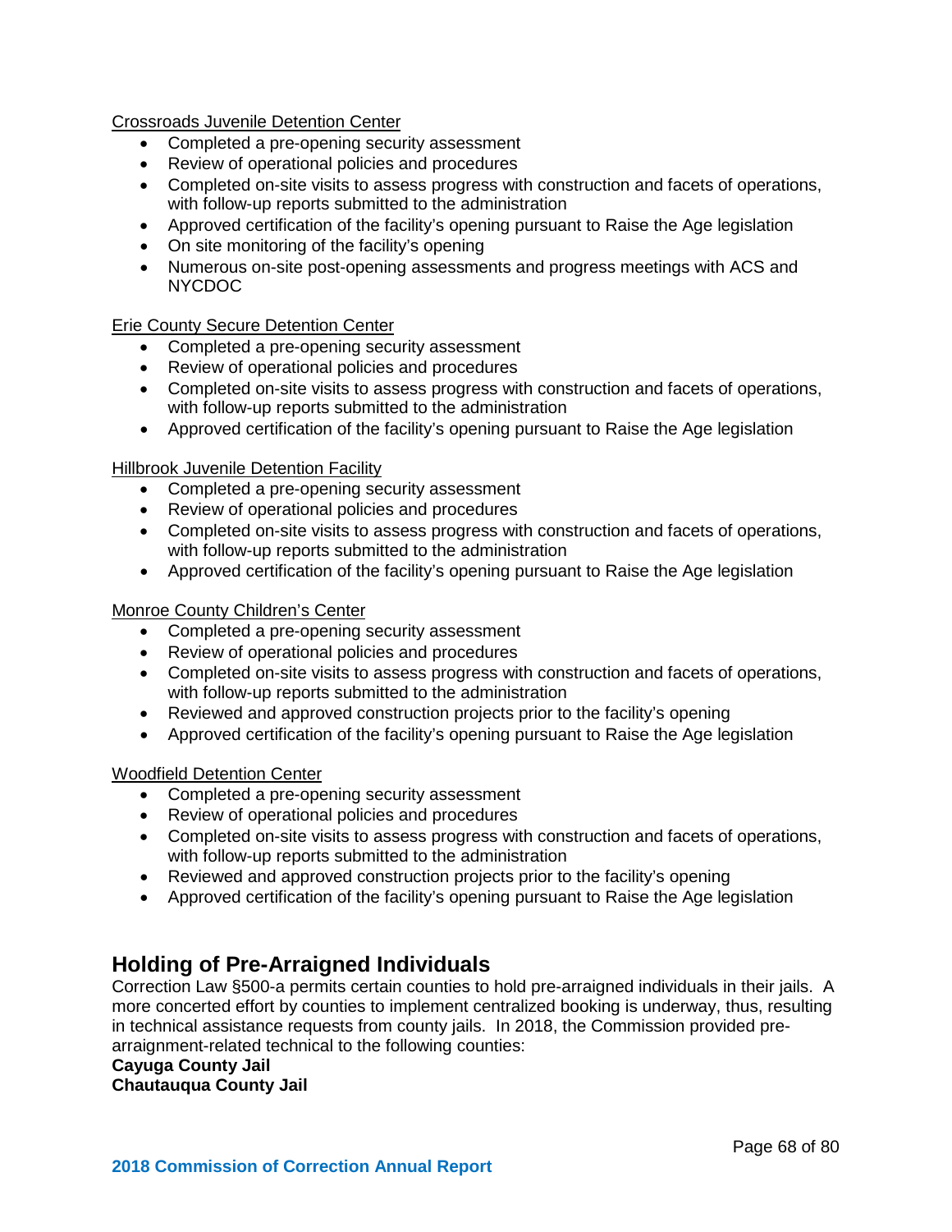Crossroads Juvenile Detention Center

- Completed a pre-opening security assessment
- Review of operational policies and procedures
- Completed on-site visits to assess progress with construction and facets of operations, with follow-up reports submitted to the administration
- Approved certification of the facility's opening pursuant to Raise the Age legislation
- On site monitoring of the facility's opening
- Numerous on-site post-opening assessments and progress meetings with ACS and NYCDOC

Erie County Secure Detention Center

- Completed a pre-opening security assessment
- Review of operational policies and procedures
- Completed on-site visits to assess progress with construction and facets of operations, with follow-up reports submitted to the administration
- Approved certification of the facility's opening pursuant to Raise the Age legislation

Hillbrook Juvenile Detention Facility

- Completed a pre-opening security assessment
- Review of operational policies and procedures
- Completed on-site visits to assess progress with construction and facets of operations, with follow-up reports submitted to the administration
- Approved certification of the facility's opening pursuant to Raise the Age legislation

Monroe County Children's Center

- Completed a pre-opening security assessment
- Review of operational policies and procedures
- Completed on-site visits to assess progress with construction and facets of operations, with follow-up reports submitted to the administration
- Reviewed and approved construction projects prior to the facility's opening
- Approved certification of the facility's opening pursuant to Raise the Age legislation

Woodfield Detention Center

- Completed a pre-opening security assessment
- Review of operational policies and procedures
- Completed on-site visits to assess progress with construction and facets of operations, with follow-up reports submitted to the administration
- Reviewed and approved construction projects prior to the facility's opening
- Approved certification of the facility's opening pursuant to Raise the Age legislation

## Holding of Pre-Arraigned Individuals

Correction Law §500-a permits certain counties to hold pre-arraigned individuals in their jails. A more concerted effort by counties to implement centralized booking is underway, thus, resulting in technical assistance requests from county jails. In 2018, the Commission provided pre-arraignment-related technical to the following counties:

**Cayuga County Jail**
**Chautauqua County Jail**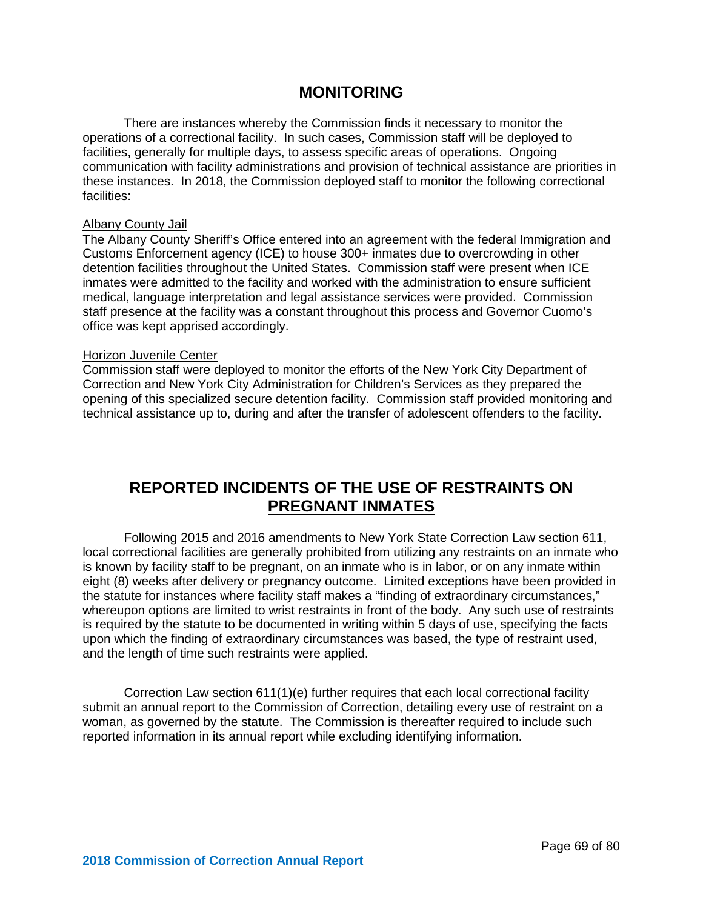## MONITORING

There are instances whereby the Commission finds it necessary to monitor the operations of a correctional facility. In such cases, Commission staff will be deployed to facilities, generally for multiple days, to assess specific areas of operations. Ongoing communication with facility administrations and provision of technical assistance are priorities in these instances. In 2018, the Commission deployed staff to monitor the following correctional facilities:

### Albany County Jail

The Albany County Sheriff's Office entered into an agreement with the federal Immigration and Customs Enforcement agency (ICE) to house 300+ inmates due to overcrowding in other detention facilities throughout the United States. Commission staff were present when ICE inmates were admitted to the facility and worked with the administration to ensure sufficient medical, language interpretation and legal assistance services were provided. Commission staff presence at the facility was a constant throughout this process and Governor Cuomo's office was kept apprised accordingly.

### Horizon Juvenile Center

Commission staff were deployed to monitor the efforts of the New York City Department of Correction and New York City Administration for Children's Services as they prepared the opening of this specialized secure detention facility. Commission staff provided monitoring and technical assistance up to, during and after the transfer of adolescent offenders to the facility.

## REPORTED INCIDENTS OF THE USE OF RESTRAINTS ON PREGNANT INMATES

Following 2015 and 2016 amendments to New York State Correction Law section 611, local correctional facilities are generally prohibited from utilizing any restraints on an inmate who is known by facility staff to be pregnant, on an inmate who is in labor, or on any inmate within eight (8) weeks after delivery or pregnancy outcome. Limited exceptions have been provided in the statute for instances where facility staff makes a "finding of extraordinary circumstances," whereupon options are limited to wrist restraints in front of the body. Any such use of restraints is required by the statute to be documented in writing within 5 days of use, specifying the facts upon which the finding of extraordinary circumstances was based, the type of restraint used, and the length of time such restraints were applied.

Correction Law section 611(1)(e) further requires that each local correctional facility submit an annual report to the Commission of Correction, detailing every use of restraint on a woman, as governed by the statute. The Commission is thereafter required to include such reported information in its annual report while excluding identifying information.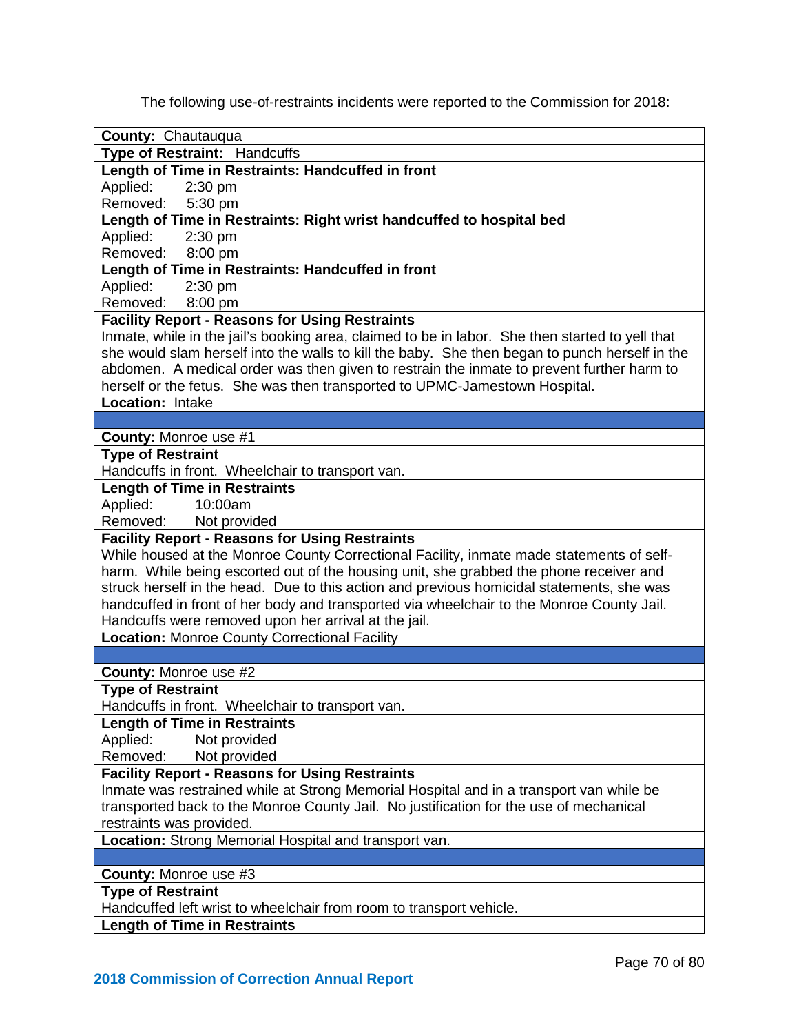The following use-of-restraints incidents were reported to the Commission for 2018:

**County:** Chautauqua

**Type of Restraint:** Handcuffs

**Length of Time in Restraints: Handcuffed in front**
Applied: 2:30 pm
Removed: 5:30 pm

**Length of Time in Restraints: Right wrist handcuffed to hospital bed**
Applied: 2:30 pm
Removed: 8:00 pm

**Length of Time in Restraints: Handcuffed in front**
Applied: 2:30 pm
Removed: 8:00 pm

**Facility Report - Reasons for Using Restraints**
Inmate, while in the jail's booking area, claimed to be in labor. She then started to yell that she would slam herself into the walls to kill the baby. She then began to punch herself in the abdomen. A medical order was then given to restrain the inmate to prevent further harm to herself or the fetus. She was then transported to UPMC-Jamestown Hospital.

**Location:** Intake

---

**County:** Monroe use #1

**Type of Restraint**
Handcuffs in front. Wheelchair to transport van.

**Length of Time in Restraints**
Applied: 10:00am
Removed: Not provided

**Facility Report - Reasons for Using Restraints**
While housed at the Monroe County Correctional Facility, inmate made statements of self-harm. While being escorted out of the housing unit, she grabbed the phone receiver and struck herself in the head. Due to this action and previous homicidal statements, she was handcuffed in front of her body and transported via wheelchair to the Monroe County Jail. Handcuffs were removed upon her arrival at the jail.

**Location:** Monroe County Correctional Facility

---

**County:** Monroe use #2

**Type of Restraint**
Handcuffs in front. Wheelchair to transport van.

**Length of Time in Restraints**
Applied: Not provided
Removed: Not provided

**Facility Report - Reasons for Using Restraints**
Inmate was restrained while at Strong Memorial Hospital and in a transport van while be transported back to the Monroe County Jail. No justification for the use of mechanical restraints was provided.

**Location:** Strong Memorial Hospital and transport van.

---

**County:** Monroe use #3

**Type of Restraint**
Handcuffed left wrist to wheelchair from room to transport vehicle.

**Length of Time in Restraints**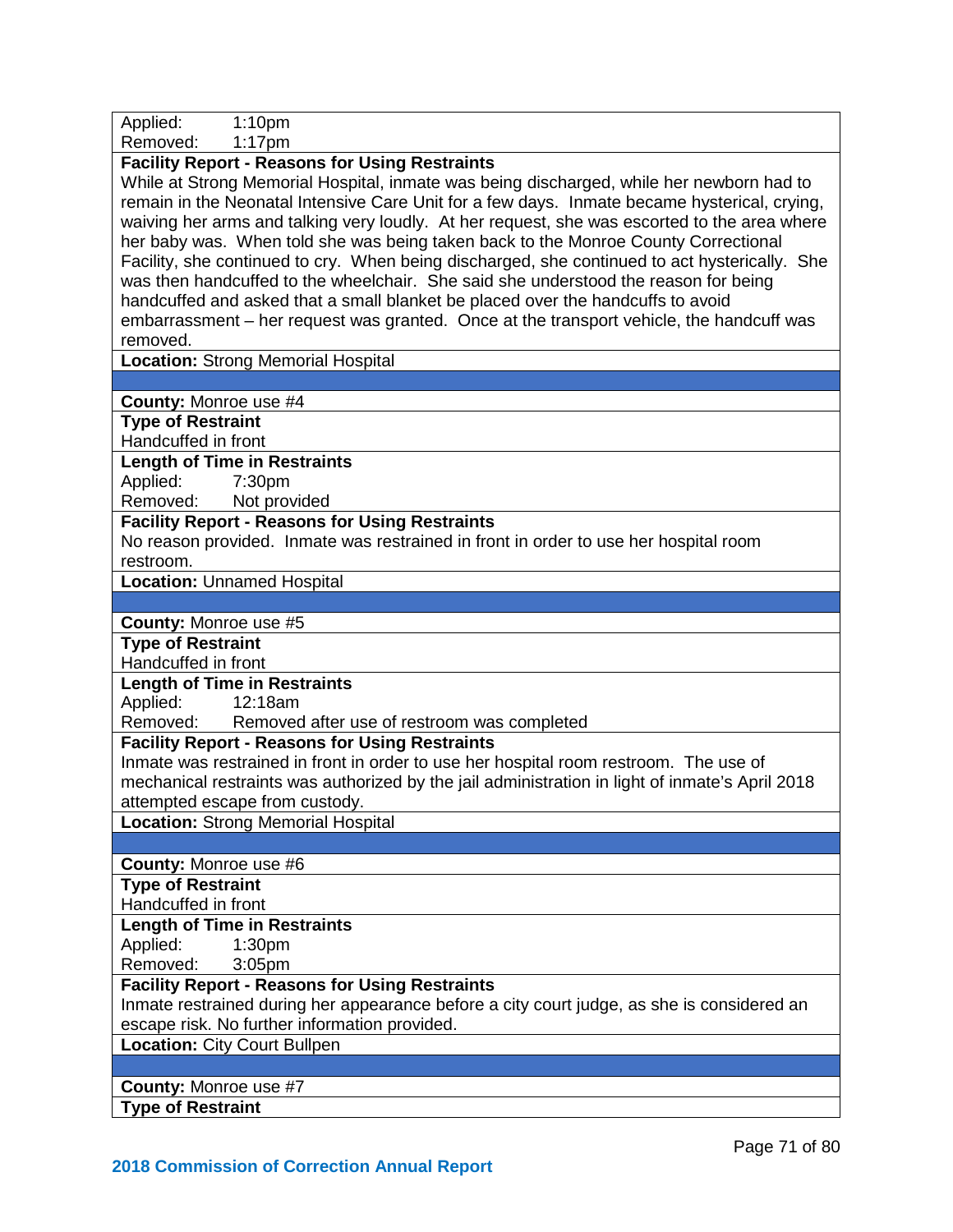Applied: 1:10pm
Removed: 1:17pm

**Facility Report - Reasons for Using Restraints**

While at Strong Memorial Hospital, inmate was being discharged, while her newborn had to remain in the Neonatal Intensive Care Unit for a few days. Inmate became hysterical, crying, waiving her arms and talking very loudly. At her request, she was escorted to the area where her baby was. When told she was being taken back to the Monroe County Correctional Facility, she continued to cry. When being discharged, she continued to act hysterically. She was then handcuffed to the wheelchair. She said she understood the reason for being handcuffed and asked that a small blanket be placed over the handcuffs to avoid embarrassment – her request was granted. Once at the transport vehicle, the handcuff was removed.

**Location:** Strong Memorial Hospital

---

**County:** Monroe use #4

**Type of Restraint**

Handcuffed in front

**Length of Time in Restraints**

Applied: 7:30pm
Removed: Not provided

**Facility Report - Reasons for Using Restraints**

No reason provided. Inmate was restrained in front in order to use her hospital room restroom.

**Location:** Unnamed Hospital

---

**County:** Monroe use #5

**Type of Restraint**

Handcuffed in front

**Length of Time in Restraints**

Applied: 12:18am
Removed: Removed after use of restroom was completed

**Facility Report - Reasons for Using Restraints**

Inmate was restrained in front in order to use her hospital room restroom. The use of mechanical restraints was authorized by the jail administration in light of inmate's April 2018 attempted escape from custody.

**Location:** Strong Memorial Hospital

---

**County:** Monroe use #6

**Type of Restraint**

Handcuffed in front

**Length of Time in Restraints**

Applied: 1:30pm
Removed: 3:05pm

**Facility Report - Reasons for Using Restraints**

Inmate restrained during her appearance before a city court judge, as she is considered an escape risk. No further information provided.

**Location:** City Court Bullpen

---

**County:** Monroe use #7

**Type of Restraint**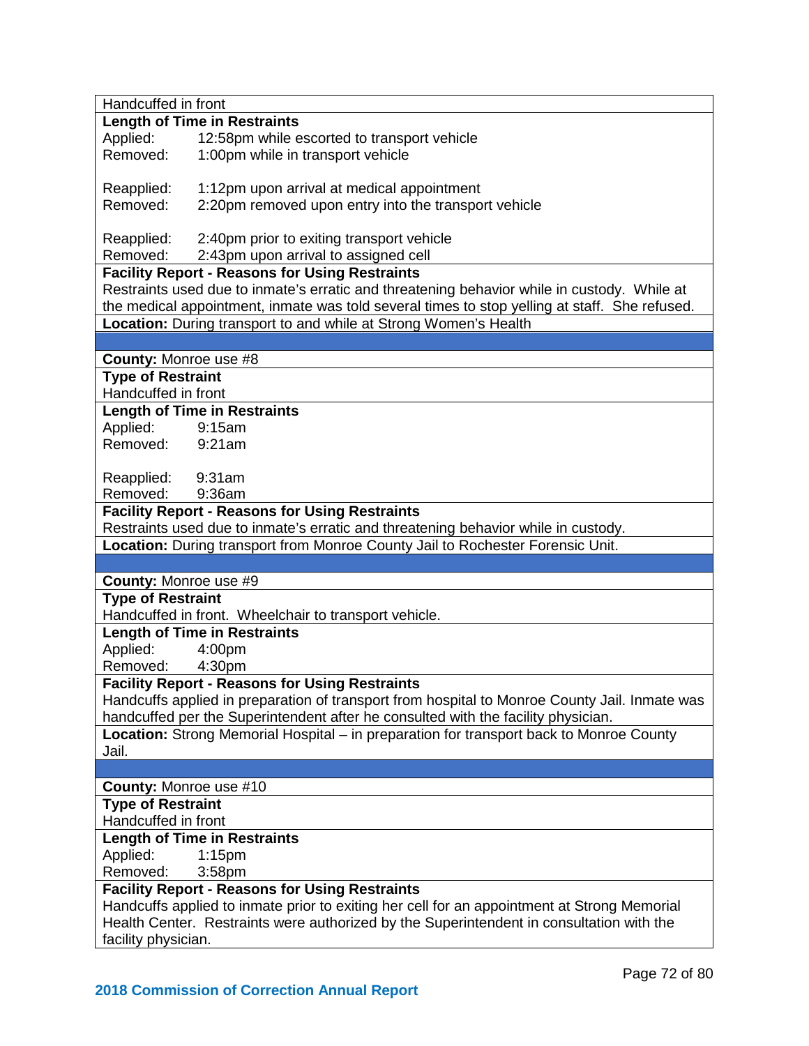Handcuffed in front

**Length of Time in Restraints**

Applied: 12:58pm while escorted to transport vehicle
Removed: 1:00pm while in transport vehicle

Reapplied: 1:12pm upon arrival at medical appointment
Removed: 2:20pm removed upon entry into the transport vehicle

Reapplied: 2:40pm prior to exiting transport vehicle
Removed: 2:43pm upon arrival to assigned cell

**Facility Report - Reasons for Using Restraints**

Restraints used due to inmate's erratic and threatening behavior while in custody. While at the medical appointment, inmate was told several times to stop yelling at staff. She refused.

**Location:** During transport to and while at Strong Women's Health

---

**County:** Monroe use #8

**Type of Restraint**

Handcuffed in front

**Length of Time in Restraints**

Applied: 9:15am
Removed: 9:21am

Reapplied: 9:31am
Removed: 9:36am

**Facility Report - Reasons for Using Restraints**

Restraints used due to inmate's erratic and threatening behavior while in custody.

**Location:** During transport from Monroe County Jail to Rochester Forensic Unit.

---

**County:** Monroe use #9

**Type of Restraint**

Handcuffed in front. Wheelchair to transport vehicle.

**Length of Time in Restraints**

Applied: 4:00pm
Removed: 4:30pm

**Facility Report - Reasons for Using Restraints**

Handcuffs applied in preparation of transport from hospital to Monroe County Jail. Inmate was handcuffed per the Superintendent after he consulted with the facility physician.

**Location:** Strong Memorial Hospital – in preparation for transport back to Monroe County Jail.

---

**County:** Monroe use #10

**Type of Restraint**

Handcuffed in front

**Length of Time in Restraints**

Applied: 1:15pm
Removed: 3:58pm

**Facility Report - Reasons for Using Restraints**

Handcuffs applied to inmate prior to exiting her cell for an appointment at Strong Memorial Health Center. Restraints were authorized by the Superintendent in consultation with the facility physician.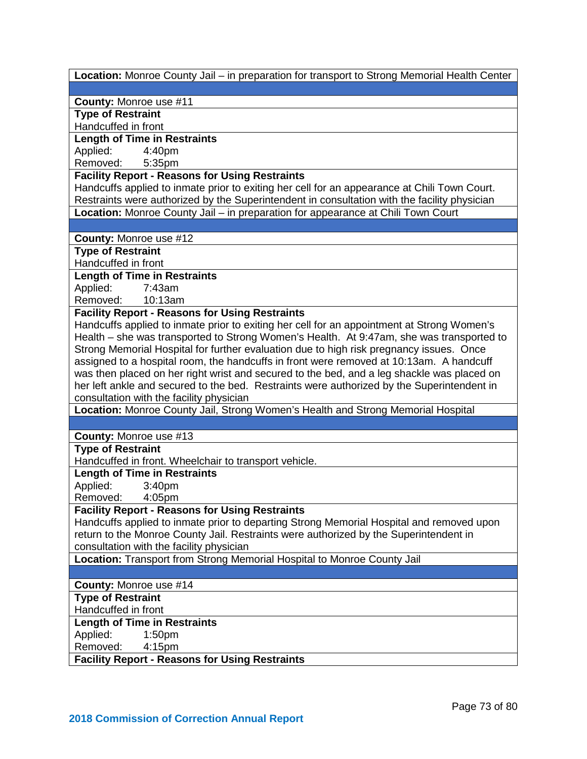**Location:** Monroe County Jail – in preparation for transport to Strong Memorial Health Center

**County:** Monroe use #11

**Type of Restraint**

Handcuffed in front

**Length of Time in Restraints**

Applied: 4:40pm

Removed: 5:35pm

**Facility Report - Reasons for Using Restraints**

Handcuffs applied to inmate prior to exiting her cell for an appearance at Chili Town Court. Restraints were authorized by the Superintendent in consultation with the facility physician

**Location:** Monroe County Jail – in preparation for appearance at Chili Town Court

**County:** Monroe use #12

**Type of Restraint**

Handcuffed in front

**Length of Time in Restraints**

Applied: 7:43am

Removed: 10:13am

**Facility Report - Reasons for Using Restraints**

Handcuffs applied to inmate prior to exiting her cell for an appointment at Strong Women's Health – she was transported to Strong Women's Health. At 9:47am, she was transported to Strong Memorial Hospital for further evaluation due to high risk pregnancy issues. Once assigned to a hospital room, the handcuffs in front were removed at 10:13am. A handcuff was then placed on her right wrist and secured to the bed, and a leg shackle was placed on her left ankle and secured to the bed. Restraints were authorized by the Superintendent in consultation with the facility physician

**Location:** Monroe County Jail, Strong Women's Health and Strong Memorial Hospital

**County:** Monroe use #13

**Type of Restraint**

Handcuffed in front. Wheelchair to transport vehicle.

**Length of Time in Restraints**

Applied: 3:40pm

Removed: 4:05pm

**Facility Report - Reasons for Using Restraints**

Handcuffs applied to inmate prior to departing Strong Memorial Hospital and removed upon return to the Monroe County Jail. Restraints were authorized by the Superintendent in consultation with the facility physician

**Location:** Transport from Strong Memorial Hospital to Monroe County Jail

**County:** Monroe use #14

**Type of Restraint**

Handcuffed in front

**Length of Time in Restraints**

Applied: 1:50pm

Removed: 4:15pm

**Facility Report - Reasons for Using Restraints**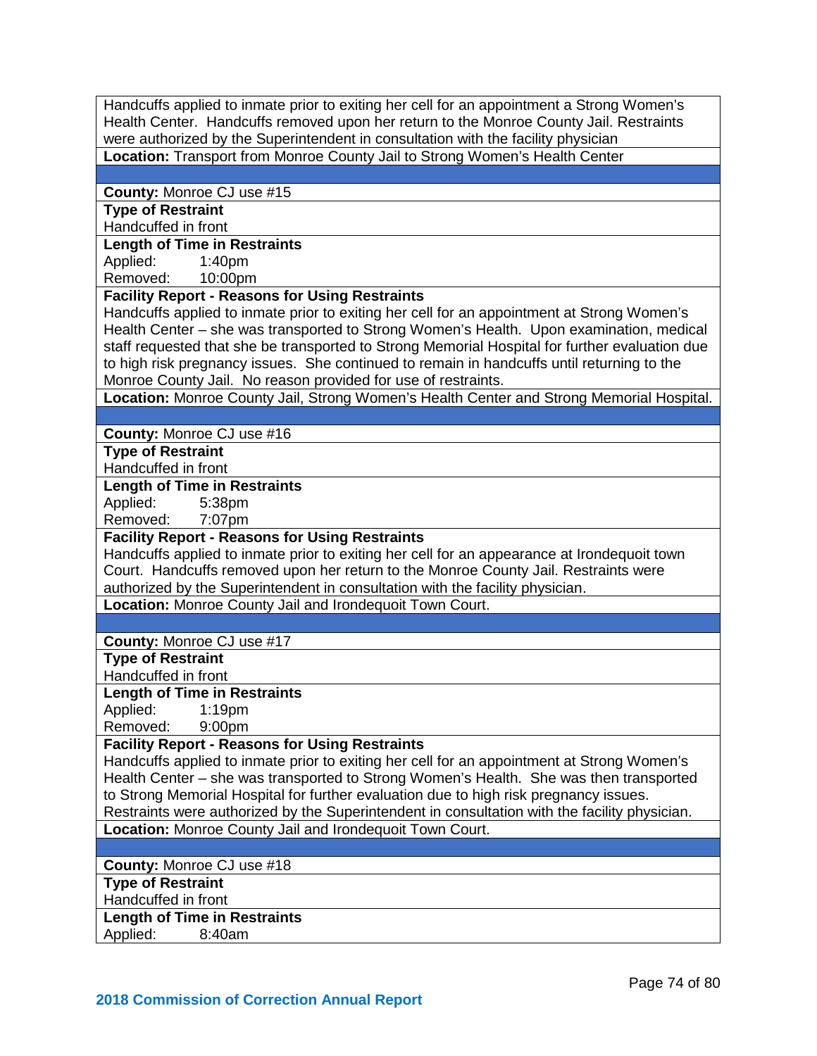| |
|---|
| Handcuffs applied to inmate prior to exiting her cell for an appointment a Strong Women's Health Center. Handcuffs removed upon her return to the Monroe County Jail. Restraints were authorized by the Superintendent in consultation with the facility physician |
| **Location:** Transport from Monroe County Jail to Strong Women's Health Center |
| |
| **County:** Monroe CJ use #15 |
| **Type of Restraint**<br>Handcuffed in front |
| **Length of Time in Restraints**<br>Applied: 1:40pm<br>Removed: 10:00pm |
| **Facility Report - Reasons for Using Restraints**<br>Handcuffs applied to inmate prior to exiting her cell for an appointment at Strong Women's Health Center – she was transported to Strong Women's Health. Upon examination, medical staff requested that she be transported to Strong Memorial Hospital for further evaluation due to high risk pregnancy issues. She continued to remain in handcuffs until returning to the Monroe County Jail. No reason provided for use of restraints. |
| **Location:** Monroe County Jail, Strong Women's Health Center and Strong Memorial Hospital. |
| |
| **County:** Monroe CJ use #16 |
| **Type of Restraint**<br>Handcuffed in front |
| **Length of Time in Restraints**<br>Applied: 5:38pm<br>Removed: 7:07pm |
| **Facility Report - Reasons for Using Restraints**<br>Handcuffs applied to inmate prior to exiting her cell for an appearance at Irondequoit town Court. Handcuffs removed upon her return to the Monroe County Jail. Restraints were authorized by the Superintendent in consultation with the facility physician. |
| **Location:** Monroe County Jail and Irondequoit Town Court. |
| |
| **County:** Monroe CJ use #17 |
| **Type of Restraint**<br>Handcuffed in front |
| **Length of Time in Restraints**<br>Applied: 1:19pm<br>Removed: 9:00pm |
| **Facility Report - Reasons for Using Restraints**<br>Handcuffs applied to inmate prior to exiting her cell for an appointment at Strong Women's Health Center – she was transported to Strong Women's Health. She was then transported to Strong Memorial Hospital for further evaluation due to high risk pregnancy issues. Restraints were authorized by the Superintendent in consultation with the facility physician. |
| **Location:** Monroe County Jail and Irondequoit Town Court. |
| |
| **County:** Monroe CJ use #18 |
| **Type of Restraint**<br>Handcuffed in front |
| **Length of Time in Restraints**<br>Applied: 8:40am |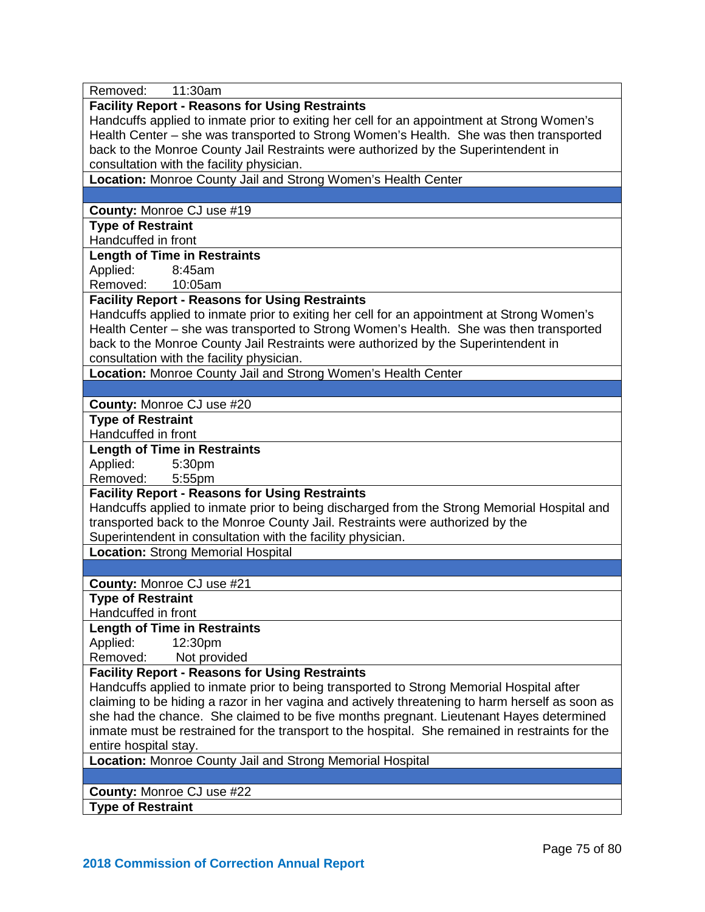Removed: 11:30am

**Facility Report - Reasons for Using Restraints**
Handcuffs applied to inmate prior to exiting her cell for an appointment at Strong Women's Health Center – she was transported to Strong Women's Health. She was then transported back to the Monroe County Jail Restraints were authorized by the Superintendent in consultation with the facility physician.

**Location:** Monroe County Jail and Strong Women's Health Center

---

**County:** Monroe CJ use #19

**Type of Restraint**
Handcuffed in front

**Length of Time in Restraints**
Applied: 8:45am
Removed: 10:05am

**Facility Report - Reasons for Using Restraints**
Handcuffs applied to inmate prior to exiting her cell for an appointment at Strong Women's Health Center – she was transported to Strong Women's Health. She was then transported back to the Monroe County Jail Restraints were authorized by the Superintendent in consultation with the facility physician.

**Location:** Monroe County Jail and Strong Women's Health Center

---

**County:** Monroe CJ use #20

**Type of Restraint**
Handcuffed in front

**Length of Time in Restraints**
Applied: 5:30pm
Removed: 5:55pm

**Facility Report - Reasons for Using Restraints**
Handcuffs applied to inmate prior to being discharged from the Strong Memorial Hospital and transported back to the Monroe County Jail. Restraints were authorized by the Superintendent in consultation with the facility physician.

**Location:** Strong Memorial Hospital

---

**County:** Monroe CJ use #21

**Type of Restraint**
Handcuffed in front

**Length of Time in Restraints**
Applied: 12:30pm
Removed: Not provided

**Facility Report - Reasons for Using Restraints**
Handcuffs applied to inmate prior to being transported to Strong Memorial Hospital after claiming to be hiding a razor in her vagina and actively threatening to harm herself as soon as she had the chance. She claimed to be five months pregnant. Lieutenant Hayes determined inmate must be restrained for the transport to the hospital. She remained in restraints for the entire hospital stay.

**Location:** Monroe County Jail and Strong Memorial Hospital

---

**County:** Monroe CJ use #22

**Type of Restraint**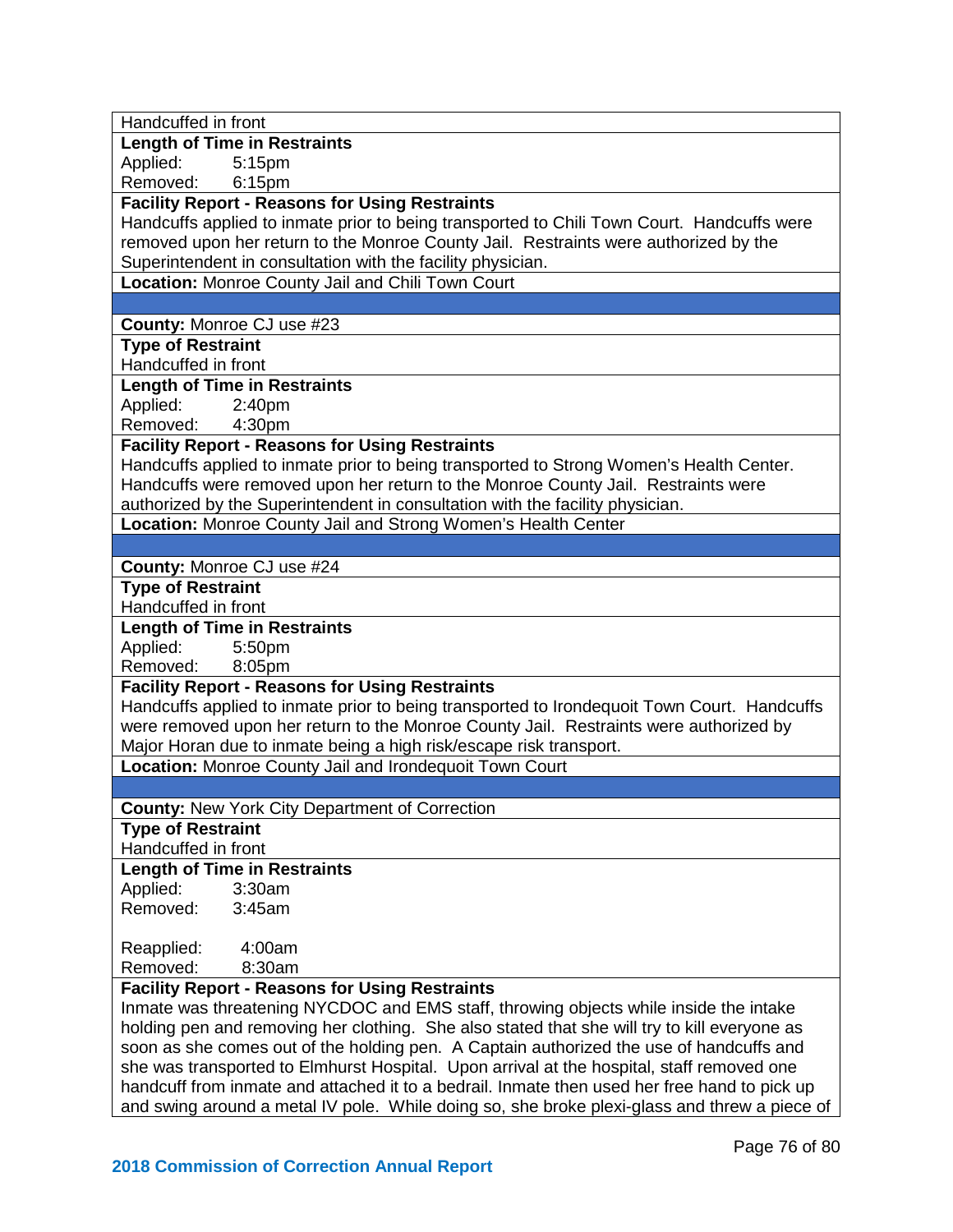Handcuffed in front

**Length of Time in Restraints**
Applied: 5:15pm
Removed: 6:15pm

**Facility Report - Reasons for Using Restraints**
Handcuffs applied to inmate prior to being transported to Chili Town Court. Handcuffs were removed upon her return to the Monroe County Jail. Restraints were authorized by the Superintendent in consultation with the facility physician.

**Location:** Monroe County Jail and Chili Town Court

---

**County:** Monroe CJ use #23

**Type of Restraint**
Handcuffed in front

**Length of Time in Restraints**
Applied: 2:40pm
Removed: 4:30pm

**Facility Report - Reasons for Using Restraints**
Handcuffs applied to inmate prior to being transported to Strong Women's Health Center. Handcuffs were removed upon her return to the Monroe County Jail. Restraints were authorized by the Superintendent in consultation with the facility physician.

**Location:** Monroe County Jail and Strong Women's Health Center

---

**County:** Monroe CJ use #24

**Type of Restraint**
Handcuffed in front

**Length of Time in Restraints**
Applied: 5:50pm
Removed: 8:05pm

**Facility Report - Reasons for Using Restraints**
Handcuffs applied to inmate prior to being transported to Irondequoit Town Court. Handcuffs were removed upon her return to the Monroe County Jail. Restraints were authorized by Major Horan due to inmate being a high risk/escape risk transport.

**Location:** Monroe County Jail and Irondequoit Town Court

---

**County:** New York City Department of Correction

**Type of Restraint**
Handcuffed in front

**Length of Time in Restraints**
Applied: 3:30am
Removed: 3:45am

Reapplied: 4:00am
Removed: 8:30am

**Facility Report - Reasons for Using Restraints**
Inmate was threatening NYCDOC and EMS staff, throwing objects while inside the intake holding pen and removing her clothing. She also stated that she will try to kill everyone as soon as she comes out of the holding pen. A Captain authorized the use of handcuffs and she was transported to Elmhurst Hospital. Upon arrival at the hospital, staff removed one handcuff from inmate and attached it to a bedrail. Inmate then used her free hand to pick up and swing around a metal IV pole. While doing so, she broke plexi-glass and threw a piece of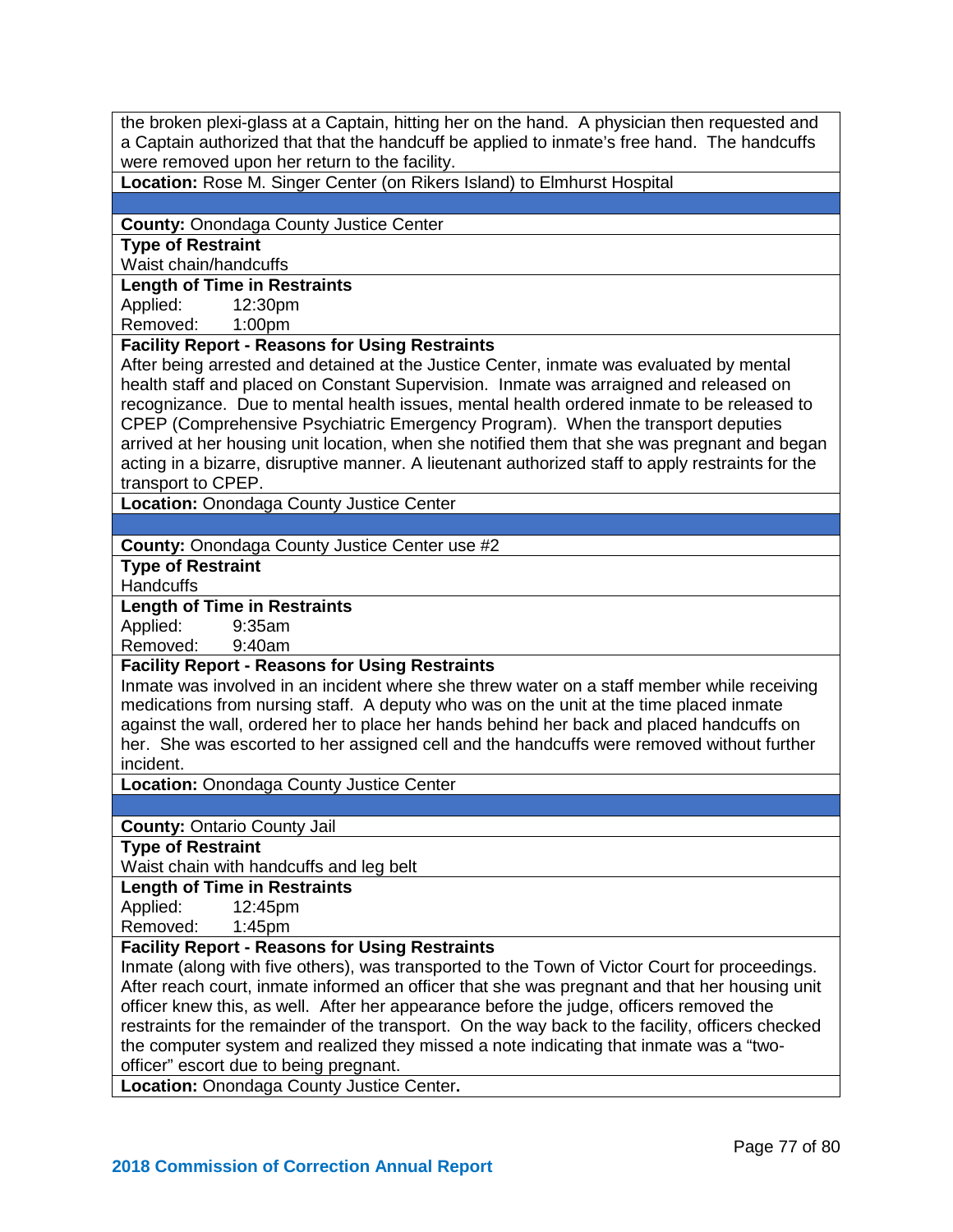the broken plexi-glass at a Captain, hitting her on the hand. A physician then requested and a Captain authorized that that the handcuff be applied to inmate's free hand. The handcuffs were removed upon her return to the facility.

**Location:** Rose M. Singer Center (on Rikers Island) to Elmhurst Hospital

---

**County:** Onondaga County Justice Center

**Type of Restraint**

Waist chain/handcuffs

**Length of Time in Restraints**

Applied: 12:30pm
Removed: 1:00pm

**Facility Report - Reasons for Using Restraints**

After being arrested and detained at the Justice Center, inmate was evaluated by mental health staff and placed on Constant Supervision. Inmate was arraigned and released on recognizance. Due to mental health issues, mental health ordered inmate to be released to CPEP (Comprehensive Psychiatric Emergency Program). When the transport deputies arrived at her housing unit location, when she notified them that she was pregnant and began acting in a bizarre, disruptive manner. A lieutenant authorized staff to apply restraints for the transport to CPEP.

**Location:** Onondaga County Justice Center

---

**County:** Onondaga County Justice Center use #2

**Type of Restraint**

Handcuffs

**Length of Time in Restraints**

Applied: 9:35am
Removed: 9:40am

**Facility Report - Reasons for Using Restraints**

Inmate was involved in an incident where she threw water on a staff member while receiving medications from nursing staff. A deputy who was on the unit at the time placed inmate against the wall, ordered her to place her hands behind her back and placed handcuffs on her. She was escorted to her assigned cell and the handcuffs were removed without further incident.

**Location:** Onondaga County Justice Center

---

**County:** Ontario County Jail

**Type of Restraint**

Waist chain with handcuffs and leg belt

**Length of Time in Restraints**

Applied: 12:45pm
Removed: 1:45pm

**Facility Report - Reasons for Using Restraints**

Inmate (along with five others), was transported to the Town of Victor Court for proceedings. After reach court, inmate informed an officer that she was pregnant and that her housing unit officer knew this, as well. After her appearance before the judge, officers removed the restraints for the remainder of the transport. On the way back to the facility, officers checked the computer system and realized they missed a note indicating that inmate was a "two-officer" escort due to being pregnant.

**Location:** Onondaga County Justice Center**.**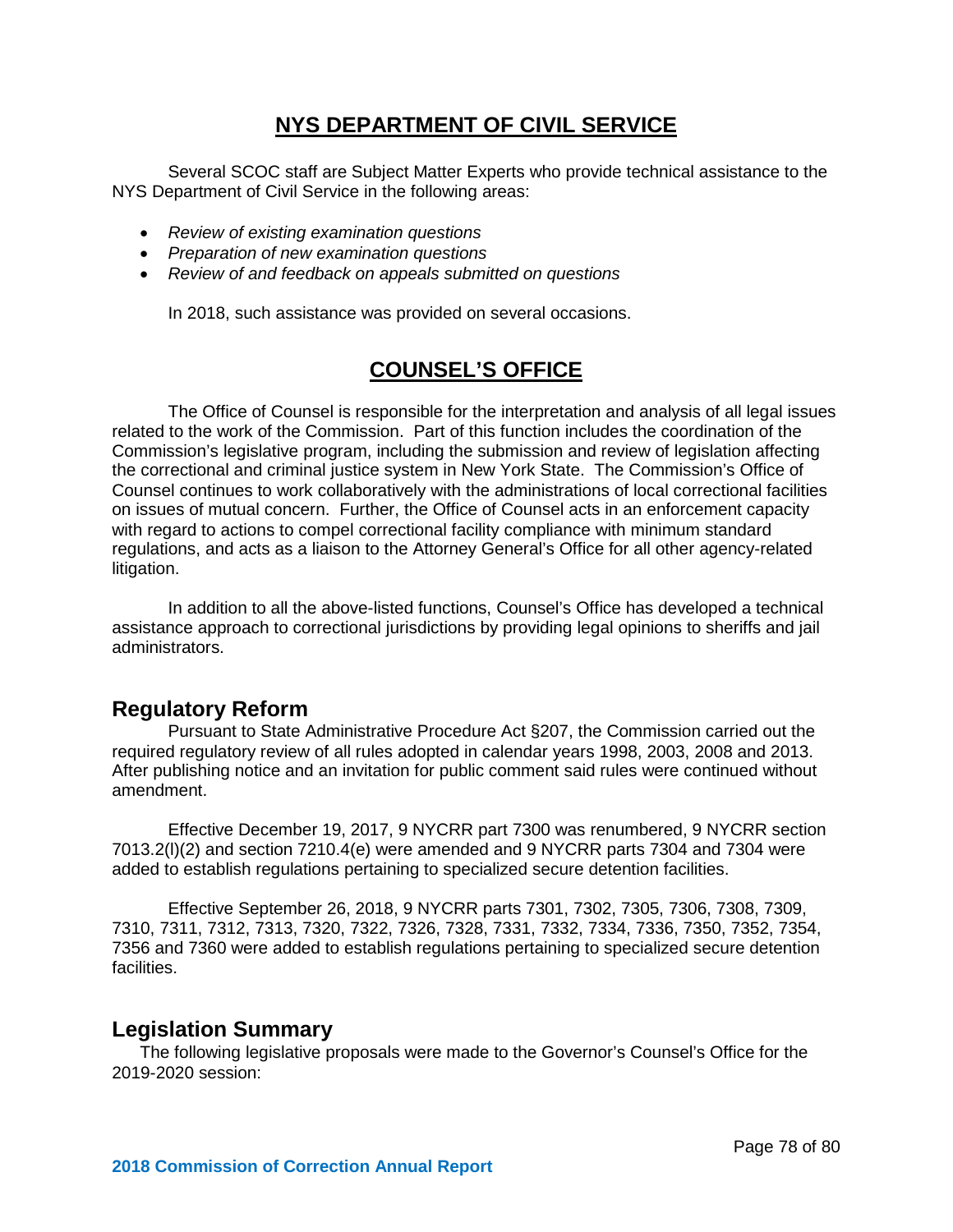## NYS DEPARTMENT OF CIVIL SERVICE

Several SCOC staff are Subject Matter Experts who provide technical assistance to the NYS Department of Civil Service in the following areas:

- *Review of existing examination questions*
- *Preparation of new examination questions*
- *Review of and feedback on appeals submitted on questions*

In 2018, such assistance was provided on several occasions.

## COUNSEL'S OFFICE

The Office of Counsel is responsible for the interpretation and analysis of all legal issues related to the work of the Commission. Part of this function includes the coordination of the Commission's legislative program, including the submission and review of legislation affecting the correctional and criminal justice system in New York State. The Commission's Office of Counsel continues to work collaboratively with the administrations of local correctional facilities on issues of mutual concern. Further, the Office of Counsel acts in an enforcement capacity with regard to actions to compel correctional facility compliance with minimum standard regulations, and acts as a liaison to the Attorney General's Office for all other agency-related litigation.

In addition to all the above-listed functions, Counsel's Office has developed a technical assistance approach to correctional jurisdictions by providing legal opinions to sheriffs and jail administrators.

### Regulatory Reform

Pursuant to State Administrative Procedure Act §207, the Commission carried out the required regulatory review of all rules adopted in calendar years 1998, 2003, 2008 and 2013. After publishing notice and an invitation for public comment said rules were continued without amendment.

Effective December 19, 2017, 9 NYCRR part 7300 was renumbered, 9 NYCRR section 7013.2(l)(2) and section 7210.4(e) were amended and 9 NYCRR parts 7304 and 7304 were added to establish regulations pertaining to specialized secure detention facilities.

Effective September 26, 2018, 9 NYCRR parts 7301, 7302, 7305, 7306, 7308, 7309, 7310, 7311, 7312, 7313, 7320, 7322, 7326, 7328, 7331, 7332, 7334, 7336, 7350, 7352, 7354, 7356 and 7360 were added to establish regulations pertaining to specialized secure detention facilities.

### Legislation Summary

The following legislative proposals were made to the Governor's Counsel's Office for the 2019-2020 session: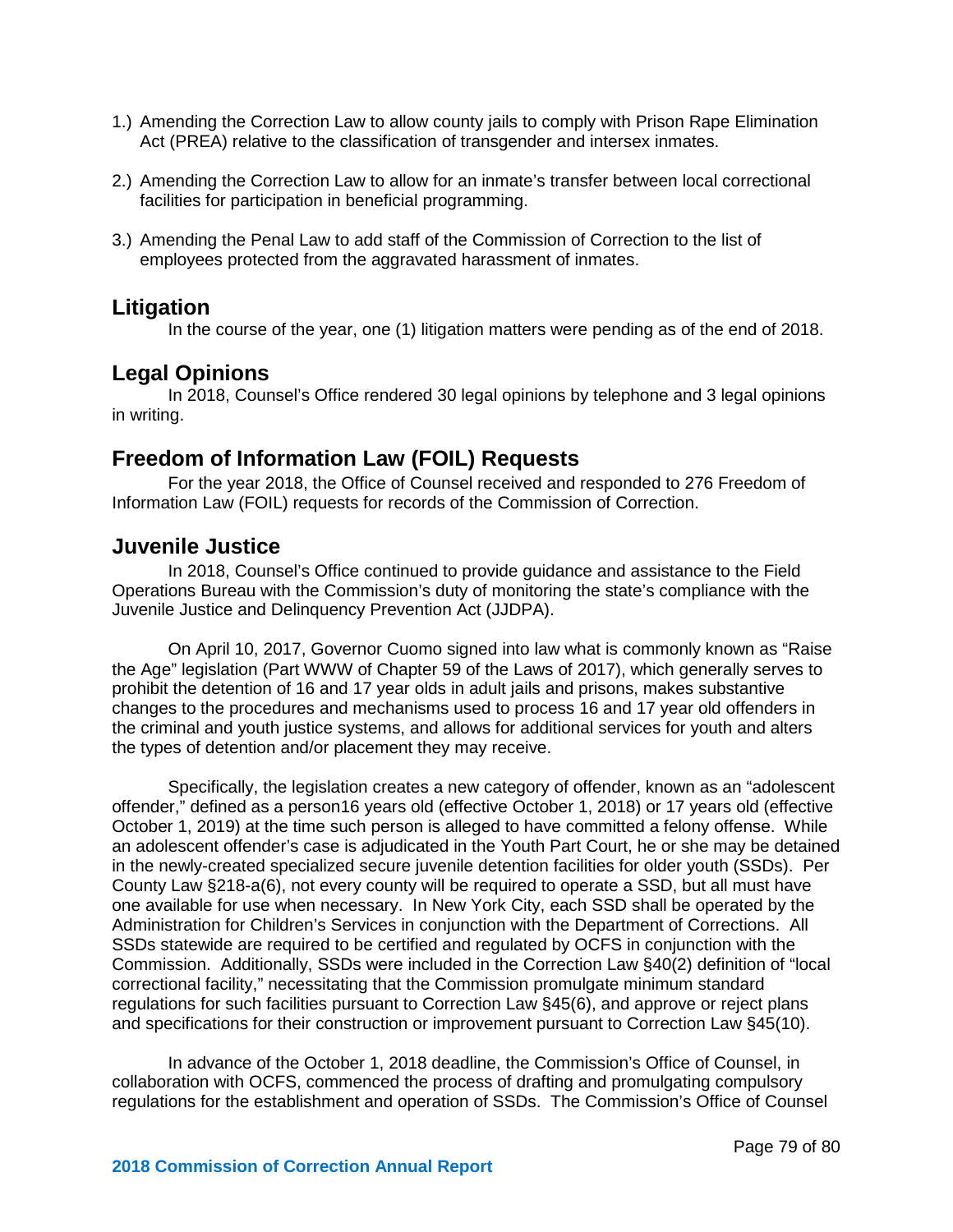1.) Amending the Correction Law to allow county jails to comply with Prison Rape Elimination Act (PREA) relative to the classification of transgender and intersex inmates.

2.) Amending the Correction Law to allow for an inmate's transfer between local correctional facilities for participation in beneficial programming.

3.) Amending the Penal Law to add staff of the Commission of Correction to the list of employees protected from the aggravated harassment of inmates.

## Litigation

In the course of the year, one (1) litigation matters were pending as of the end of 2018.

## Legal Opinions

In 2018, Counsel's Office rendered 30 legal opinions by telephone and 3 legal opinions in writing.

## Freedom of Information Law (FOIL) Requests

For the year 2018, the Office of Counsel received and responded to 276 Freedom of Information Law (FOIL) requests for records of the Commission of Correction.

## Juvenile Justice

In 2018, Counsel's Office continued to provide guidance and assistance to the Field Operations Bureau with the Commission's duty of monitoring the state's compliance with the Juvenile Justice and Delinquency Prevention Act (JJDPA).

On April 10, 2017, Governor Cuomo signed into law what is commonly known as "Raise the Age" legislation (Part WWW of Chapter 59 of the Laws of 2017), which generally serves to prohibit the detention of 16 and 17 year olds in adult jails and prisons, makes substantive changes to the procedures and mechanisms used to process 16 and 17 year old offenders in the criminal and youth justice systems, and allows for additional services for youth and alters the types of detention and/or placement they may receive.

Specifically, the legislation creates a new category of offender, known as an "adolescent offender," defined as a person16 years old (effective October 1, 2018) or 17 years old (effective October 1, 2019) at the time such person is alleged to have committed a felony offense. While an adolescent offender's case is adjudicated in the Youth Part Court, he or she may be detained in the newly-created specialized secure juvenile detention facilities for older youth (SSDs). Per County Law §218-a(6), not every county will be required to operate a SSD, but all must have one available for use when necessary. In New York City, each SSD shall be operated by the Administration for Children's Services in conjunction with the Department of Corrections. All SSDs statewide are required to be certified and regulated by OCFS in conjunction with the Commission. Additionally, SSDs were included in the Correction Law §40(2) definition of "local correctional facility," necessitating that the Commission promulgate minimum standard regulations for such facilities pursuant to Correction Law §45(6), and approve or reject plans and specifications for their construction or improvement pursuant to Correction Law §45(10).

In advance of the October 1, 2018 deadline, the Commission's Office of Counsel, in collaboration with OCFS, commenced the process of drafting and promulgating compulsory regulations for the establishment and operation of SSDs. The Commission's Office of Counsel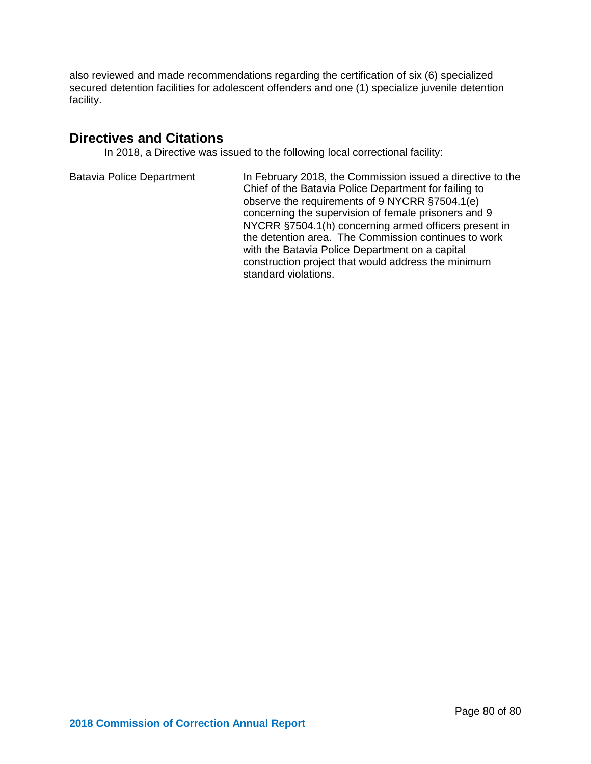also reviewed and made recommendations regarding the certification of six (6) specialized secured detention facilities for adolescent offenders and one (1) specialize juvenile detention facility.

## Directives and Citations

In 2018, a Directive was issued to the following local correctional facility:

| | |
|---|---|
| Batavia Police Department | In February 2018, the Commission issued a directive to the Chief of the Batavia Police Department for failing to observe the requirements of 9 NYCRR §7504.1(e) concerning the supervision of female prisoners and 9 NYCRR §7504.1(h) concerning armed officers present in the detention area. The Commission continues to work with the Batavia Police Department on a capital construction project that would address the minimum standard violations. |